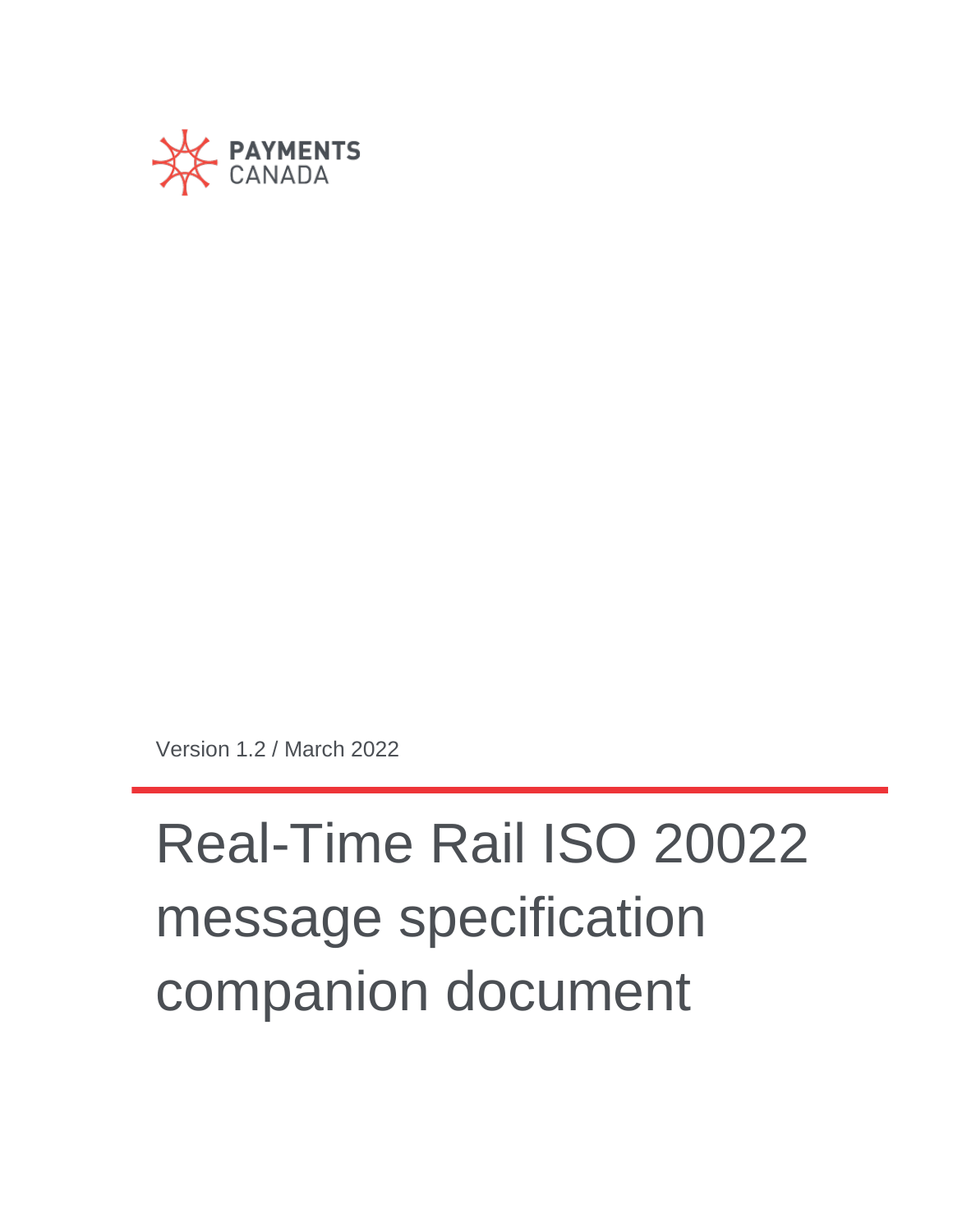PAYMENTS CANADA

Version 1.2 / March 2022

# Real-Time Rail ISO 20022 message specification companion document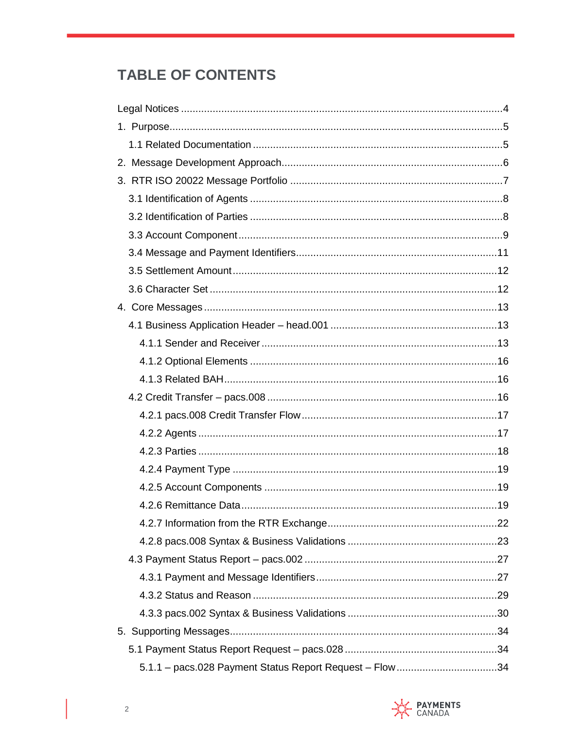# TABLE OF CONTENTS

Legal Notices ....................................................................................................4

1. Purpose...........................................................................................................5

  1.1 Related Documentation .............................................................................5

2. Message Development Approach.................................................................6

3. RTR ISO 20022 Message Portfolio ...............................................................7

  3.1 Identification of Agents .............................................................................8

  3.2 Identification of Parties .............................................................................8

  3.3 Account Component..................................................................................9

  3.4 Message and Payment Identifiers.............................................................11

  3.5 Settlement Amount...................................................................................12

  3.6 Character Set ...........................................................................................12

4. Core Messages..............................................................................................13

  4.1 Business Application Header – head.001 ...............................................13

    4.1.1 Sender and Receiver...........................................................................13

    4.1.2 Optional Elements ..............................................................................16

    4.1.3 Related BAH........................................................................................16

  4.2 Credit Transfer – pacs.008 ......................................................................16

    4.2.1 pacs.008 Credit Transfer Flow.............................................................17

    4.2.2 Agents .................................................................................................17

    4.2.3 Parties .................................................................................................18

    4.2.4 Payment Type .....................................................................................19

    4.2.5 Account Components .........................................................................19

    4.2.6 Remittance Data..................................................................................19

    4.2.7 Information from the RTR Exchange..................................................22

    4.2.8 pacs.008 Syntax & Business Validations ...........................................23

  4.3 Payment Status Report – pacs.002 .........................................................27

    4.3.1 Payment and Message Identifiers.......................................................27

    4.3.2 Status and Reason ..............................................................................29

    4.3.3 pacs.002 Syntax & Business Validations ...........................................30

5. Supporting Messages...................................................................................34

  5.1 Payment Status Report Request – pacs.028 ...........................................34

    5.1.1 – pacs.028 Payment Status Report Request – Flow..........................34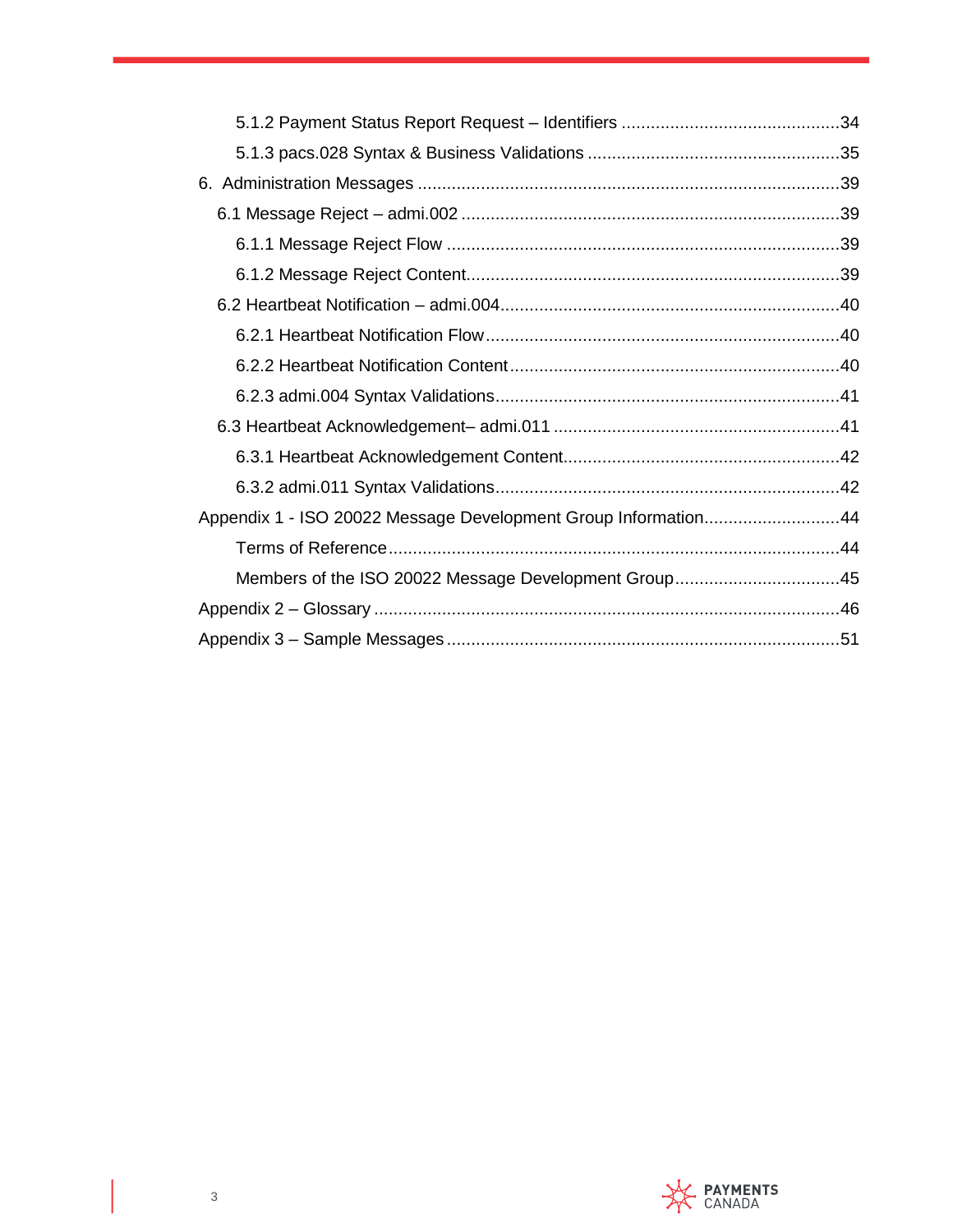5.1.2 Payment Status Report Request – Identifiers ............................................34

5.1.3 pacs.028 Syntax & Business Validations ...................................................35

6. Administration Messages .....................................................................................39

6.1 Message Reject – admi.002 .............................................................................39

6.1.1 Message Reject Flow ................................................................................39

6.1.2 Message Reject Content............................................................................39

6.2 Heartbeat Notification – admi.004.....................................................................40

6.2.1 Heartbeat Notification Flow........................................................................40

6.2.2 Heartbeat Notification Content...................................................................40

6.2.3 admi.004 Syntax Validations......................................................................41

6.3 Heartbeat Acknowledgement– admi.011 ..........................................................41

6.3.1 Heartbeat Acknowledgement Content........................................................42

6.3.2 admi.011 Syntax Validations......................................................................42

Appendix 1 - ISO 20022 Message Development Group Information...........................44

Terms of Reference............................................................................................44

Members of the ISO 20022 Message Development Group.................................45

Appendix 2 – Glossary ..............................................................................................46

Appendix 3 – Sample Messages ................................................................................51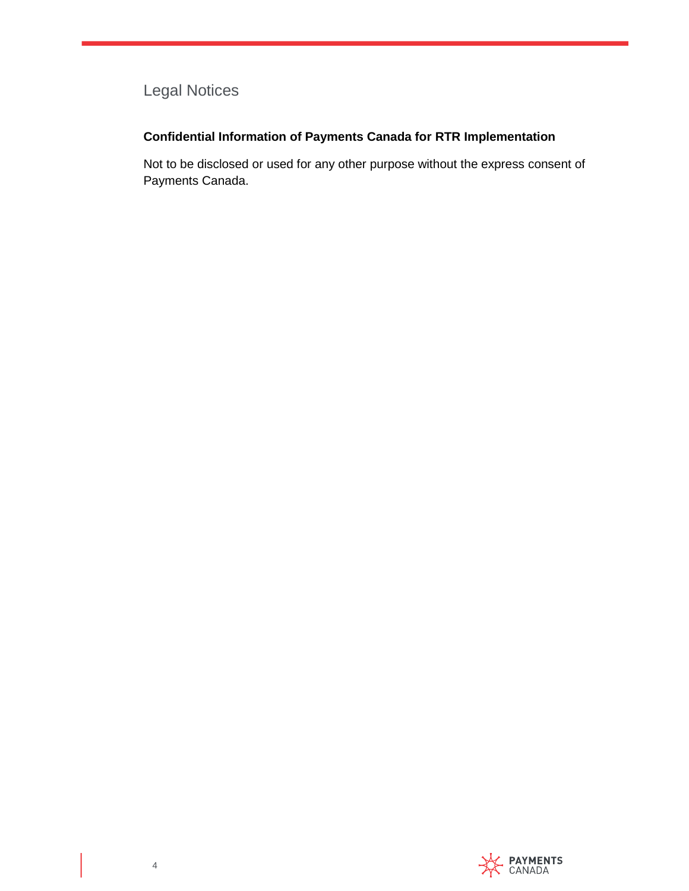# Legal Notices

**Confidential Information of Payments Canada for RTR Implementation**

Not to be disclosed or used for any other purpose without the express consent of Payments Canada.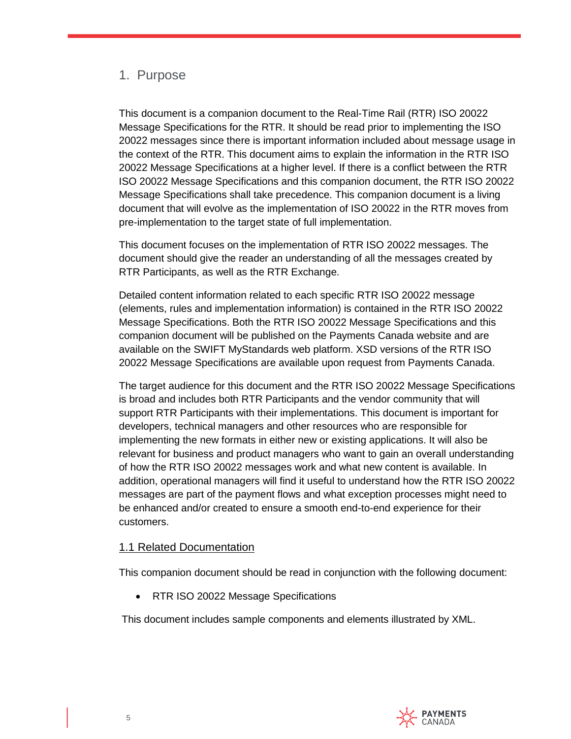# 1. Purpose

This document is a companion document to the Real-Time Rail (RTR) ISO 20022 Message Specifications for the RTR. It should be read prior to implementing the ISO 20022 messages since there is important information included about message usage in the context of the RTR. This document aims to explain the information in the RTR ISO 20022 Message Specifications at a higher level. If there is a conflict between the RTR ISO 20022 Message Specifications and this companion document, the RTR ISO 20022 Message Specifications shall take precedence. This companion document is a living document that will evolve as the implementation of ISO 20022 in the RTR moves from pre-implementation to the target state of full implementation.

This document focuses on the implementation of RTR ISO 20022 messages. The document should give the reader an understanding of all the messages created by RTR Participants, as well as the RTR Exchange.

Detailed content information related to each specific RTR ISO 20022 message (elements, rules and implementation information) is contained in the RTR ISO 20022 Message Specifications. Both the RTR ISO 20022 Message Specifications and this companion document will be published on the Payments Canada website and are available on the SWIFT MyStandards web platform. XSD versions of the RTR ISO 20022 Message Specifications are available upon request from Payments Canada.

The target audience for this document and the RTR ISO 20022 Message Specifications is broad and includes both RTR Participants and the vendor community that will support RTR Participants with their implementations. This document is important for developers, technical managers and other resources who are responsible for implementing the new formats in either new or existing applications. It will also be relevant for business and product managers who want to gain an overall understanding of how the RTR ISO 20022 messages work and what new content is available. In addition, operational managers will find it useful to understand how the RTR ISO 20022 messages are part of the payment flows and what exception processes might need to be enhanced and/or created to ensure a smooth end-to-end experience for their customers.

## 1.1 Related Documentation

This companion document should be read in conjunction with the following document:

- RTR ISO 20022 Message Specifications

This document includes sample components and elements illustrated by XML.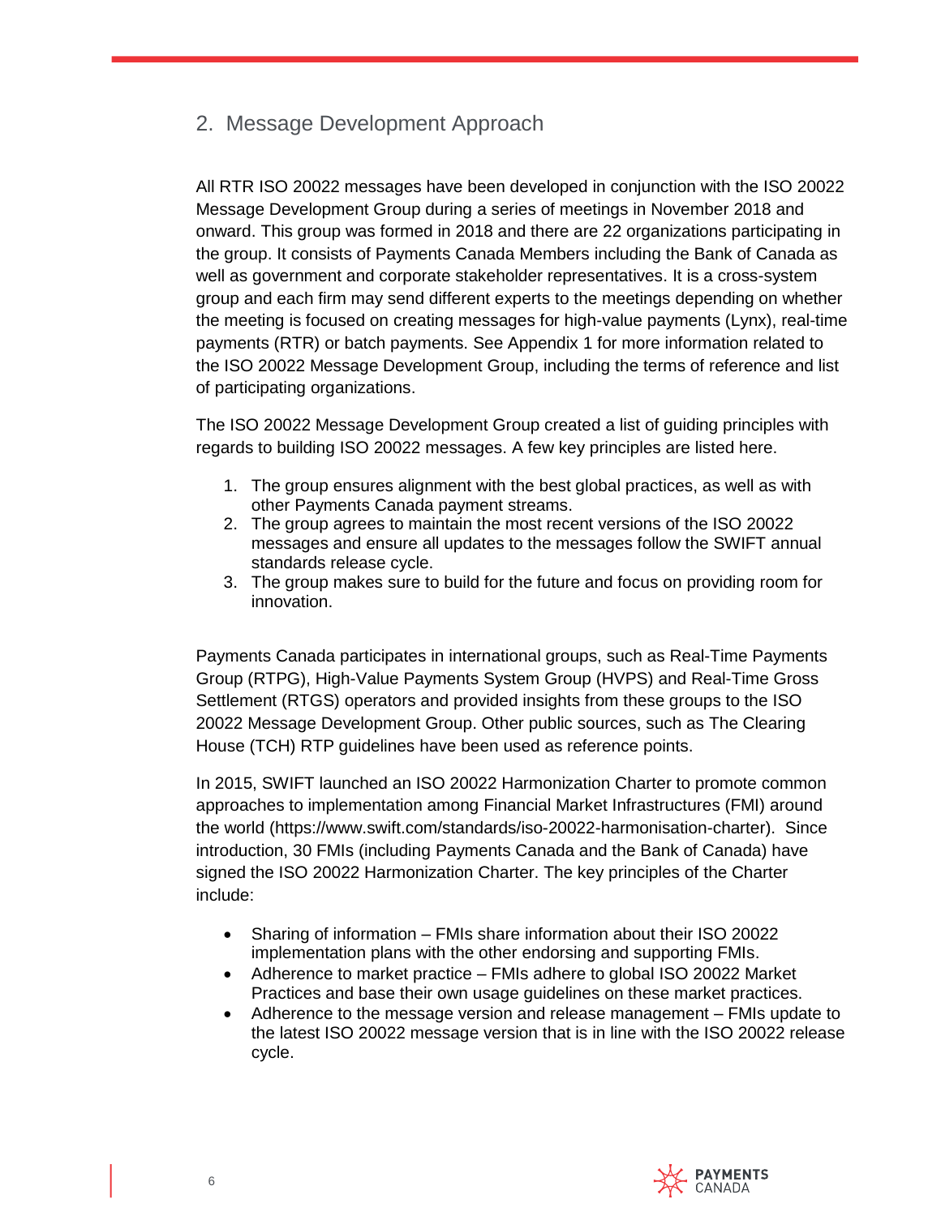## 2. Message Development Approach

All RTR ISO 20022 messages have been developed in conjunction with the ISO 20022 Message Development Group during a series of meetings in November 2018 and onward. This group was formed in 2018 and there are 22 organizations participating in the group. It consists of Payments Canada Members including the Bank of Canada as well as government and corporate stakeholder representatives. It is a cross-system group and each firm may send different experts to the meetings depending on whether the meeting is focused on creating messages for high-value payments (Lynx), real-time payments (RTR) or batch payments. See Appendix 1 for more information related to the ISO 20022 Message Development Group, including the terms of reference and list of participating organizations.

The ISO 20022 Message Development Group created a list of guiding principles with regards to building ISO 20022 messages. A few key principles are listed here.

1. The group ensures alignment with the best global practices, as well as with other Payments Canada payment streams.
2. The group agrees to maintain the most recent versions of the ISO 20022 messages and ensure all updates to the messages follow the SWIFT annual standards release cycle.
3. The group makes sure to build for the future and focus on providing room for innovation.

Payments Canada participates in international groups, such as Real-Time Payments Group (RTPG), High-Value Payments System Group (HVPS) and Real-Time Gross Settlement (RTGS) operators and provided insights from these groups to the ISO 20022 Message Development Group. Other public sources, such as The Clearing House (TCH) RTP guidelines have been used as reference points.

In 2015, SWIFT launched an ISO 20022 Harmonization Charter to promote common approaches to implementation among Financial Market Infrastructures (FMI) around the world (https://www.swift.com/standards/iso-20022-harmonisation-charter). Since introduction, 30 FMIs (including Payments Canada and the Bank of Canada) have signed the ISO 20022 Harmonization Charter. The key principles of the Charter include:

- Sharing of information – FMIs share information about their ISO 20022 implementation plans with the other endorsing and supporting FMIs.
- Adherence to market practice – FMIs adhere to global ISO 20022 Market Practices and base their own usage guidelines on these market practices.
- Adherence to the message version and release management – FMIs update to the latest ISO 20022 message version that is in line with the ISO 20022 release cycle.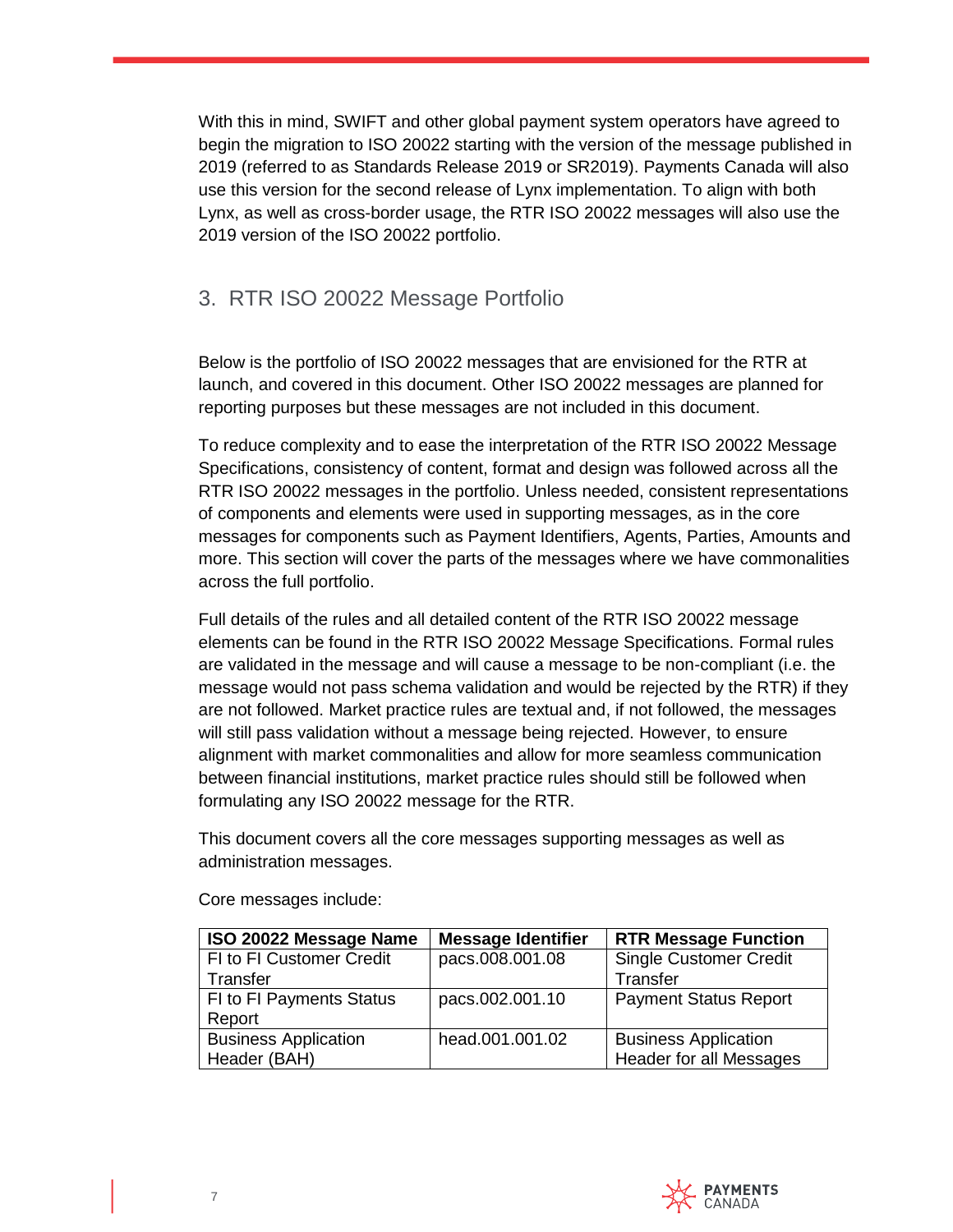With this in mind, SWIFT and other global payment system operators have agreed to begin the migration to ISO 20022 starting with the version of the message published in 2019 (referred to as Standards Release 2019 or SR2019). Payments Canada will also use this version for the second release of Lynx implementation. To align with both Lynx, as well as cross-border usage, the RTR ISO 20022 messages will also use the 2019 version of the ISO 20022 portfolio.

## 3. RTR ISO 20022 Message Portfolio

Below is the portfolio of ISO 20022 messages that are envisioned for the RTR at launch, and covered in this document. Other ISO 20022 messages are planned for reporting purposes but these messages are not included in this document.

To reduce complexity and to ease the interpretation of the RTR ISO 20022 Message Specifications, consistency of content, format and design was followed across all the RTR ISO 20022 messages in the portfolio. Unless needed, consistent representations of components and elements were used in supporting messages, as in the core messages for components such as Payment Identifiers, Agents, Parties, Amounts and more. This section will cover the parts of the messages where we have commonalities across the full portfolio.

Full details of the rules and all detailed content of the RTR ISO 20022 message elements can be found in the RTR ISO 20022 Message Specifications. Formal rules are validated in the message and will cause a message to be non-compliant (i.e. the message would not pass schema validation and would be rejected by the RTR) if they are not followed. Market practice rules are textual and, if not followed, the messages will still pass validation without a message being rejected. However, to ensure alignment with market commonalities and allow for more seamless communication between financial institutions, market practice rules should still be followed when formulating any ISO 20022 message for the RTR.

This document covers all the core messages supporting messages as well as administration messages.

Core messages include:

| ISO 20022 Message Name | Message Identifier | RTR Message Function |
|---|---|---|
| FI to FI Customer Credit Transfer | pacs.008.001.08 | Single Customer Credit Transfer |
| FI to FI Payments Status Report | pacs.002.001.10 | Payment Status Report |
| Business Application Header (BAH) | head.001.001.02 | Business Application Header for all Messages |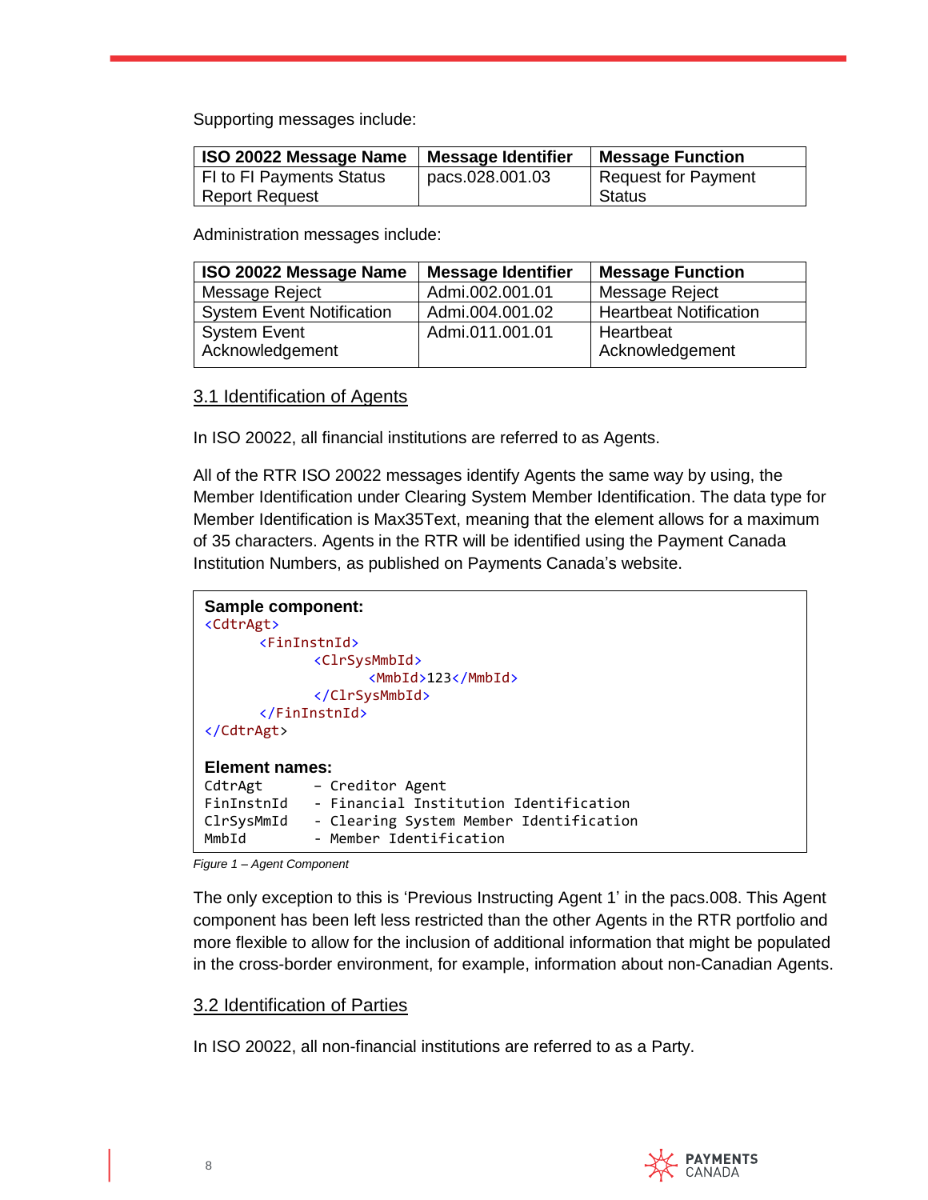Supporting messages include:

| ISO 20022 Message Name | Message Identifier | Message Function |
|---|---|---|
| FI to FI Payments Status Report Request | pacs.028.001.03 | Request for Payment Status |

Administration messages include:

| ISO 20022 Message Name | Message Identifier | Message Function |
|---|---|---|
| Message Reject | Admi.002.001.01 | Message Reject |
| System Event Notification | Admi.004.001.02 | Heartbeat Notification |
| System Event Acknowledgement | Admi.011.001.01 | Heartbeat Acknowledgement |

## 3.1 Identification of Agents

In ISO 20022, all financial institutions are referred to as Agents.

All of the RTR ISO 20022 messages identify Agents the same way by using, the Member Identification under Clearing System Member Identification. The data type for Member Identification is Max35Text, meaning that the element allows for a maximum of 35 characters. Agents in the RTR will be identified using the Payment Canada Institution Numbers, as published on Payments Canada's website.

**Sample component:**

```
<CdtrAgt>
      <FinInstnId>
            <ClrSysMmbId>
                  <MmbId>123</MmbId>
            </ClrSysMmbId>
      </FinInstnId>
</CdtrAgt>
```

**Element names:**

```
CdtrAgt      - Creditor Agent
FinInstnId   - Financial Institution Identification
ClrSysMmId   - Clearing System Member Identification
MmbId        - Member Identification
```

*Figure 1 – Agent Component*

The only exception to this is 'Previous Instructing Agent 1' in the pacs.008. This Agent component has been left less restricted than the other Agents in the RTR portfolio and more flexible to allow for the inclusion of additional information that might be populated in the cross-border environment, for example, information about non-Canadian Agents.

## 3.2 Identification of Parties

In ISO 20022, all non-financial institutions are referred to as a Party.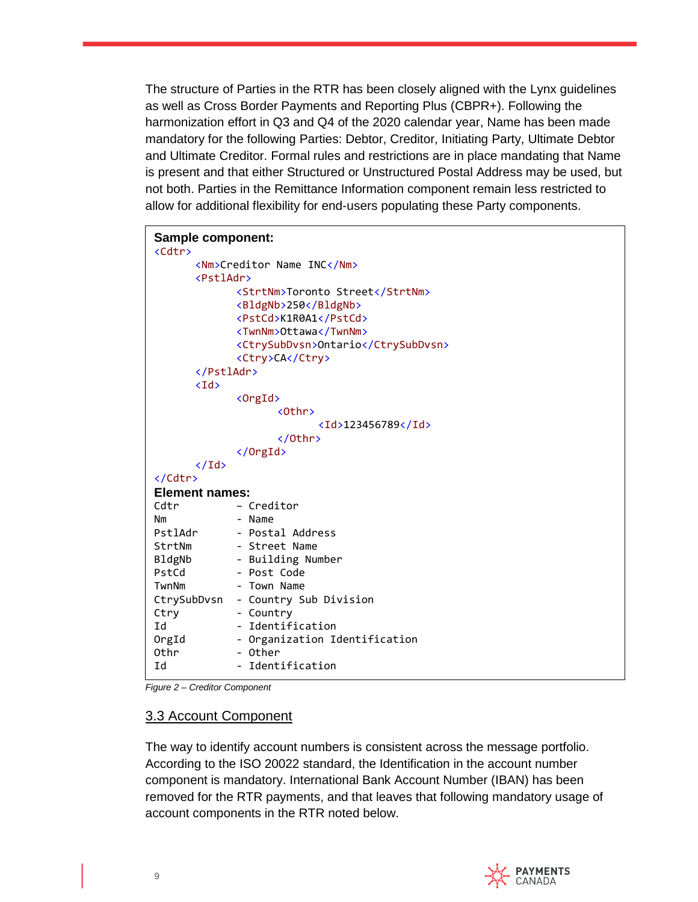The structure of Parties in the RTR has been closely aligned with the Lynx guidelines as well as Cross Border Payments and Reporting Plus (CBPR+). Following the harmonization effort in Q3 and Q4 of the 2020 calendar year, Name has been made mandatory for the following Parties: Debtor, Creditor, Initiating Party, Ultimate Debtor and Ultimate Creditor. Formal rules and restrictions are in place mandating that Name is present and that either Structured or Unstructured Postal Address may be used, but not both. Parties in the Remittance Information component remain less restricted to allow for additional flexibility for end-users populating these Party components.

**Sample component:**

```
<Cdtr>
	<Nm>Creditor Name INC</Nm>
	<PstlAdr>
		<StrtNm>Toronto Street</StrtNm>
		<BldgNb>250</BldgNb>
		<PstCd>K1R0A1</PstCd>
		<TwnNm>Ottawa</TwnNm>
		<CtrySubDvsn>Ontario</CtrySubDvsn>
		<Ctry>CA</Ctry>
	</PstlAdr>
	<Id>
		<OrgId>
			<Othr>
				<Id>123456789</Id>
			</Othr>
		</OrgId>
	</Id>
</Cdtr>
```

**Element names:**

```
Cdtr         – Creditor
Nm           - Name
PstlAdr      - Postal Address
StrtNm       - Street Name
BldgNb       - Building Number
PstCd        - Post Code
TwnNm        - Town Name
CtrySubDvsn  - Country Sub Division
Ctry         - Country
Id           - Identification
OrgId        - Organization Identification
Othr         - Other
Id           - Identification
```

*Figure 2 – Creditor Component*

## 3.3 Account Component

The way to identify account numbers is consistent across the message portfolio. According to the ISO 20022 standard, the Identification in the account number component is mandatory. International Bank Account Number (IBAN) has been removed for the RTR payments, and that leaves that following mandatory usage of account components in the RTR noted below.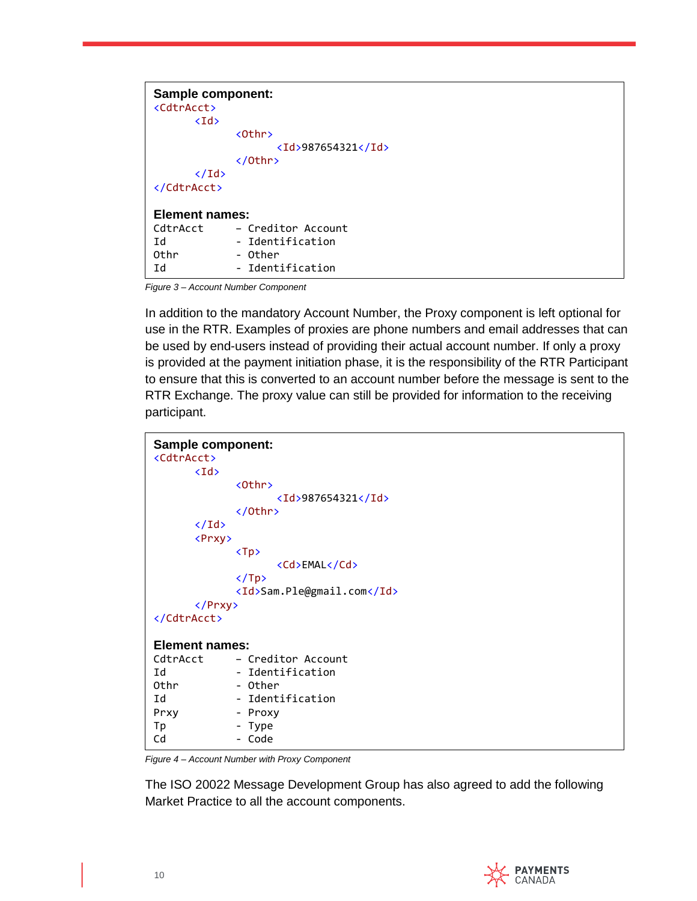**Sample component:**

```
<CdtrAcct>
	<Id>
		<Othr>
			<Id>987654321</Id>
		</Othr>
	</Id>
</CdtrAcct>
```

**Element names:**

```
CdtrAcct     - Creditor Account
Id           - Identification
Othr         - Other
Id           - Identification
```

*Figure 3 – Account Number Component*

In addition to the mandatory Account Number, the Proxy component is left optional for use in the RTR. Examples of proxies are phone numbers and email addresses that can be used by end-users instead of providing their actual account number. If only a proxy is provided at the payment initiation phase, it is the responsibility of the RTR Participant to ensure that this is converted to an account number before the message is sent to the RTR Exchange. The proxy value can still be provided for information to the receiving participant.

**Sample component:**

```
<CdtrAcct>
	<Id>
		<Othr>
			<Id>987654321</Id>
		</Othr>
	</Id>
	<Prxy>
		<Tp>
			<Cd>EMAL</Cd>
		</Tp>
		<Id>Sam.Ple@gmail.com</Id>
	</Prxy>
</CdtrAcct>
```

**Element names:**

```
CdtrAcct     - Creditor Account
Id           - Identification
Othr         - Other
Id           - Identification
Prxy         - Proxy
Tp           - Type
Cd           - Code
```

*Figure 4 – Account Number with Proxy Component*

The ISO 20022 Message Development Group has also agreed to add the following Market Practice to all the account components.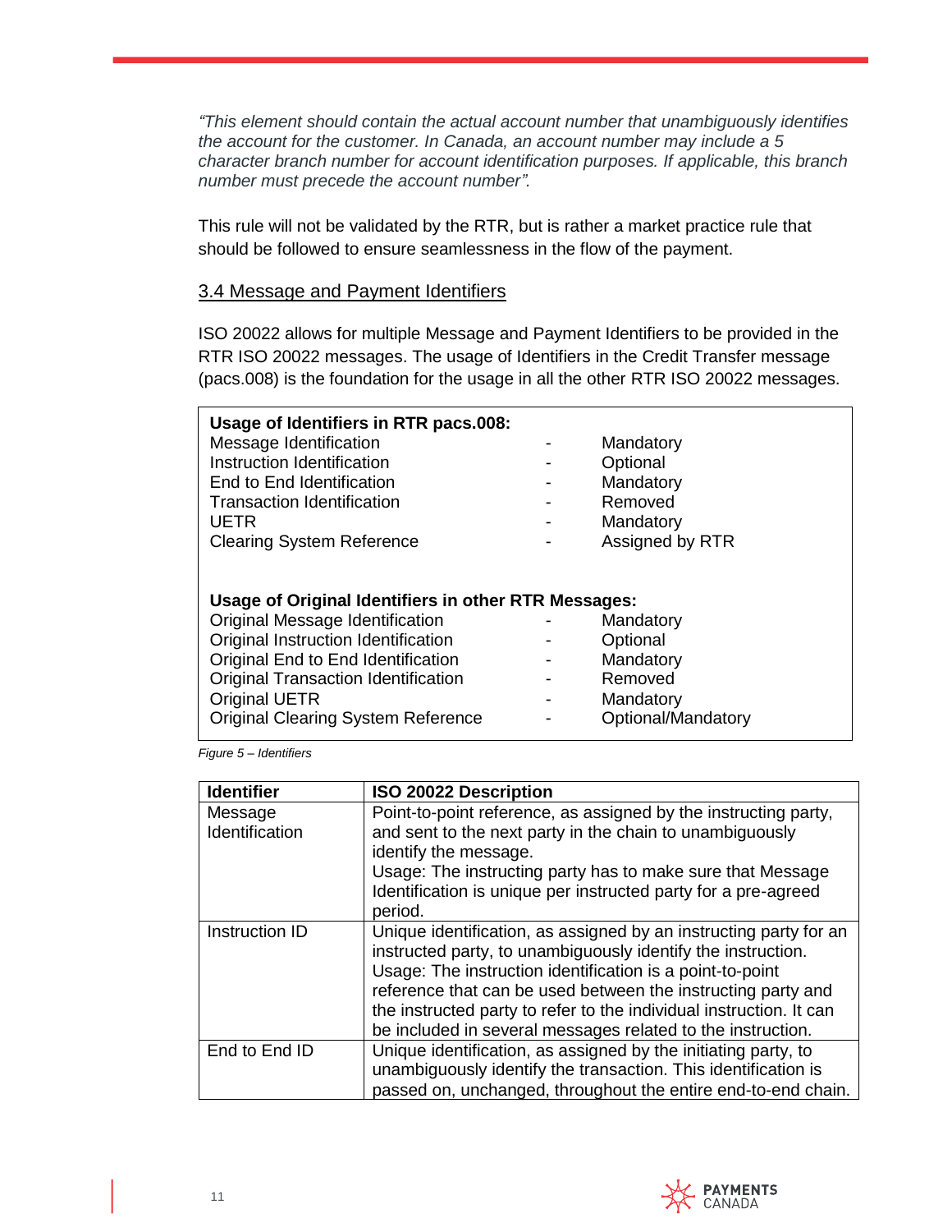*"This element should contain the actual account number that unambiguously identifies the account for the customer. In Canada, an account number may include a 5 character branch number for account identification purposes. If applicable, this branch number must precede the account number".*

This rule will not be validated by the RTR, but is rather a market practice rule that should be followed to ensure seamlessness in the flow of the payment.

## 3.4 Message and Payment Identifiers

ISO 20022 allows for multiple Message and Payment Identifiers to be provided in the RTR ISO 20022 messages. The usage of Identifiers in the Credit Transfer message (pacs.008) is the foundation for the usage in all the other RTR ISO 20022 messages.

**Usage of Identifiers in RTR pacs.008:**

| | | |
|---|---|---|
| Message Identification | - | Mandatory |
| Instruction Identification | - | Optional |
| End to End Identification | - | Mandatory |
| Transaction Identification | - | Removed |
| UETR | - | Mandatory |
| Clearing System Reference | - | Assigned by RTR |

**Usage of Original Identifiers in other RTR Messages:**

| | | |
|---|---|---|
| Original Message Identification | - | Mandatory |
| Original Instruction Identification | - | Optional |
| Original End to End Identification | - | Mandatory |
| Original Transaction Identification | - | Removed |
| Original UETR | - | Mandatory |
| Original Clearing System Reference | - | Optional/Mandatory |

*Figure 5 – Identifiers*

| Identifier | ISO 20022 Description |
|---|---|
| Message Identification | Point-to-point reference, as assigned by the instructing party, and sent to the next party in the chain to unambiguously identify the message.<br>Usage: The instructing party has to make sure that Message Identification is unique per instructed party for a pre-agreed period. |
| Instruction ID | Unique identification, as assigned by an instructing party for an instructed party, to unambiguously identify the instruction.<br>Usage: The instruction identification is a point-to-point reference that can be used between the instructing party and the instructed party to refer to the individual instruction. It can be included in several messages related to the instruction. |
| End to End ID | Unique identification, as assigned by the initiating party, to unambiguously identify the transaction. This identification is passed on, unchanged, throughout the entire end-to-end chain. |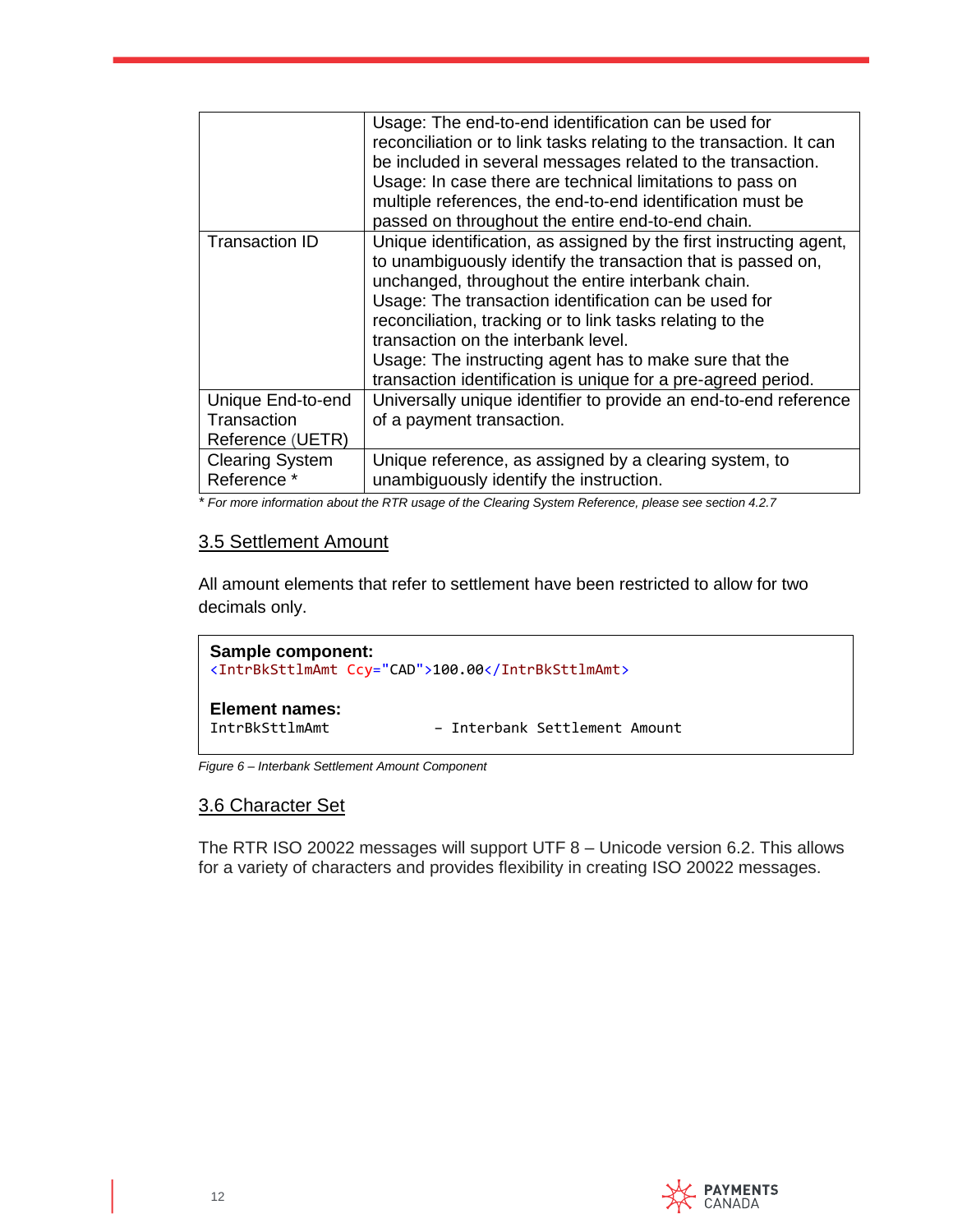| | |
|---|---|
| | Usage: The end-to-end identification can be used for reconciliation or to link tasks relating to the transaction. It can be included in several messages related to the transaction.<br>Usage: In case there are technical limitations to pass on multiple references, the end-to-end identification must be passed on throughout the entire end-to-end chain. |
| Transaction ID | Unique identification, as assigned by the first instructing agent, to unambiguously identify the transaction that is passed on, unchanged, throughout the entire interbank chain.<br>Usage: The transaction identification can be used for reconciliation, tracking or to link tasks relating to the transaction on the interbank level.<br>Usage: The instructing agent has to make sure that the transaction identification is unique for a pre-agreed period. |
| Unique End-to-end Transaction Reference (UETR) | Universally unique identifier to provide an end-to-end reference of a payment transaction. |
| Clearing System Reference * | Unique reference, as assigned by a clearing system, to unambiguously identify the instruction. |

*\* For more information about the RTR usage of the Clearing System Reference, please see section 4.2.7*

## 3.5 Settlement Amount

All amount elements that refer to settlement have been restricted to allow for two decimals only.

**Sample component:**

```
<IntrBkSttlmAmt Ccy="CAD">100.00</IntrBkSttlmAmt>
```

**Element names:**

```
IntrBkSttlmAmt            – Interbank Settlement Amount
```

*Figure 6 – Interbank Settlement Amount Component*

## 3.6 Character Set

The RTR ISO 20022 messages will support UTF 8 – Unicode version 6.2. This allows for a variety of characters and provides flexibility in creating ISO 20022 messages.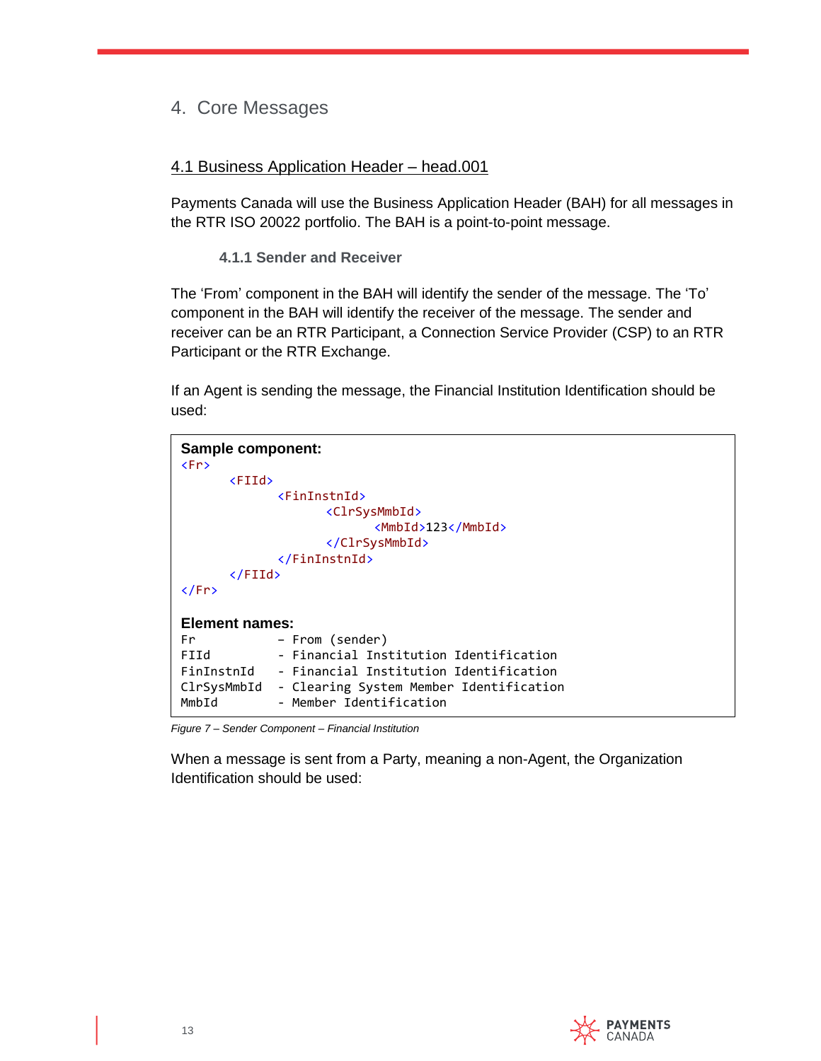# 4. Core Messages

## 4.1 Business Application Header – head.001

Payments Canada will use the Business Application Header (BAH) for all messages in the RTR ISO 20022 portfolio. The BAH is a point-to-point message.

### 4.1.1 Sender and Receiver

The 'From' component in the BAH will identify the sender of the message. The 'To' component in the BAH will identify the receiver of the message. The sender and receiver can be an RTR Participant, a Connection Service Provider (CSP) to an RTR Participant or the RTR Exchange.

If an Agent is sending the message, the Financial Institution Identification should be used:

**Sample component:**

```
<Fr>
	<FIId>
		<FinInstnId>
			<ClrSysMmbId>
				<MmbId>123</MmbId>
			</ClrSysMmbId>
		</FinInstnId>
	</FIId>
</Fr>
```

**Element names:**

```
Fr            – From (sender)
FIId          - Financial Institution Identification
FinInstnId    - Financial Institution Identification
ClrSysMmbId   - Clearing System Member Identification
MmbId         - Member Identification
```

*Figure 7 – Sender Component – Financial Institution*

When a message is sent from a Party, meaning a non-Agent, the Organization Identification should be used: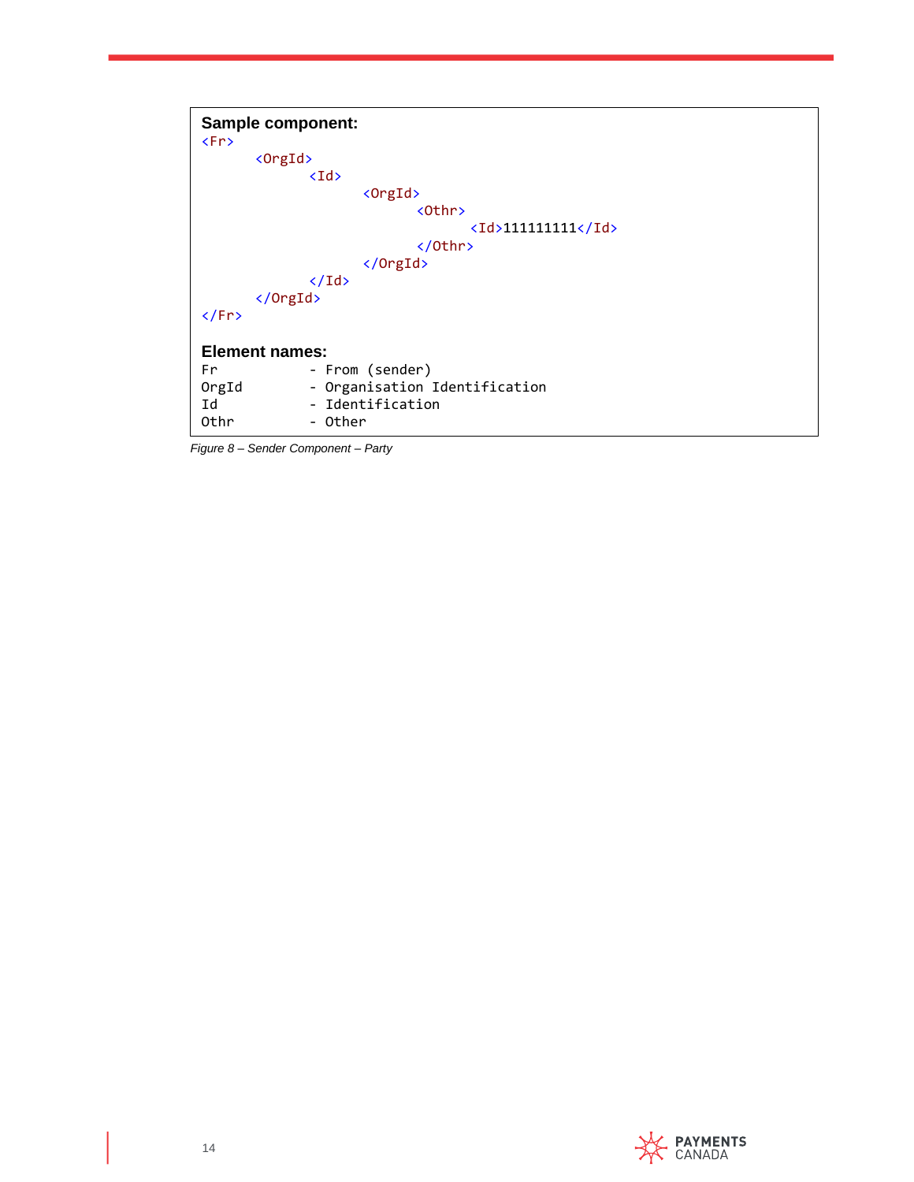**Sample component:**

```
<Fr>
      <OrgId>
            <Id>
                  <OrgId>
                        <Othr>
                              <Id>111111111</Id>
                        </Othr>
                  </OrgId>
            </Id>
      </OrgId>
</Fr>
```

**Element names:**

```
Fr          - From (sender)
OrgId       - Organisation Identification
Id          - Identification
Othr        - Other
```

*Figure 8 – Sender Component – Party*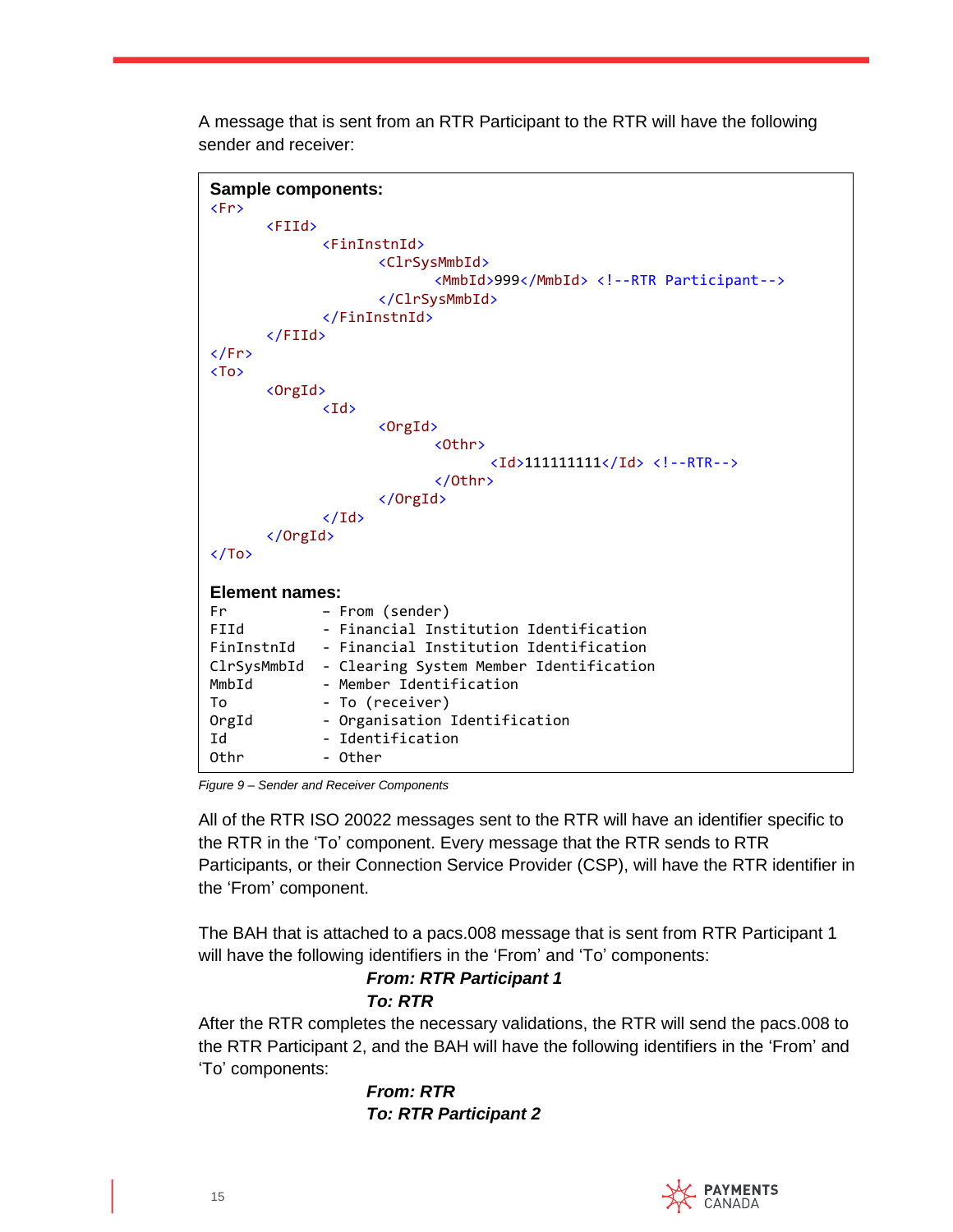A message that is sent from an RTR Participant to the RTR will have the following sender and receiver:

**Sample components:**

```
<Fr>
      <FIId>
            <FinInstnId>
                  <ClrSysMmbId>
                        <MmbId>999</MmbId> <!--RTR Participant-->
                  </ClrSysMmbId>
            </FinInstnId>
      </FIId>
</Fr>
<To>
      <OrgId>
            <Id>
                  <OrgId>
                        <Othr>
                              <Id>111111111</Id> <!--RTR-->
                        </Othr>
                  </OrgId>
            </Id>
      </OrgId>
</To>
```

**Element names:**

```
Fr           - From (sender)
FIId         - Financial Institution Identification
FinInstnId   - Financial Institution Identification
ClrSysMmbId  - Clearing System Member Identification
MmbId        - Member Identification
To           - To (receiver)
OrgId        - Organisation Identification
Id           - Identification
Othr         - Other
```

*Figure 9 – Sender and Receiver Components*

All of the RTR ISO 20022 messages sent to the RTR will have an identifier specific to the RTR in the 'To' component. Every message that the RTR sends to RTR Participants, or their Connection Service Provider (CSP), will have the RTR identifier in the 'From' component.

The BAH that is attached to a pacs.008 message that is sent from RTR Participant 1 will have the following identifiers in the 'From' and 'To' components:

***From: RTR Participant 1***
***To: RTR***

After the RTR completes the necessary validations, the RTR will send the pacs.008 to the RTR Participant 2, and the BAH will have the following identifiers in the 'From' and 'To' components:

***From: RTR***
***To: RTR Participant 2***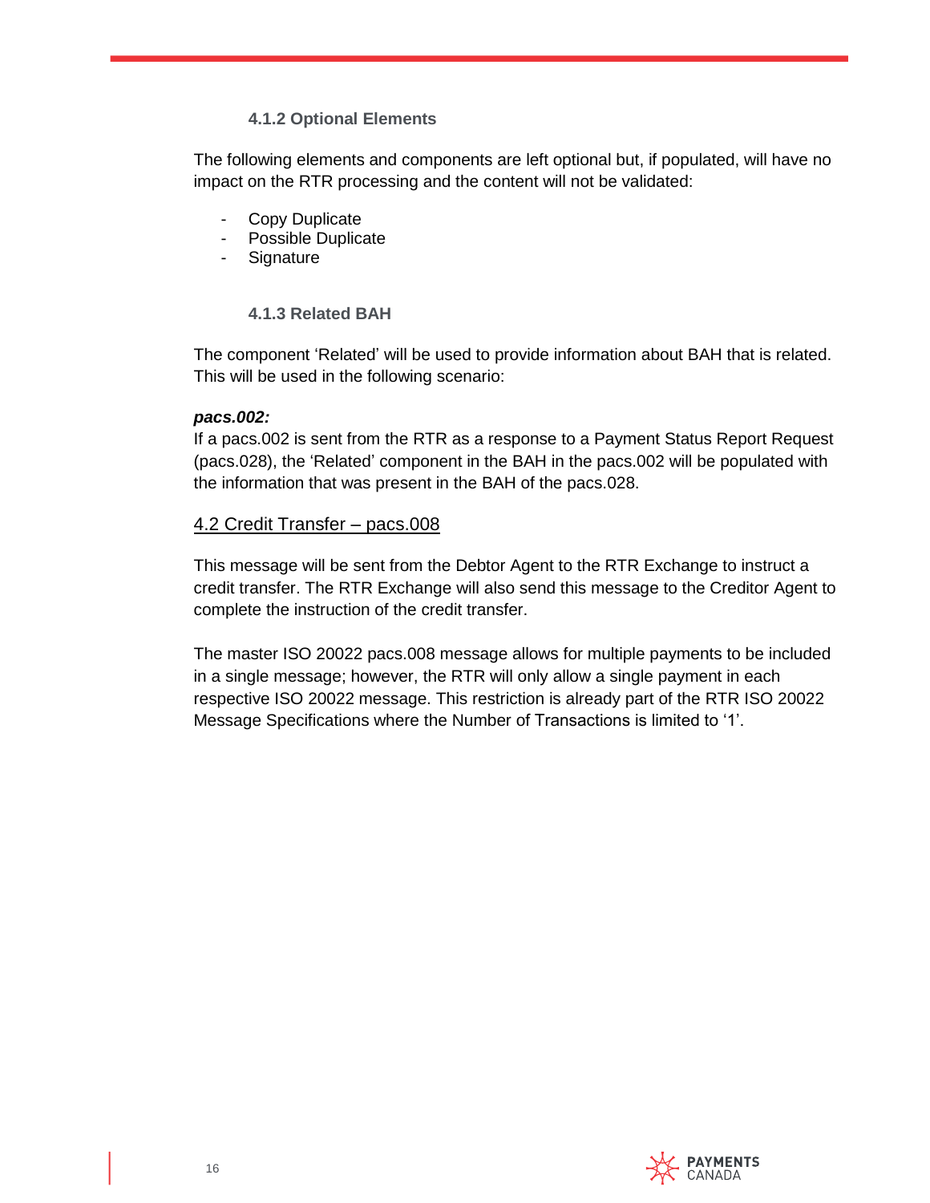#### 4.1.2 Optional Elements

The following elements and components are left optional but, if populated, will have no impact on the RTR processing and the content will not be validated:

- Copy Duplicate
- Possible Duplicate
- Signature

#### 4.1.3 Related BAH

The component 'Related' will be used to provide information about BAH that is related. This will be used in the following scenario:

***pacs.002:***
If a pacs.002 is sent from the RTR as a response to a Payment Status Report Request (pacs.028), the 'Related' component in the BAH in the pacs.002 will be populated with the information that was present in the BAH of the pacs.028.

### 4.2 Credit Transfer – pacs.008

This message will be sent from the Debtor Agent to the RTR Exchange to instruct a credit transfer. The RTR Exchange will also send this message to the Creditor Agent to complete the instruction of the credit transfer.

The master ISO 20022 pacs.008 message allows for multiple payments to be included in a single message; however, the RTR will only allow a single payment in each respective ISO 20022 message. This restriction is already part of the RTR ISO 20022 Message Specifications where the Number of Transactions is limited to '1'.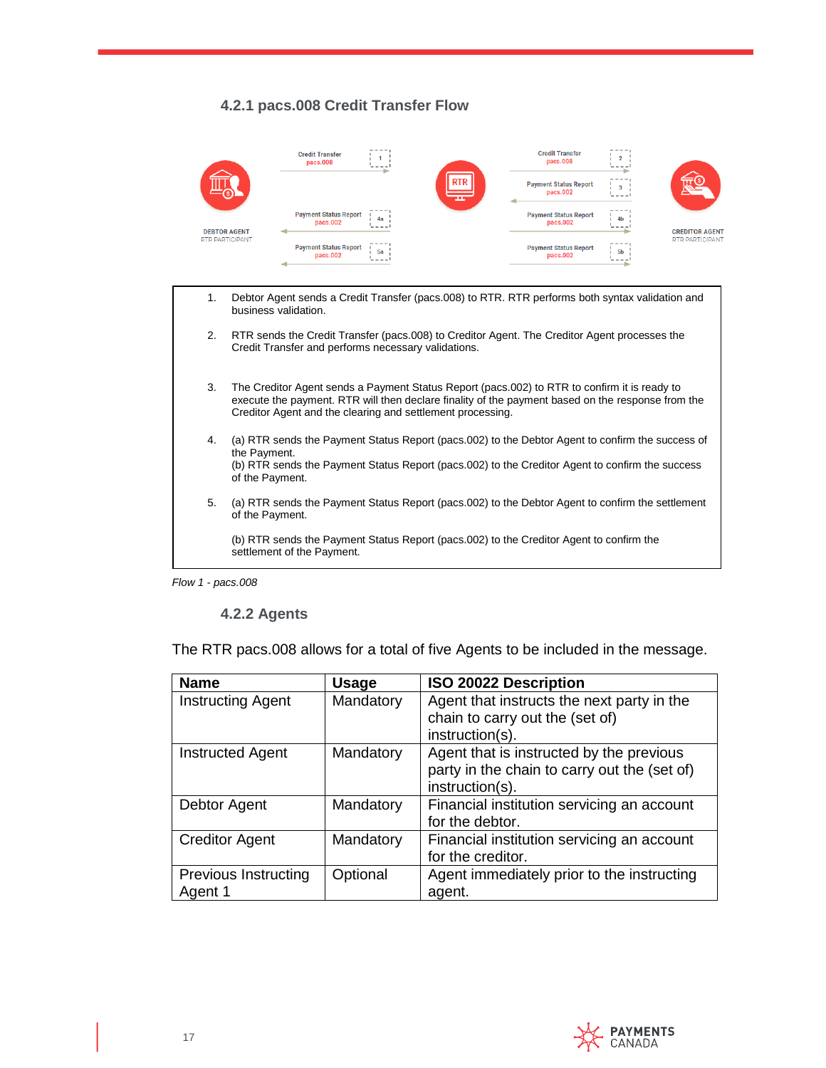### 4.2.1 pacs.008 Credit Transfer Flow

DEBTOR AGENT
RTR PARTICIPANT

Credit Transfer
pacs.008
1

Payment Status Report
pacs.002
4a

Payment Status Report
pacs.002
5a

RTR

Credit Transfer
pacs.008
2

Payment Status Report
pacs.002
3

Payment Status Report
pacs.002
4b

Payment Status Report
pacs.002
5b

CREDITOR AGENT
RTR PARTICIPANT

1. Debtor Agent sends a Credit Transfer (pacs.008) to RTR. RTR performs both syntax validation and business validation.

2. RTR sends the Credit Transfer (pacs.008) to Creditor Agent. The Creditor Agent processes the Credit Transfer and performs necessary validations.

3. The Creditor Agent sends a Payment Status Report (pacs.002) to RTR to confirm it is ready to execute the payment. RTR will then declare finality of the payment based on the response from the Creditor Agent and the clearing and settlement processing.

4. (a) RTR sends the Payment Status Report (pacs.002) to the Debtor Agent to confirm the success of the Payment.
   (b) RTR sends the Payment Status Report (pacs.002) to the Creditor Agent to confirm the success of the Payment.

5. (a) RTR sends the Payment Status Report (pacs.002) to the Debtor Agent to confirm the settlement of the Payment.

   (b) RTR sends the Payment Status Report (pacs.002) to the Creditor Agent to confirm the settlement of the Payment.

*Flow 1 - pacs.008*

### 4.2.2 Agents

The RTR pacs.008 allows for a total of five Agents to be included in the message.

| Name | Usage | ISO 20022 Description |
|---|---|---|
| Instructing Agent | Mandatory | Agent that instructs the next party in the chain to carry out the (set of) instruction(s). |
| Instructed Agent | Mandatory | Agent that is instructed by the previous party in the chain to carry out the (set of) instruction(s). |
| Debtor Agent | Mandatory | Financial institution servicing an account for the debtor. |
| Creditor Agent | Mandatory | Financial institution servicing an account for the creditor. |
| Previous Instructing Agent 1 | Optional | Agent immediately prior to the instructing agent. |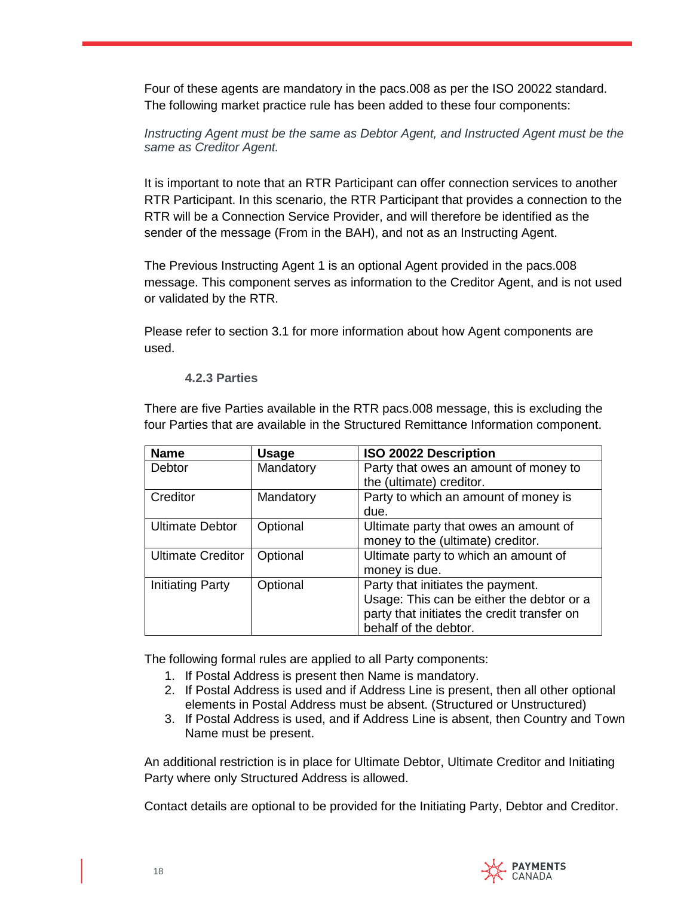Four of these agents are mandatory in the pacs.008 as per the ISO 20022 standard. The following market practice rule has been added to these four components:

*Instructing Agent must be the same as Debtor Agent, and Instructed Agent must be the same as Creditor Agent.*

It is important to note that an RTR Participant can offer connection services to another RTR Participant. In this scenario, the RTR Participant that provides a connection to the RTR will be a Connection Service Provider, and will therefore be identified as the sender of the message (From in the BAH), and not as an Instructing Agent.

The Previous Instructing Agent 1 is an optional Agent provided in the pacs.008 message. This component serves as information to the Creditor Agent, and is not used or validated by the RTR.

Please refer to section 3.1 for more information about how Agent components are used.

#### 4.2.3 Parties

There are five Parties available in the RTR pacs.008 message, this is excluding the four Parties that are available in the Structured Remittance Information component.

| Name | Usage | ISO 20022 Description |
|---|---|---|
| Debtor | Mandatory | Party that owes an amount of money to the (ultimate) creditor. |
| Creditor | Mandatory | Party to which an amount of money is due. |
| Ultimate Debtor | Optional | Ultimate party that owes an amount of money to the (ultimate) creditor. |
| Ultimate Creditor | Optional | Ultimate party to which an amount of money is due. |
| Initiating Party | Optional | Party that initiates the payment. Usage: This can be either the debtor or a party that initiates the credit transfer on behalf of the debtor. |

The following formal rules are applied to all Party components:

1. If Postal Address is present then Name is mandatory.
2. If Postal Address is used and if Address Line is present, then all other optional elements in Postal Address must be absent. (Structured or Unstructured)
3. If Postal Address is used, and if Address Line is absent, then Country and Town Name must be present.

An additional restriction is in place for Ultimate Debtor, Ultimate Creditor and Initiating Party where only Structured Address is allowed.

Contact details are optional to be provided for the Initiating Party, Debtor and Creditor.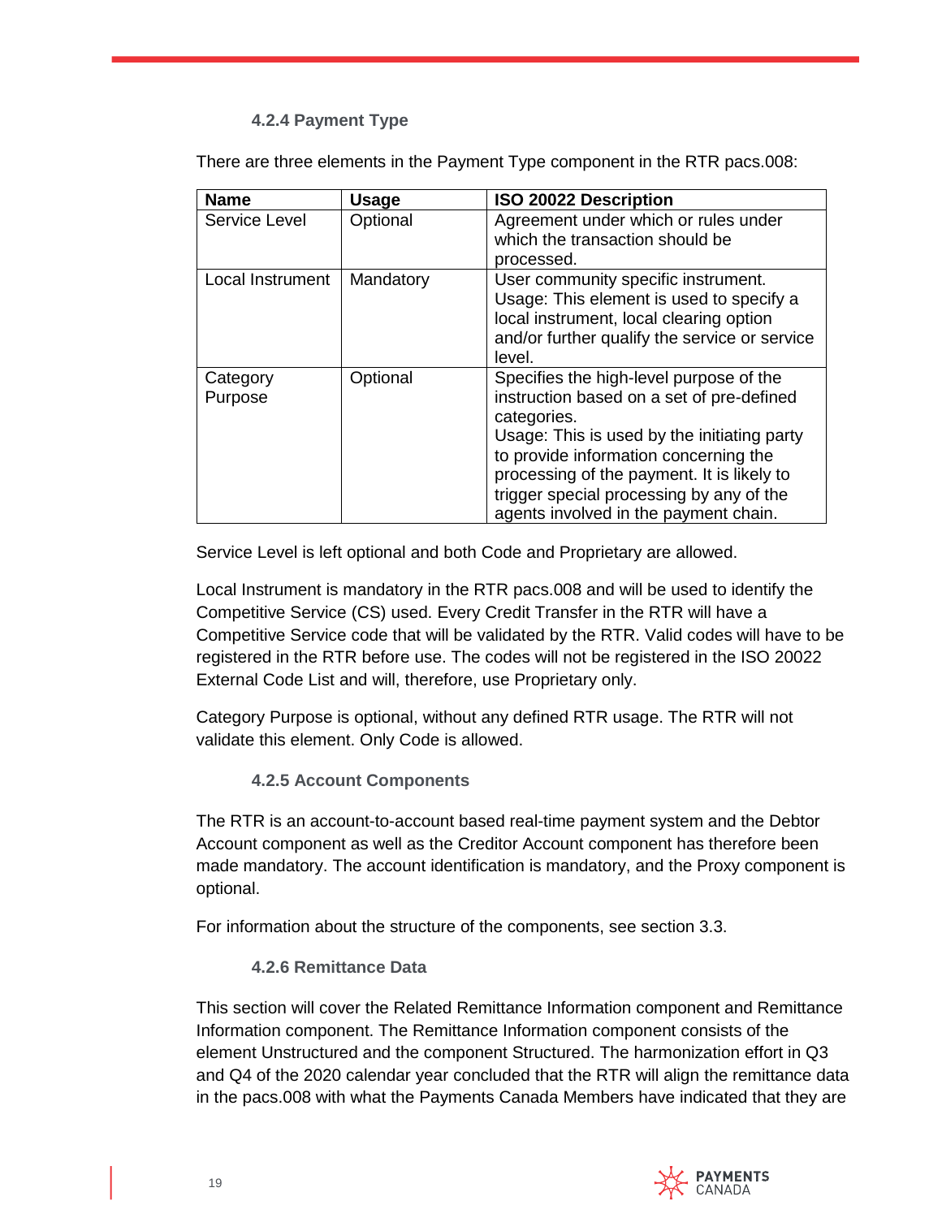#### 4.2.4 Payment Type

There are three elements in the Payment Type component in the RTR pacs.008:

| Name | Usage | ISO 20022 Description |
| --- | --- | --- |
| Service Level | Optional | Agreement under which or rules under which the transaction should be processed. |
| Local Instrument | Mandatory | User community specific instrument.<br>Usage: This element is used to specify a local instrument, local clearing option and/or further qualify the service or service level. |
| Category Purpose | Optional | Specifies the high-level purpose of the instruction based on a set of pre-defined categories.<br>Usage: This is used by the initiating party to provide information concerning the processing of the payment. It is likely to trigger special processing by any of the agents involved in the payment chain. |

Service Level is left optional and both Code and Proprietary are allowed.

Local Instrument is mandatory in the RTR pacs.008 and will be used to identify the Competitive Service (CS) used. Every Credit Transfer in the RTR will have a Competitive Service code that will be validated by the RTR. Valid codes will have to be registered in the RTR before use. The codes will not be registered in the ISO 20022 External Code List and will, therefore, use Proprietary only.

Category Purpose is optional, without any defined RTR usage. The RTR will not validate this element. Only Code is allowed.

#### 4.2.5 Account Components

The RTR is an account-to-account based real-time payment system and the Debtor Account component as well as the Creditor Account component has therefore been made mandatory. The account identification is mandatory, and the Proxy component is optional.

For information about the structure of the components, see section 3.3.

#### 4.2.6 Remittance Data

This section will cover the Related Remittance Information component and Remittance Information component. The Remittance Information component consists of the element Unstructured and the component Structured. The harmonization effort in Q3 and Q4 of the 2020 calendar year concluded that the RTR will align the remittance data in the pacs.008 with what the Payments Canada Members have indicated that they are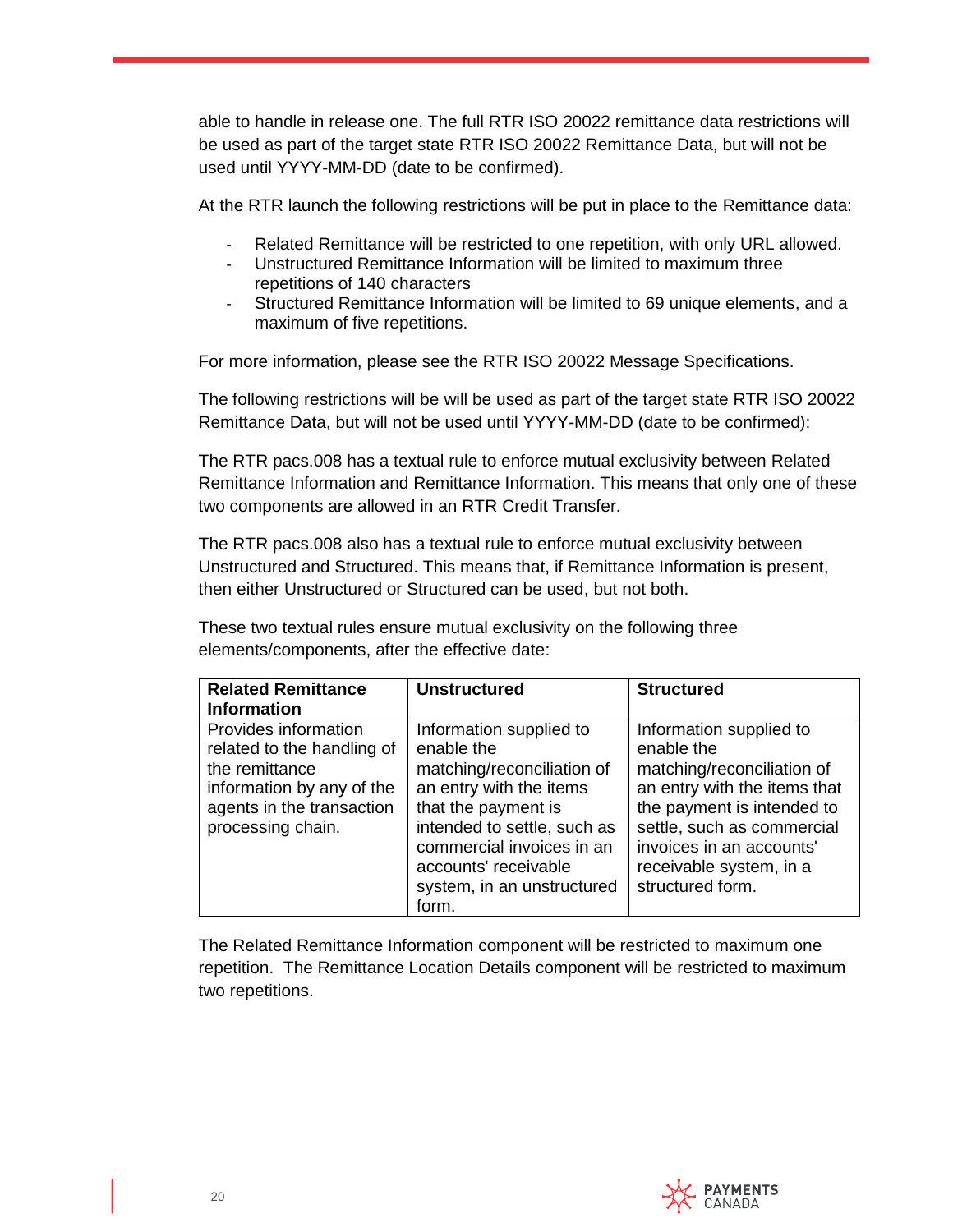able to handle in release one. The full RTR ISO 20022 remittance data restrictions will be used as part of the target state RTR ISO 20022 Remittance Data, but will not be used until YYYY-MM-DD (date to be confirmed).

At the RTR launch the following restrictions will be put in place to the Remittance data:

- Related Remittance will be restricted to one repetition, with only URL allowed.
- Unstructured Remittance Information will be limited to maximum three repetitions of 140 characters
- Structured Remittance Information will be limited to 69 unique elements, and a maximum of five repetitions.

For more information, please see the RTR ISO 20022 Message Specifications.

The following restrictions will be will be used as part of the target state RTR ISO 20022 Remittance Data, but will not be used until YYYY-MM-DD (date to be confirmed):

The RTR pacs.008 has a textual rule to enforce mutual exclusivity between Related Remittance Information and Remittance Information. This means that only one of these two components are allowed in an RTR Credit Transfer.

The RTR pacs.008 also has a textual rule to enforce mutual exclusivity between Unstructured and Structured. This means that, if Remittance Information is present, then either Unstructured or Structured can be used, but not both.

These two textual rules ensure mutual exclusivity on the following three elements/components, after the effective date:

| Related Remittance Information | Unstructured | Structured |
|---|---|---|
| Provides information related to the handling of the remittance information by any of the agents in the transaction processing chain. | Information supplied to enable the matching/reconciliation of an entry with the items that the payment is intended to settle, such as commercial invoices in an accounts' receivable system, in an unstructured form. | Information supplied to enable the matching/reconciliation of an entry with the items that the payment is intended to settle, such as commercial invoices in an accounts' receivable system, in a structured form. |

The Related Remittance Information component will be restricted to maximum one repetition. The Remittance Location Details component will be restricted to maximum two repetitions.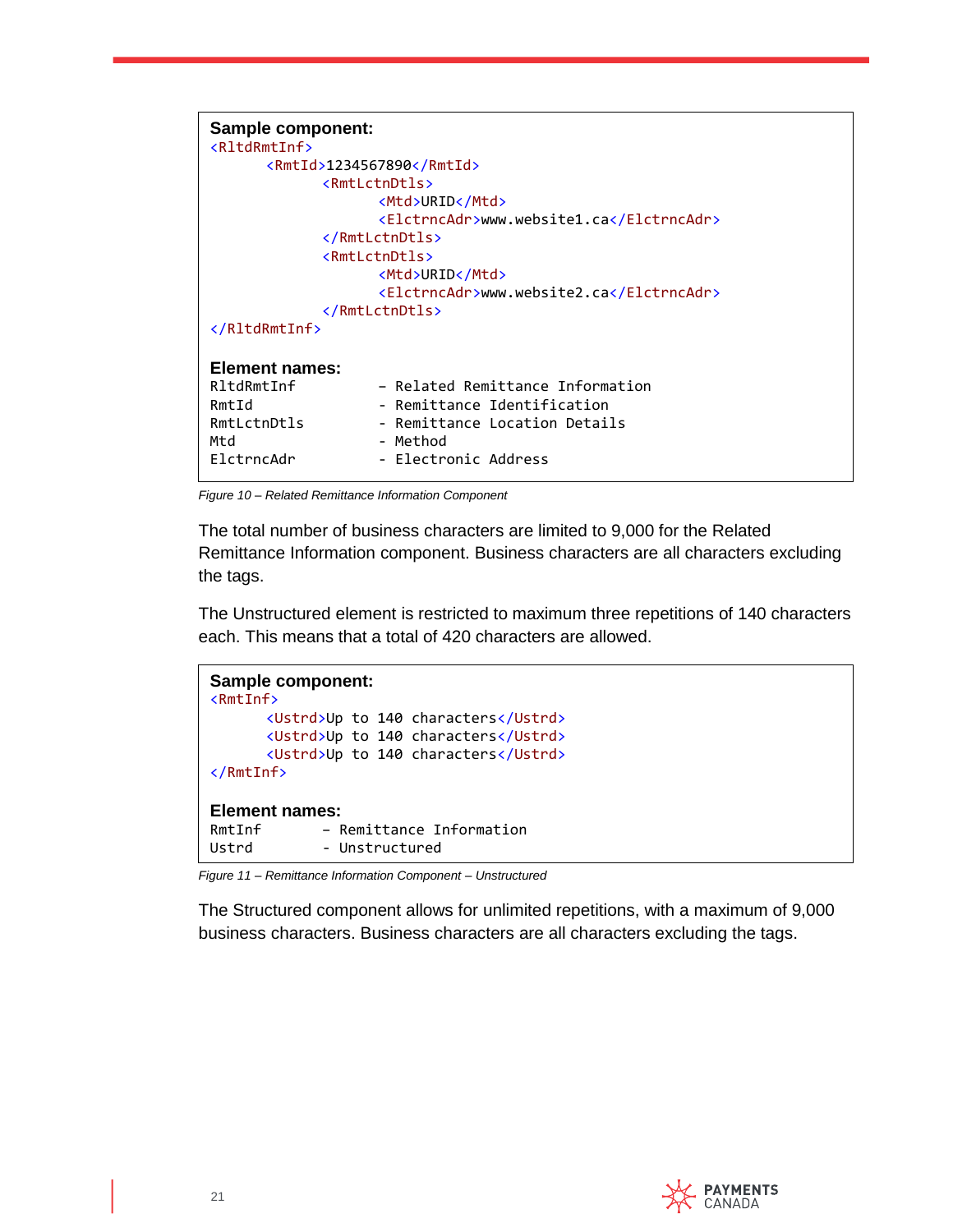**Sample component:**

```
<RltdRmtInf>
	<RmtId>1234567890</RmtId>
		<RmtLctnDtls>
			<Mtd>URID</Mtd>
			<ElctrncAdr>www.website1.ca</ElctrncAdr>
		</RmtLctnDtls>
		<RmtLctnDtls>
			<Mtd>URID</Mtd>
			<ElctrncAdr>www.website2.ca</ElctrncAdr>
		</RmtLctnDtls>
</RltdRmtInf>
```

**Element names:**

```
RltdRmtInf          – Related Remittance Information
RmtId               - Remittance Identification
RmtLctnDtls         - Remittance Location Details
Mtd                 - Method
ElctrncAdr          - Electronic Address
```

*Figure 10 – Related Remittance Information Component*

The total number of business characters are limited to 9,000 for the Related Remittance Information component. Business characters are all characters excluding the tags.

The Unstructured element is restricted to maximum three repetitions of 140 characters each. This means that a total of 420 characters are allowed.

**Sample component:**

```
<RmtInf>
	<Ustrd>Up to 140 characters</Ustrd>
	<Ustrd>Up to 140 characters</Ustrd>
	<Ustrd>Up to 140 characters</Ustrd>
</RmtInf>
```

**Element names:**

```
RmtInf        – Remittance Information
Ustrd         - Unstructured
```

*Figure 11 – Remittance Information Component – Unstructured*

The Structured component allows for unlimited repetitions, with a maximum of 9,000 business characters. Business characters are all characters excluding the tags.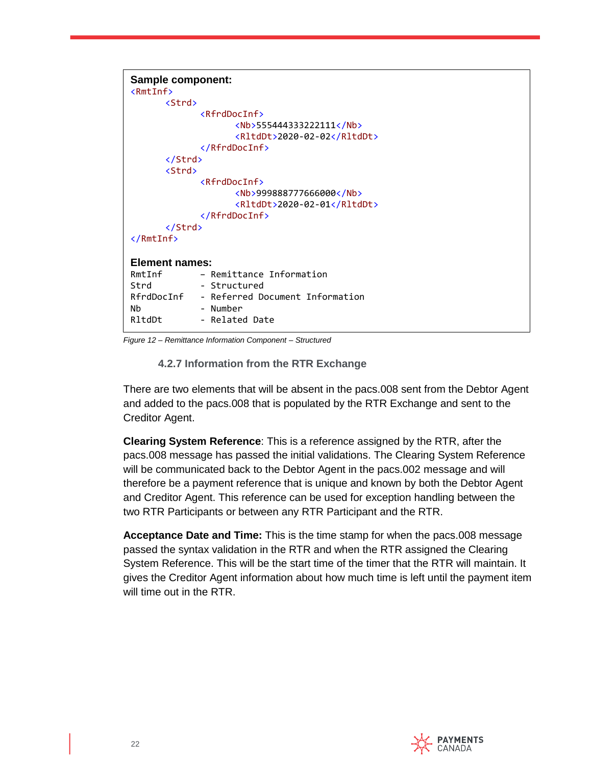**Sample component:**

```
<RmtInf>
      <Strd>
            <RfrdDocInf>
                  <Nb>555444333222111</Nb>
                  <RltdDt>2020-02-02</RltdDt>
            </RfrdDocInf>
      </Strd>
      <Strd>
            <RfrdDocInf>
                  <Nb>999888777666000</Nb>
                  <RltdDt>2020-02-01</RltdDt>
            </RfrdDocInf>
      </Strd>
</RmtInf>
```

**Element names:**

```
RmtInf       - Remittance Information
Strd         - Structured
RfrdDocInf   - Referred Document Information
Nb           - Number
RltdDt       - Related Date
```

*Figure 12 – Remittance Information Component – Structured*

### 4.2.7 Information from the RTR Exchange

There are two elements that will be absent in the pacs.008 sent from the Debtor Agent and added to the pacs.008 that is populated by the RTR Exchange and sent to the Creditor Agent.

**Clearing System Reference**: This is a reference assigned by the RTR, after the pacs.008 message has passed the initial validations. The Clearing System Reference will be communicated back to the Debtor Agent in the pacs.002 message and will therefore be a payment reference that is unique and known by both the Debtor Agent and Creditor Agent. This reference can be used for exception handling between the two RTR Participants or between any RTR Participant and the RTR.

**Acceptance Date and Time:** This is the time stamp for when the pacs.008 message passed the syntax validation in the RTR and when the RTR assigned the Clearing System Reference. This will be the start time of the timer that the RTR will maintain. It gives the Creditor Agent information about how much time is left until the payment item will time out in the RTR.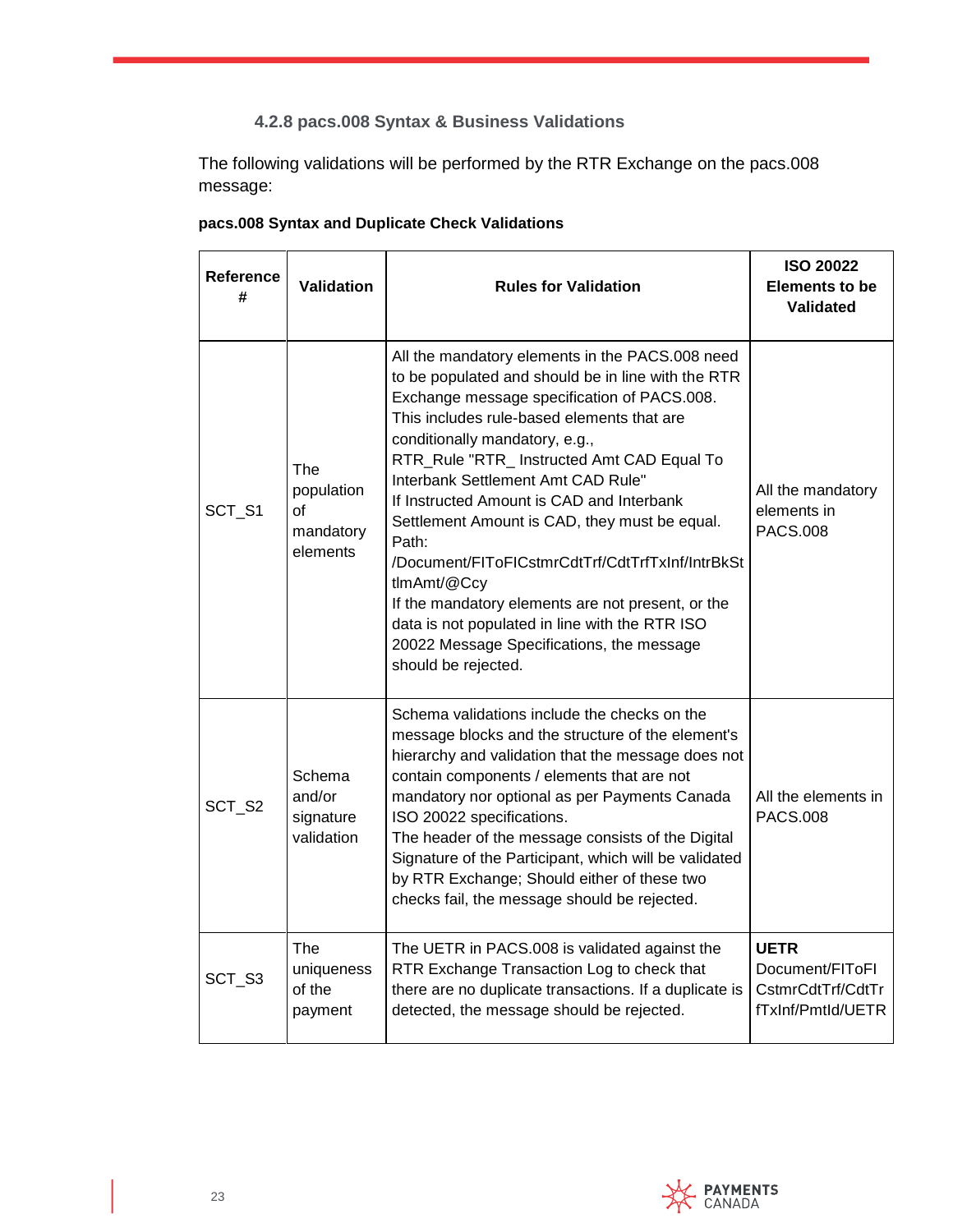#### 4.2.8 pacs.008 Syntax & Business Validations

The following validations will be performed by the RTR Exchange on the pacs.008 message:

**pacs.008 Syntax and Duplicate Check Validations**

| Reference # | Validation | Rules for Validation | ISO 20022 Elements to be Validated |
|---|---|---|---|
| SCT_S1 | The population of mandatory elements | All the mandatory elements in the PACS.008 need to be populated and should be in line with the RTR Exchange message specification of PACS.008. This includes rule-based elements that are conditionally mandatory, e.g., RTR_Rule "RTR_ Instructed Amt CAD Equal To Interbank Settlement Amt CAD Rule" If Instructed Amount is CAD and Interbank Settlement Amount is CAD, they must be equal. Path: /Document/FIToFICstmrCdtTrf/CdtTrfTxInf/IntrBkSttlmAmt/@Ccy If the mandatory elements are not present, or the data is not populated in line with the RTR ISO 20022 Message Specifications, the message should be rejected. | All the mandatory elements in PACS.008 |
| SCT_S2 | Schema and/or signature validation | Schema validations include the checks on the message blocks and the structure of the element's hierarchy and validation that the message does not contain components / elements that are not mandatory nor optional as per Payments Canada ISO 20022 specifications. The header of the message consists of the Digital Signature of the Participant, which will be validated by RTR Exchange; Should either of these two checks fail, the message should be rejected. | All the elements in PACS.008 |
| SCT_S3 | The uniqueness of the payment | The UETR in PACS.008 is validated against the RTR Exchange Transaction Log to check that there are no duplicate transactions. If a duplicate is detected, the message should be rejected. | **UETR** Document/FIToFICstmrCdtTrf/CdtTrfTxInf/PmtId/UETR |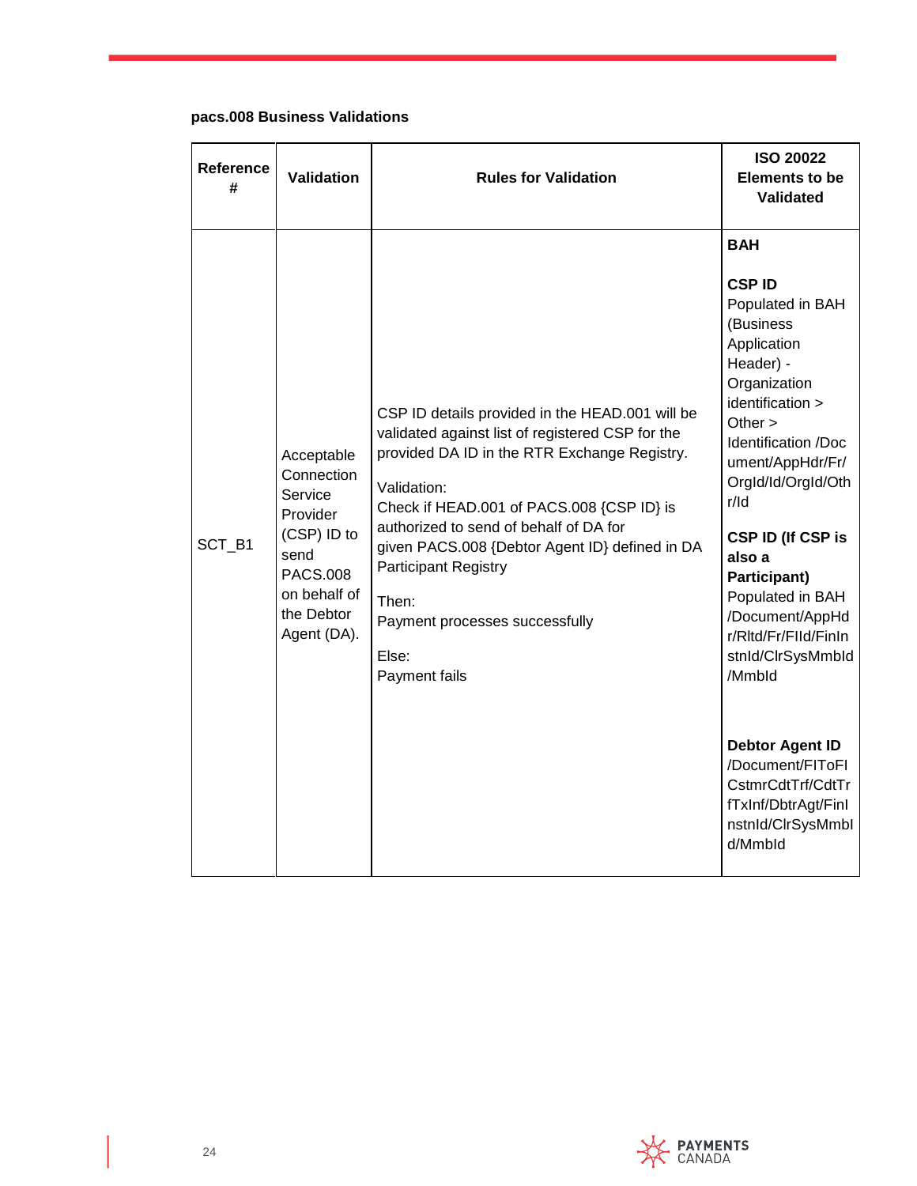**pacs.008 Business Validations**

| Reference # | Validation | Rules for Validation | ISO 20022 Elements to be Validated |
|---|---|---|---|
| SCT_B1 | Acceptable Connection Service Provider (CSP) ID to send PACS.008 on behalf of the Debtor Agent (DA). | CSP ID details provided in the HEAD.001 will be validated against list of registered CSP for the provided DA ID in the RTR Exchange Registry.<br><br>Validation:<br>Check if HEAD.001 of PACS.008 {CSP ID} is authorized to send of behalf of DA for given PACS.008 {Debtor Agent ID} defined in DA Participant Registry<br><br>Then:<br>Payment processes successfully<br><br>Else:<br>Payment fails | **BAH**<br><br>**CSP ID**<br>Populated in BAH (Business Application Header) - Organization identification > Other > Identification /Document/AppHdr/Fr/OrgId/Id/OrgId/Othr/Id<br><br>**CSP ID (If CSP is also a Participant)**<br>Populated in BAH /Document/AppHdr/Rltd/Fr/FIId/FinInstnId/ClrSysMmbId/MmbId<br><br>**Debtor Agent ID**<br>/Document/FIToFICstmrCdtTrf/CdtTrfTxInf/DbtrAgt/FinInstnId/ClrSysMmbId/MmbId |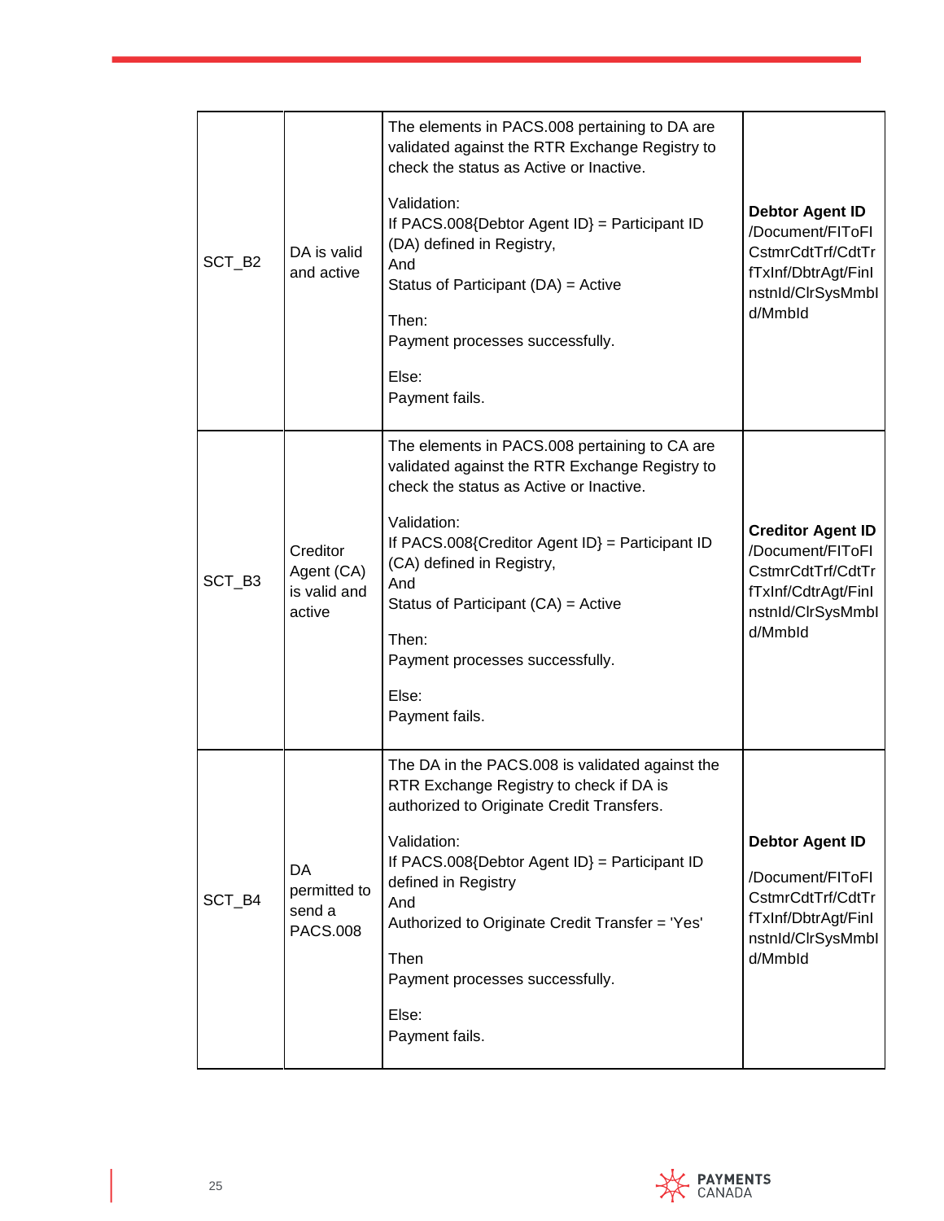| | | | |
|---|---|---|---|
| SCT_B2 | DA is valid and active | The elements in PACS.008 pertaining to DA are validated against the RTR Exchange Registry to check the status as Active or Inactive.<br><br>Validation:<br>If PACS.008{Debtor Agent ID} = Participant ID (DA) defined in Registry,<br>And<br>Status of Participant (DA) = Active<br><br>Then:<br>Payment processes successfully.<br><br>Else:<br>Payment fails. | **Debtor Agent ID**<br>/Document/FIToFICstmrCdtTrf/CdtTrfTxInf/DbtrAgt/FinInstnId/ClrSysMmbId/MmbId |
| SCT_B3 | Creditor Agent (CA) is valid and active | The elements in PACS.008 pertaining to CA are validated against the RTR Exchange Registry to check the status as Active or Inactive.<br><br>Validation:<br>If PACS.008{Creditor Agent ID} = Participant ID (CA) defined in Registry,<br>And<br>Status of Participant (CA) = Active<br><br>Then:<br>Payment processes successfully.<br><br>Else:<br>Payment fails. | **Creditor Agent ID**<br>/Document/FIToFICstmrCdtTrf/CdtTrfTxInf/CdtrAgt/FinInstnId/ClrSysMmbId/MmbId |
| SCT_B4 | DA permitted to send a PACS.008 | The DA in the PACS.008 is validated against the RTR Exchange Registry to check if DA is authorized to Originate Credit Transfers.<br><br>Validation:<br>If PACS.008{Debtor Agent ID} = Participant ID defined in Registry<br>And<br>Authorized to Originate Credit Transfer = 'Yes'<br><br>Then<br>Payment processes successfully.<br><br>Else:<br>Payment fails. | **Debtor Agent ID**<br><br>/Document/FIToFICstmrCdtTrf/CdtTrfTxInf/DbtrAgt/FinInstnId/ClrSysMmbId/MmbId |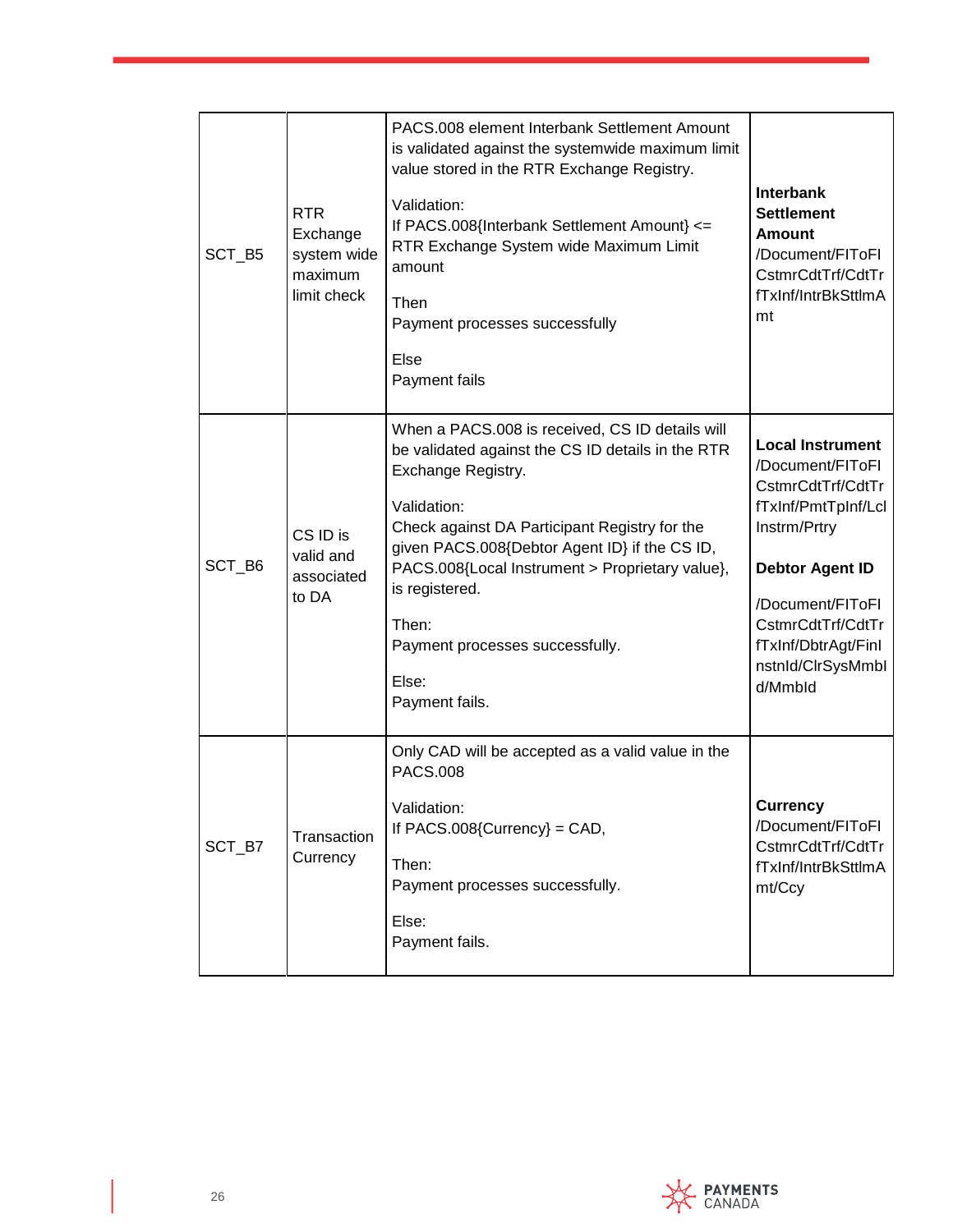| | | | |
|---|---|---|---|
| SCT_B5 | RTR Exchange system wide maximum limit check | PACS.008 element Interbank Settlement Amount is validated against the systemwide maximum limit value stored in the RTR Exchange Registry.<br><br>Validation:<br>If PACS.008{Interbank Settlement Amount} <= RTR Exchange System wide Maximum Limit amount<br><br>Then<br>Payment processes successfully<br><br>Else<br>Payment fails | **Interbank Settlement Amount** /Document/FIToFICstmrCdtTrf/CdtTrfTxInf/IntrBkSttlmAmt |
| SCT_B6 | CS ID is valid and associated to DA | When a PACS.008 is received, CS ID details will be validated against the CS ID details in the RTR Exchange Registry.<br><br>Validation:<br>Check against DA Participant Registry for the given PACS.008{Debtor Agent ID} if the CS ID, PACS.008{Local Instrument > Proprietary value}, is registered.<br><br>Then:<br>Payment processes successfully.<br><br>Else:<br>Payment fails. | **Local Instrument** /Document/FIToFICstmrCdtTrf/CdtTrfTxInf/PmtTpInf/LclInstrm/Prtry<br><br>**Debtor Agent ID**<br><br>/Document/FIToFICstmrCdtTrf/CdtTrfTxInf/DbtrAgt/FinInstnId/ClrSysMmbId/MmbId |
| SCT_B7 | Transaction Currency | Only CAD will be accepted as a valid value in the PACS.008<br><br>Validation:<br>If PACS.008{Currency} = CAD,<br><br>Then:<br>Payment processes successfully.<br><br>Else:<br>Payment fails. | **Currency** /Document/FIToFICstmrCdtTrf/CdtTrfTxInf/IntrBkSttlmAmt/Ccy |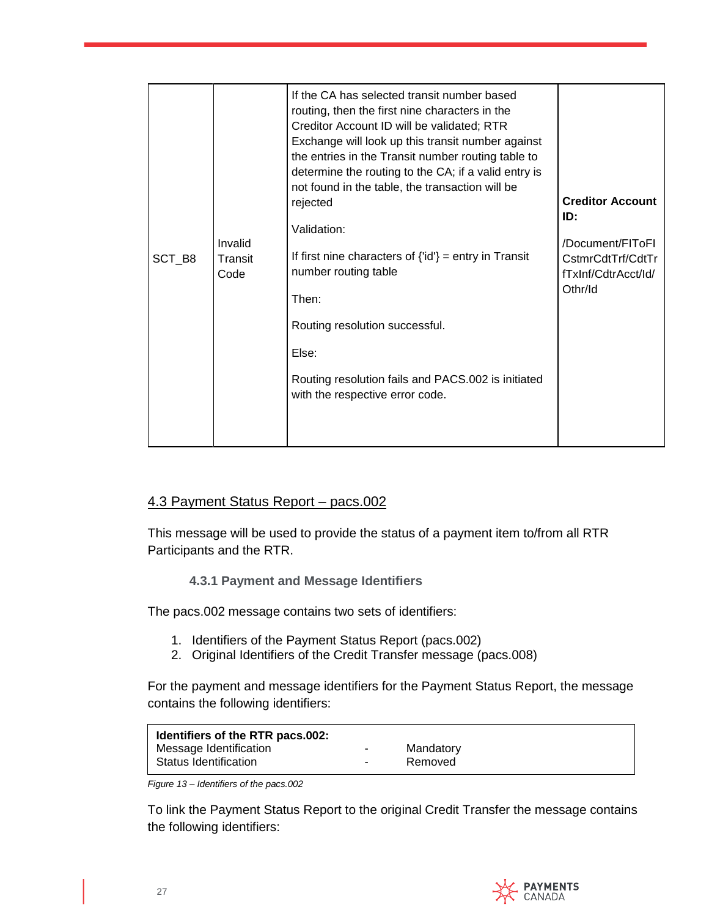| | | | |
|---|---|---|---|
| SCT_B8 | Invalid Transit Code | If the CA has selected transit number based routing, then the first nine characters in the Creditor Account ID will be validated; RTR Exchange will look up this transit number against the entries in the Transit number routing table to determine the routing to the CA; if a valid entry is not found in the table, the transaction will be rejected<br><br>Validation:<br><br>If first nine characters of {'id'} = entry in Transit number routing table<br><br>Then:<br><br>Routing resolution successful.<br><br>Else:<br><br>Routing resolution fails and PACS.002 is initiated with the respective error code. | **Creditor Account ID:**<br><br>/Document/FIToFICstmrCdtTrf/CdtTrfTxInf/CdtrAcct/Id/Othr/Id |

## 4.3 Payment Status Report – pacs.002

This message will be used to provide the status of a payment item to/from all RTR Participants and the RTR.

### 4.3.1 Payment and Message Identifiers

The pacs.002 message contains two sets of identifiers:

1. Identifiers of the Payment Status Report (pacs.002)
2. Original Identifiers of the Credit Transfer message (pacs.008)

For the payment and message identifiers for the Payment Status Report, the message contains the following identifiers:

| **Identifiers of the RTR pacs.002:** | | |
|---|---|---|
| Message Identification | - | Mandatory |
| Status Identification | - | Removed |

*Figure 13 – Identifiers of the pacs.002*

To link the Payment Status Report to the original Credit Transfer the message contains the following identifiers: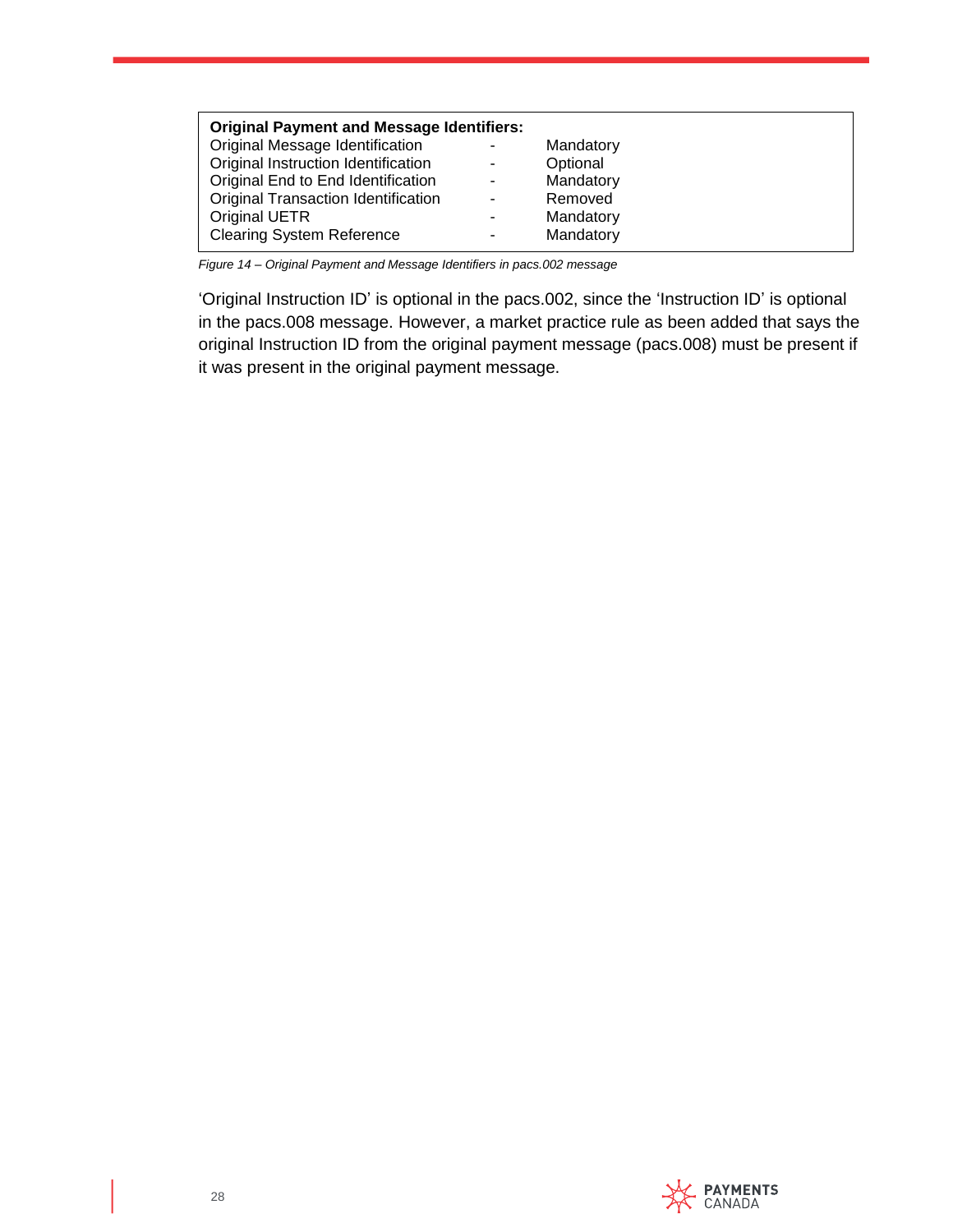| Original Payment and Message Identifiers: | | |
|---|---|---|
| Original Message Identification | - | Mandatory |
| Original Instruction Identification | - | Optional |
| Original End to End Identification | - | Mandatory |
| Original Transaction Identification | - | Removed |
| Original UETR | - | Mandatory |
| Clearing System Reference | - | Mandatory |

*Figure 14 – Original Payment and Message Identifiers in pacs.002 message*

'Original Instruction ID' is optional in the pacs.002, since the 'Instruction ID' is optional in the pacs.008 message. However, a market practice rule as been added that says the original Instruction ID from the original payment message (pacs.008) must be present if it was present in the original payment message.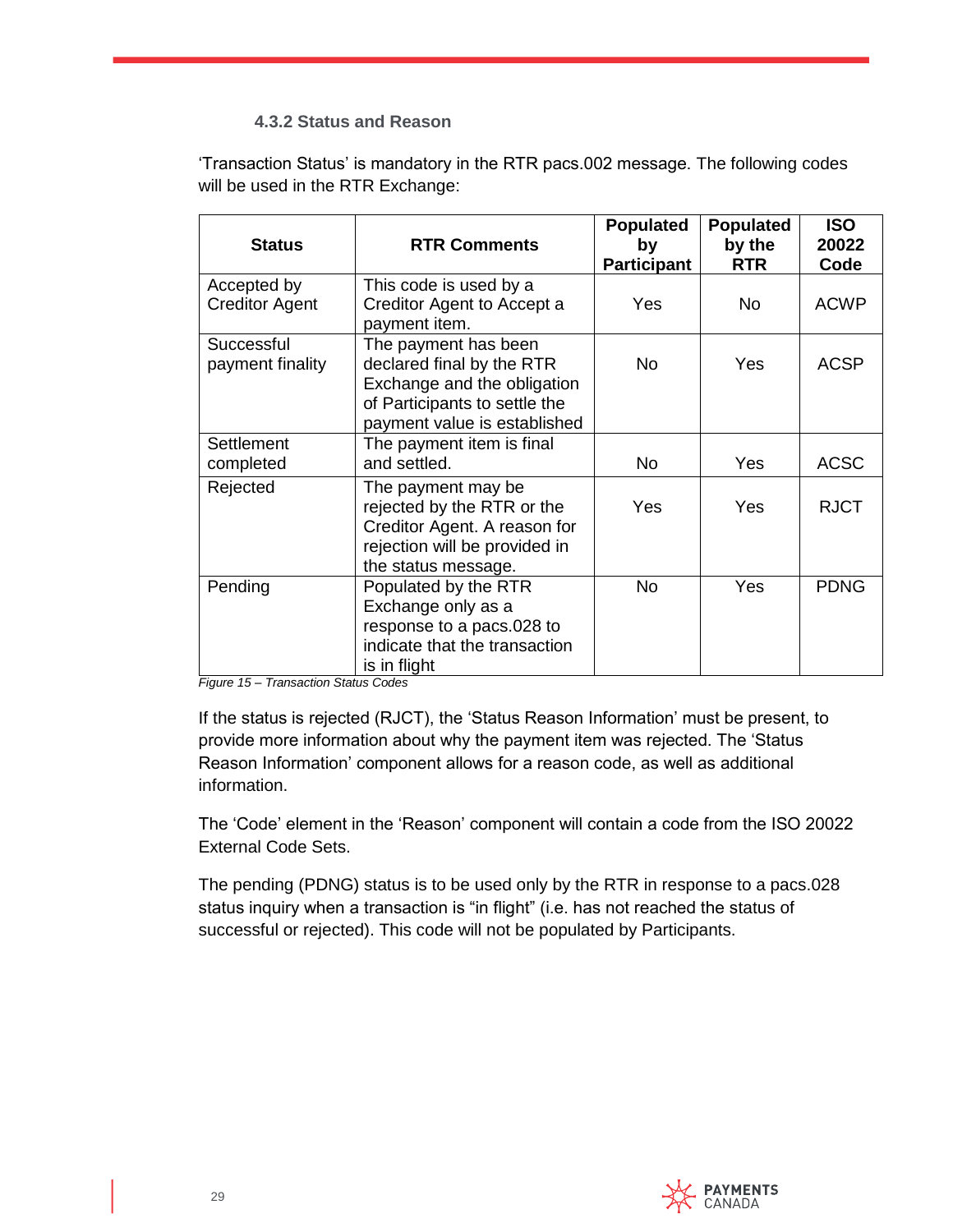#### 4.3.2 Status and Reason

'Transaction Status' is mandatory in the RTR pacs.002 message. The following codes will be used in the RTR Exchange:

| Status | RTR Comments | Populated by Participant | Populated by the RTR | ISO 20022 Code |
|---|---|---|---|---|
| Accepted by Creditor Agent | This code is used by a Creditor Agent to Accept a payment item. | Yes | No | ACWP |
| Successful payment finality | The payment has been declared final by the RTR Exchange and the obligation of Participants to settle the payment value is established | No | Yes | ACSP |
| Settlement completed | The payment item is final and settled. | No | Yes | ACSC |
| Rejected | The payment may be rejected by the RTR or the Creditor Agent. A reason for rejection will be provided in the status message. | Yes | Yes | RJCT |
| Pending | Populated by the RTR Exchange only as a response to a pacs.028 to indicate that the transaction is in flight | No | Yes | PDNG |

*Figure 15 – Transaction Status Codes*

If the status is rejected (RJCT), the 'Status Reason Information' must be present, to provide more information about why the payment item was rejected. The 'Status Reason Information' component allows for a reason code, as well as additional information.

The 'Code' element in the 'Reason' component will contain a code from the ISO 20022 External Code Sets.

The pending (PDNG) status is to be used only by the RTR in response to a pacs.028 status inquiry when a transaction is "in flight" (i.e. has not reached the status of successful or rejected). This code will not be populated by Participants.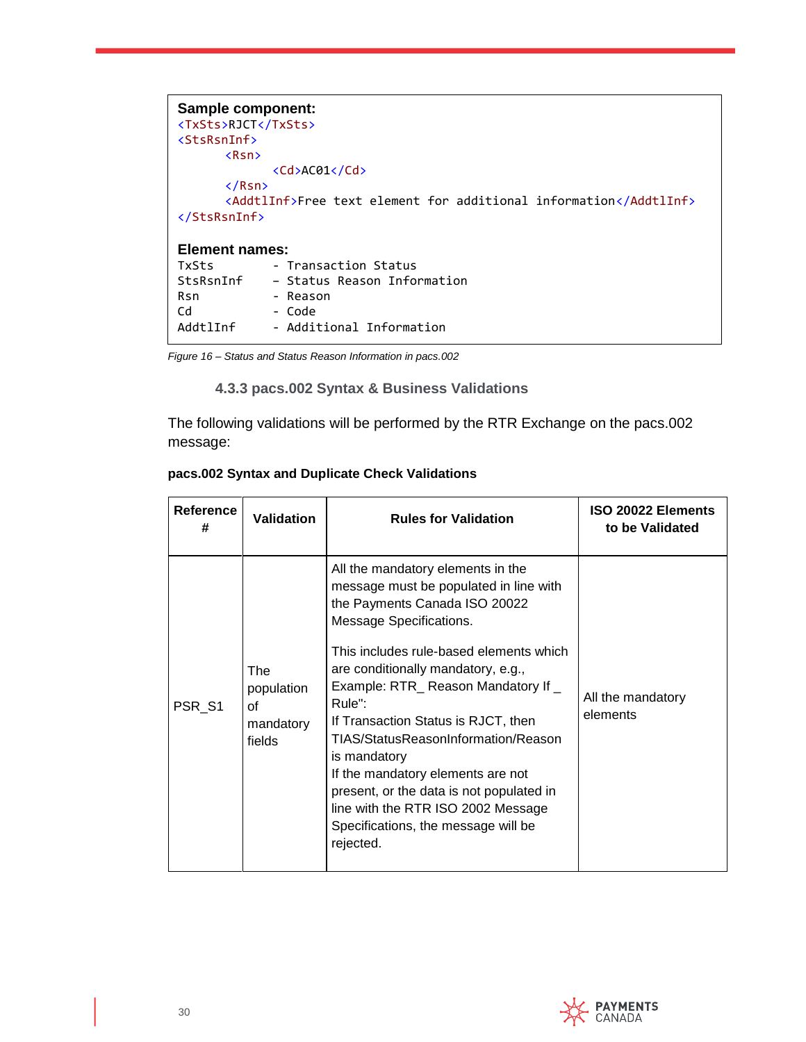**Sample component:**

```
<TxSts>RJCT</TxSts>
<StsRsnInf>
        <Rsn>
                <Cd>AC01</Cd>
        </Rsn>
        <AddtlInf>Free text element for additional information</AddtlInf>
</StsRsnInf>
```

**Element names:**

```
TxSts         - Transaction Status
StsRsnInf     – Status Reason Information
Rsn           - Reason
Cd            - Code
AddtlInf      - Additional Information
```

*Figure 16 – Status and Status Reason Information in pacs.002*

### 4.3.3 pacs.002 Syntax & Business Validations

The following validations will be performed by the RTR Exchange on the pacs.002 message:

**pacs.002 Syntax and Duplicate Check Validations**

| Reference # | Validation | Rules for Validation | ISO 20022 Elements to be Validated |
|---|---|---|---|
| PSR_S1 | The population of mandatory fields | All the mandatory elements in the message must be populated in line with the Payments Canada ISO 20022 Message Specifications.<br><br>This includes rule-based elements which are conditionally mandatory, e.g., Example: RTR_ Reason Mandatory If _ Rule":<br>If Transaction Status is RJCT, then TIAS/StatusReasonInformation/Reason is mandatory<br>If the mandatory elements are not present, or the data is not populated in line with the RTR ISO 2002 Message Specifications, the message will be rejected. | All the mandatory elements |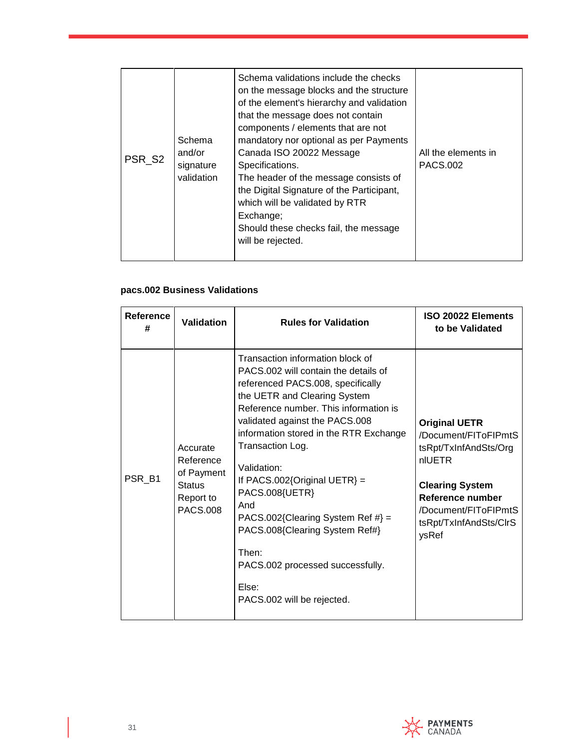| | | | |
|---|---|---|---|
| PSR_S2 | Schema and/or signature validation | Schema validations include the checks on the message blocks and the structure of the element's hierarchy and validation that the message does not contain components / elements that are not mandatory nor optional as per Payments Canada ISO 20022 Message Specifications.<br>The header of the message consists of the Digital Signature of the Participant, which will be validated by RTR Exchange;<br>Should these checks fail, the message will be rejected. | All the elements in PACS.002 |

**pacs.002 Business Validations**

| Reference # | Validation | Rules for Validation | ISO 20022 Elements to be Validated |
|---|---|---|---|
| PSR_B1 | Accurate Reference of Payment Status Report to PACS.008 | Transaction information block of PACS.002 will contain the details of referenced PACS.008, specifically the UETR and Clearing System Reference number. This information is validated against the PACS.008 information stored in the RTR Exchange Transaction Log.<br><br>Validation:<br>If PACS.002{Original UETR} = PACS.008{UETR}<br>And<br>PACS.002{Clearing System Ref #} = PACS.008{Clearing System Ref#}<br><br>Then:<br>PACS.002 processed successfully.<br><br>Else:<br>PACS.002 will be rejected. | **Original UETR**<br>/Document/FIToFIPmtStsRpt/TxInfAndSts/OrgnlUETR<br><br>**Clearing System Reference number**<br>/Document/FIToFIPmtStsRpt/TxInfAndSts/ClrSysRef |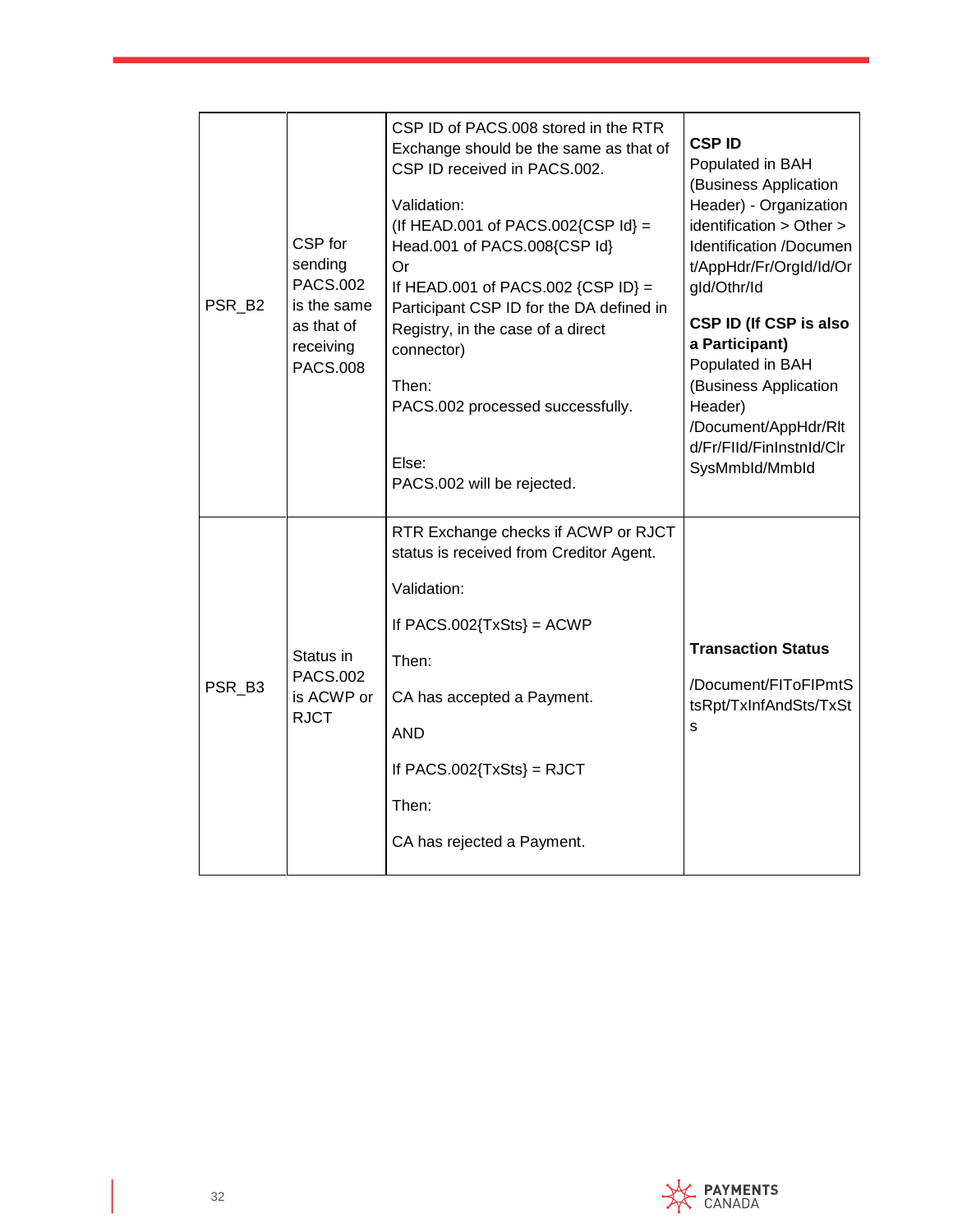| | | | |
|---|---|---|---|
| PSR_B2 | CSP for sending PACS.002 is the same as that of receiving PACS.008 | CSP ID of PACS.008 stored in the RTR Exchange should be the same as that of CSP ID received in PACS.002.<br><br>Validation:<br>(If HEAD.001 of PACS.002{CSP Id} = Head.001 of PACS.008{CSP Id}<br>Or<br>If HEAD.001 of PACS.002 {CSP ID} = Participant CSP ID for the DA defined in Registry, in the case of a direct connector)<br><br>Then:<br>PACS.002 processed successfully.<br><br>Else:<br>PACS.002 will be rejected. | **CSP ID**<br>Populated in BAH (Business Application Header) - Organization identification > Other > Identification /Document/AppHdr/Fr/OrgId/Id/OrgId/Othr/Id<br><br>**CSP ID (If CSP is also a Participant)**<br>Populated in BAH (Business Application Header) /Document/AppHdr/Rltd/Fr/FIId/FinInstnId/ClrSysMmbId/MmbId |
| PSR_B3 | Status in PACS.002 is ACWP or RJCT | RTR Exchange checks if ACWP or RJCT status is received from Creditor Agent.<br><br>Validation:<br><br>If PACS.002{TxSts} = ACWP<br><br>Then:<br><br>CA has accepted a Payment.<br><br>AND<br><br>If PACS.002{TxSts} = RJCT<br><br>Then:<br><br>CA has rejected a Payment. | **Transaction Status**<br><br>/Document/FIToFIPmtStsRpt/TxInfAndSts/TxSts |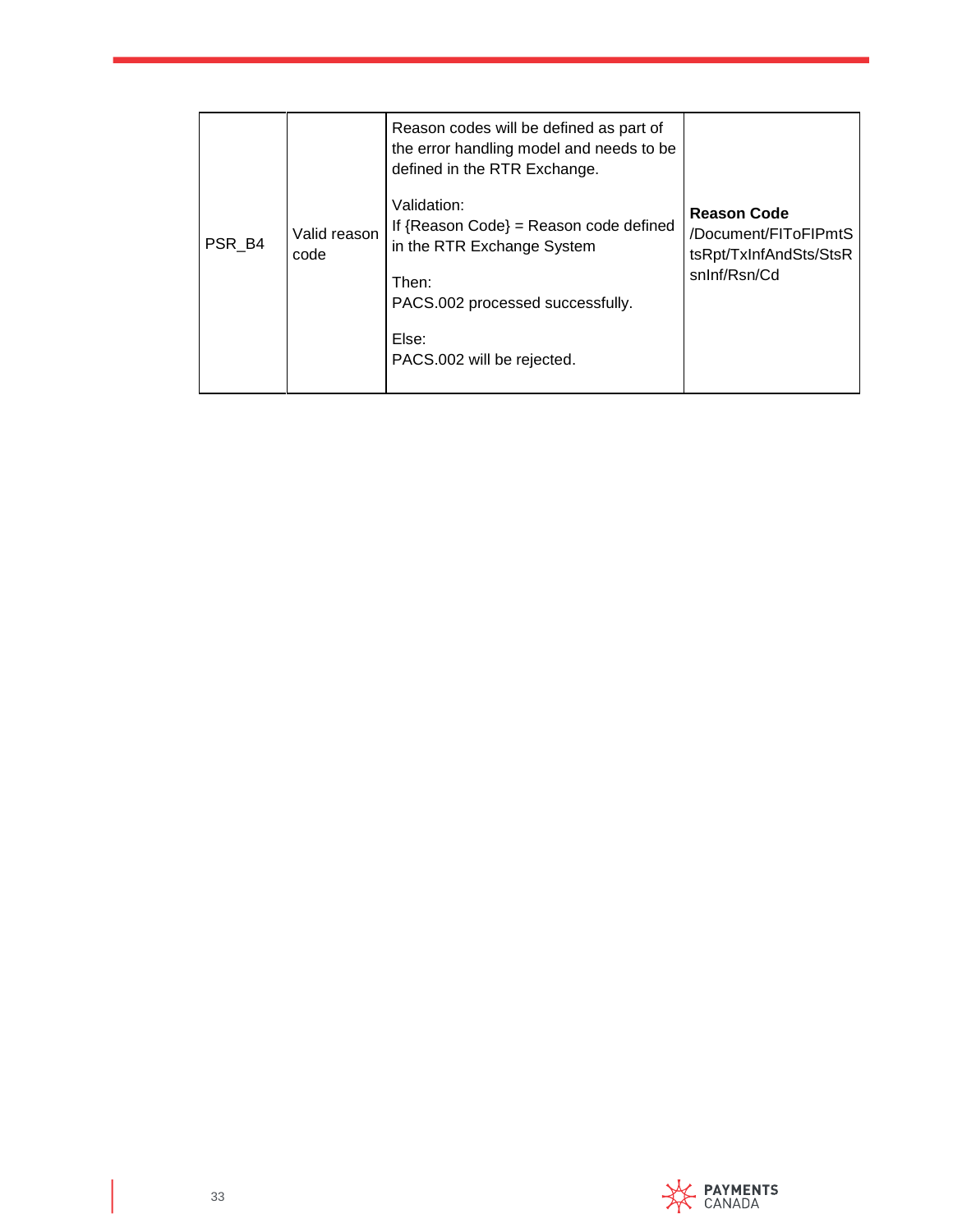| | | | |
|---|---|---|---|
| PSR_B4 | Valid reason code | Reason codes will be defined as part of the error handling model and needs to be defined in the RTR Exchange.<br><br>Validation:<br>If {Reason Code} = Reason code defined in the RTR Exchange System<br><br>Then:<br>PACS.002 processed successfully.<br><br>Else:<br>PACS.002 will be rejected. | **Reason Code**<br>/Document/FIToFIPmtStsRpt/TxInfAndSts/StsRsnInf/Rsn/Cd |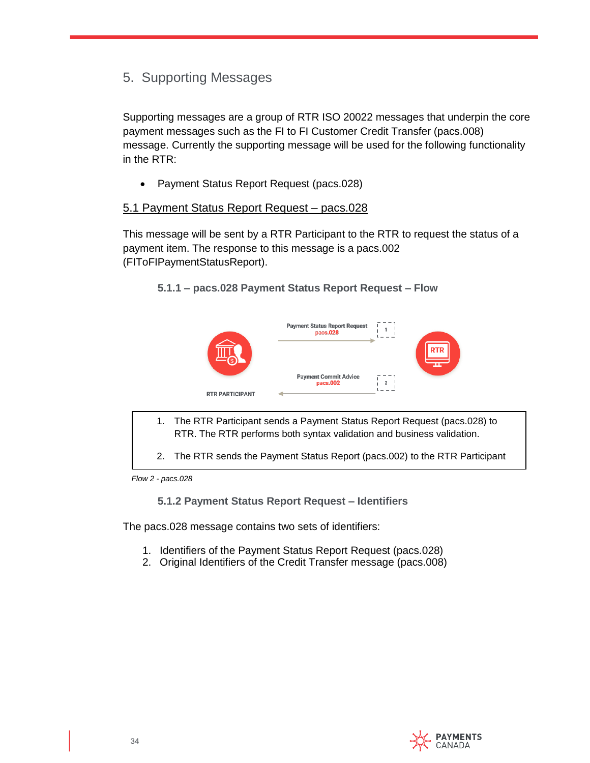# 5. Supporting Messages

Supporting messages are a group of RTR ISO 20022 messages that underpin the core payment messages such as the FI to FI Customer Credit Transfer (pacs.008) message. Currently the supporting message will be used for the following functionality in the RTR:

- Payment Status Report Request (pacs.028)

## 5.1 Payment Status Report Request – pacs.028

This message will be sent by a RTR Participant to the RTR to request the status of a payment item. The response to this message is a pacs.002 (FIToFIPaymentStatusReport).

### 5.1.1 – pacs.028 Payment Status Report Request – Flow

Payment Status Report Request
pacs.028
1

RTR

Payment Commit Advice
pacs.002
2

RTR PARTICIPANT

1. The RTR Participant sends a Payment Status Report Request (pacs.028) to RTR. The RTR performs both syntax validation and business validation.
2. The RTR sends the Payment Status Report (pacs.002) to the RTR Participant

*Flow 2 - pacs.028*

### 5.1.2 Payment Status Report Request – Identifiers

The pacs.028 message contains two sets of identifiers:

1. Identifiers of the Payment Status Report Request (pacs.028)
2. Original Identifiers of the Credit Transfer message (pacs.008)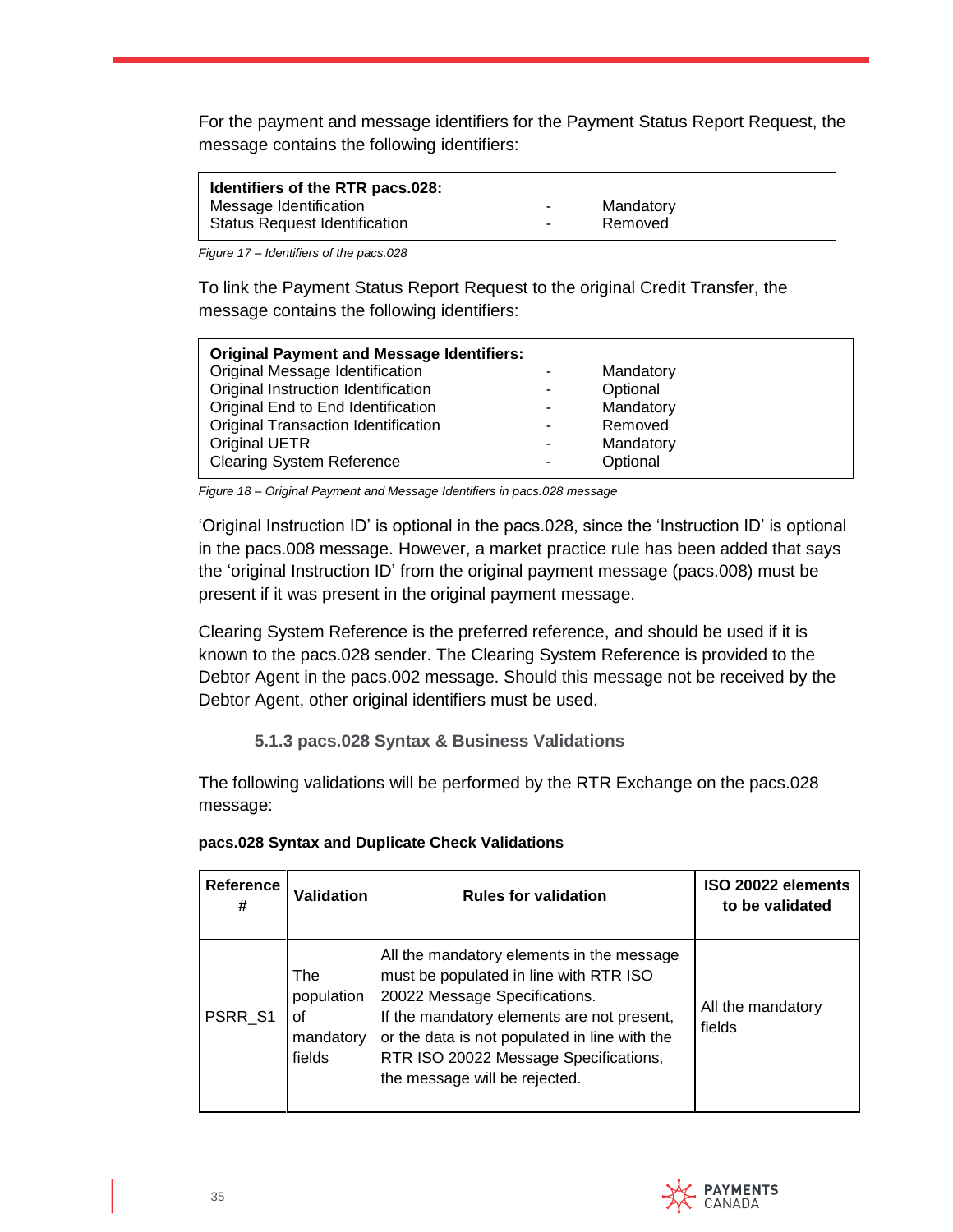For the payment and message identifiers for the Payment Status Report Request, the message contains the following identifiers:

| Identifiers of the RTR pacs.028: | | |
|---|---|---|
| Message Identification | - | Mandatory |
| Status Request Identification | - | Removed |

*Figure 17 – Identifiers of the pacs.028*

To link the Payment Status Report Request to the original Credit Transfer, the message contains the following identifiers:

| Original Payment and Message Identifiers: | | |
|---|---|---|
| Original Message Identification | - | Mandatory |
| Original Instruction Identification | - | Optional |
| Original End to End Identification | - | Mandatory |
| Original Transaction Identification | - | Removed |
| Original UETR | - | Mandatory |
| Clearing System Reference | - | Optional |

*Figure 18 – Original Payment and Message Identifiers in pacs.028 message*

'Original Instruction ID' is optional in the pacs.028, since the 'Instruction ID' is optional in the pacs.008 message. However, a market practice rule has been added that says the 'original Instruction ID' from the original payment message (pacs.008) must be present if it was present in the original payment message.

Clearing System Reference is the preferred reference, and should be used if it is known to the pacs.028 sender. The Clearing System Reference is provided to the Debtor Agent in the pacs.002 message. Should this message not be received by the Debtor Agent, other original identifiers must be used.

### 5.1.3 pacs.028 Syntax & Business Validations

The following validations will be performed by the RTR Exchange on the pacs.028 message:

**pacs.028 Syntax and Duplicate Check Validations**

| Reference # | Validation | Rules for validation | ISO 20022 elements to be validated |
|---|---|---|---|
| PSRR_S1 | The population of mandatory fields | All the mandatory elements in the message must be populated in line with RTR ISO 20022 Message Specifications.<br>If the mandatory elements are not present, or the data is not populated in line with the RTR ISO 20022 Message Specifications, the message will be rejected. | All the mandatory fields |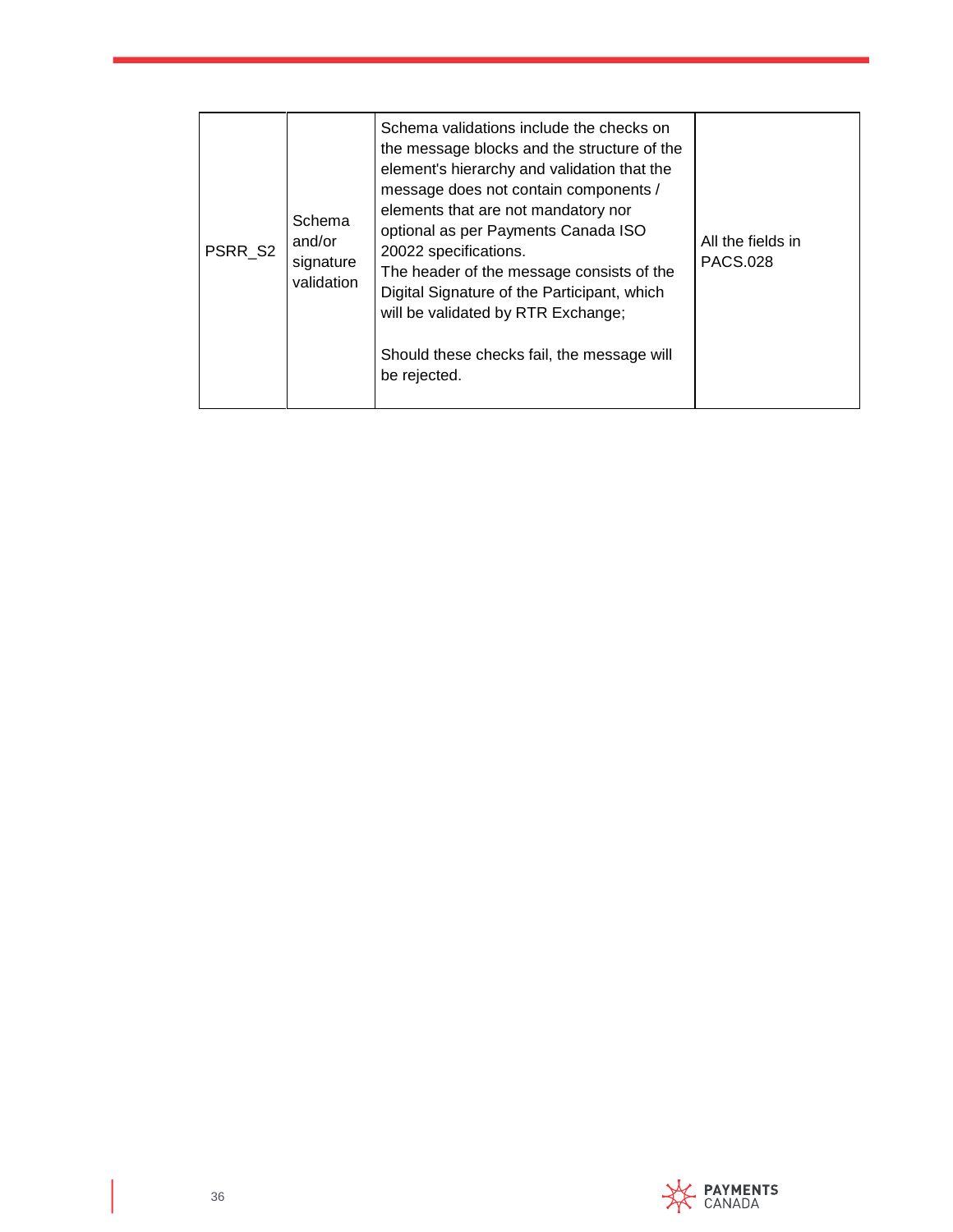| | | | |
|---|---|---|---|
| PSRR_S2 | Schema and/or signature validation | Schema validations include the checks on the message blocks and the structure of the element's hierarchy and validation that the message does not contain components / elements that are not mandatory nor optional as per Payments Canada ISO 20022 specifications.<br>The header of the message consists of the Digital Signature of the Participant, which will be validated by RTR Exchange;<br><br>Should these checks fail, the message will be rejected. | All the fields in PACS.028 |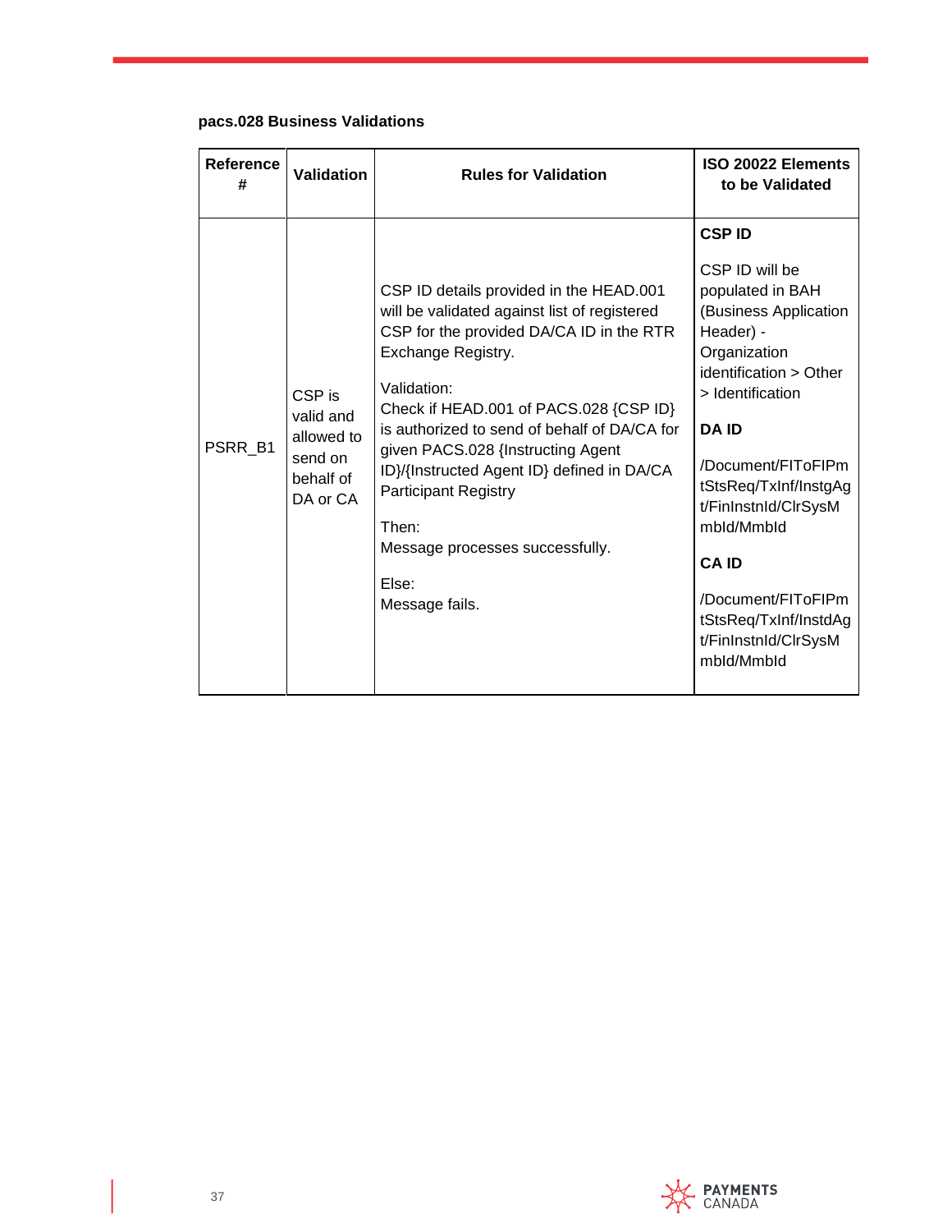**pacs.028 Business Validations**

| Reference # | Validation | Rules for Validation | ISO 20022 Elements to be Validated |
|---|---|---|---|
| PSRR_B1 | CSP is valid and allowed to send on behalf of DA or CA | CSP ID details provided in the HEAD.001 will be validated against list of registered CSP for the provided DA/CA ID in the RTR Exchange Registry.<br><br>Validation:<br>Check if HEAD.001 of PACS.028 {CSP ID} is authorized to send of behalf of DA/CA for given PACS.028 {Instructing Agent ID}/{Instructed Agent ID} defined in DA/CA Participant Registry<br><br>Then:<br>Message processes successfully.<br><br>Else:<br>Message fails. | **CSP ID**<br><br>CSP ID will be populated in BAH (Business Application Header) - Organization identification > Other > Identification<br><br>**DA ID**<br><br>/Document/FIToFIPmtStsReq/TxInf/InstgAgt/FinInstnId/ClrSysMmbId/MmbId<br><br>**CA ID**<br><br>/Document/FIToFIPmtStsReq/TxInf/InstdAgt/FinInstnId/ClrSysMmbId/MmbId |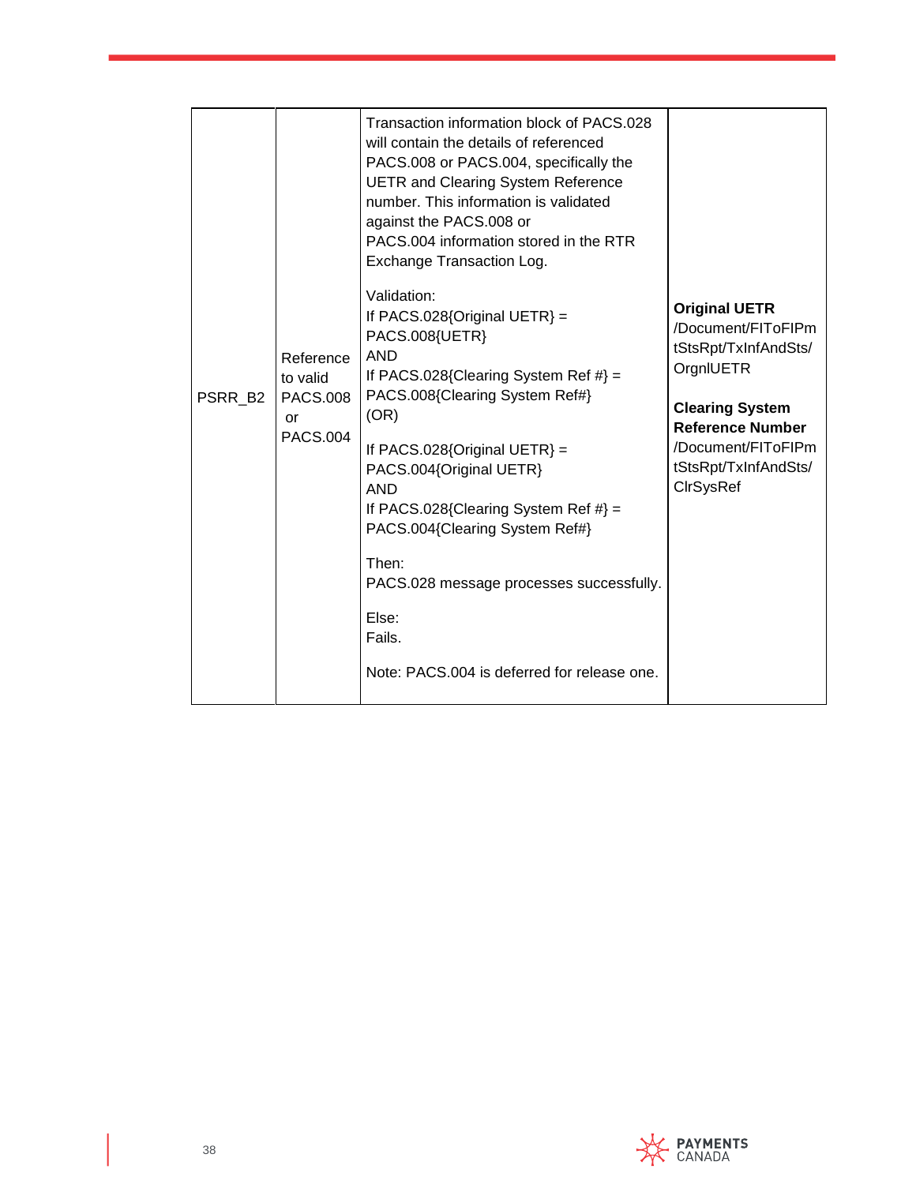| | | | |
|---|---|---|---|
| PSRR_B2 | Reference to valid PACS.008 or PACS.004 | Transaction information block of PACS.028 will contain the details of referenced PACS.008 or PACS.004, specifically the UETR and Clearing System Reference number. This information is validated against the PACS.008 or PACS.004 information stored in the RTR Exchange Transaction Log.<br><br>Validation:<br>If PACS.028{Original UETR} = PACS.008{UETR}<br>AND<br>If PACS.028{Clearing System Ref #} = PACS.008{Clearing System Ref#}<br>(OR)<br><br>If PACS.028{Original UETR} = PACS.004{Original UETR}<br>AND<br>If PACS.028{Clearing System Ref #} = PACS.004{Clearing System Ref#}<br><br>Then:<br>PACS.028 message processes successfully.<br><br>Else:<br>Fails.<br><br>Note: PACS.004 is deferred for release one. | **Original UETR**<br>/Document/FIToFIPmtStsRpt/TxInfAndSts/OrgnlUETR<br><br>**Clearing System Reference Number**<br>/Document/FIToFIPmtStsRpt/TxInfAndSts/ClrSysRef |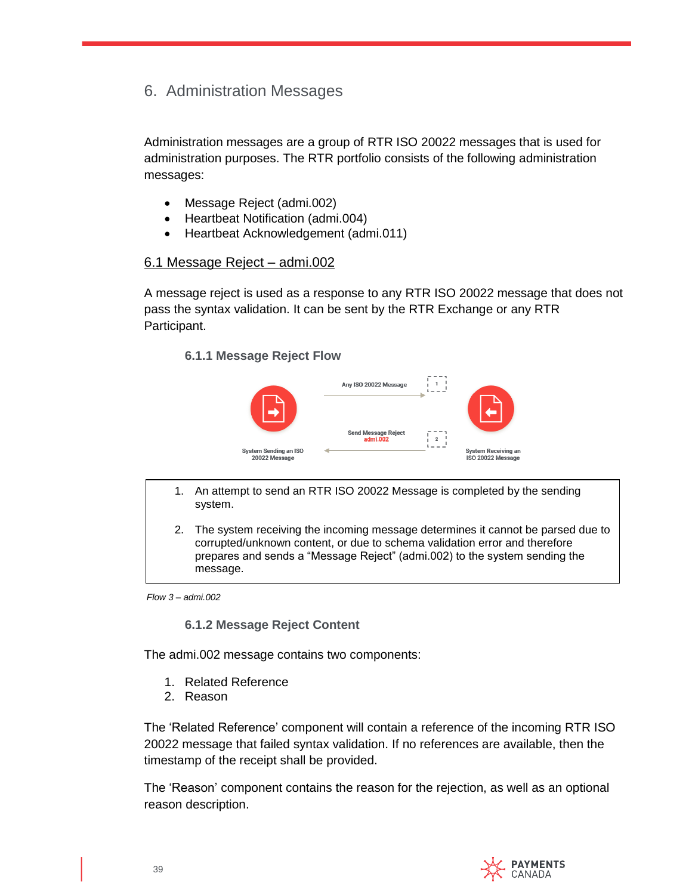# 6. Administration Messages

Administration messages are a group of RTR ISO 20022 messages that is used for administration purposes. The RTR portfolio consists of the following administration messages:

- Message Reject (admi.002)
- Heartbeat Notification (admi.004)
- Heartbeat Acknowledgement (admi.011)

## 6.1 Message Reject – admi.002

A message reject is used as a response to any RTR ISO 20022 message that does not pass the syntax validation. It can be sent by the RTR Exchange or any RTR Participant.

### 6.1.1 Message Reject Flow

Any ISO 20022 Message
1
Send Message Reject
admi.002
2
System Sending an ISO 20022 Message
System Receiving an ISO 20022 Message

1. An attempt to send an RTR ISO 20022 Message is completed by the sending system.
2. The system receiving the incoming message determines it cannot be parsed due to corrupted/unknown content, or due to schema validation error and therefore prepares and sends a “Message Reject” (admi.002) to the system sending the message.

*Flow 3 – admi.002*

### 6.1.2 Message Reject Content

The admi.002 message contains two components:

1. Related Reference
2. Reason

The ‘Related Reference’ component will contain a reference of the incoming RTR ISO 20022 message that failed syntax validation. If no references are available, then the timestamp of the receipt shall be provided.

The ‘Reason’ component contains the reason for the rejection, as well as an optional reason description.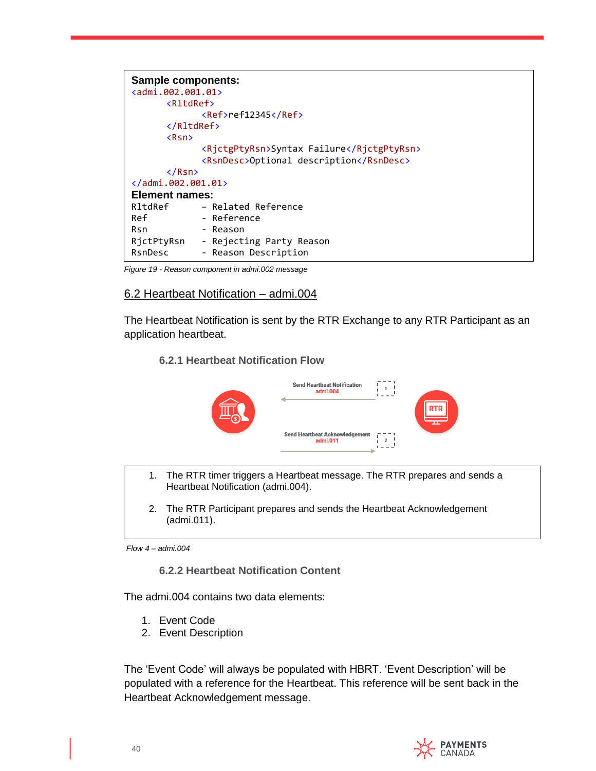**Sample components:**

```
<admi.002.001.01>
	<RltdRef>
		<Ref>ref12345</Ref>
	</RltdRef>
	<Rsn>
		<RjctgPtyRsn>Syntax Failure</RjctgPtyRsn>
		<RsnDesc>Optional description</RsnDesc>
	</Rsn>
</admi.002.001.01>
```

**Element names:**

```
RltdRef      - Related Reference
Ref          - Reference
Rsn          - Reason
RjctPtyRsn   - Rejecting Party Reason
RsnDesc      - Reason Description
```

*Figure 19 - Reason component in admi.002 message*

## 6.2 Heartbeat Notification – admi.004

The Heartbeat Notification is sent by the RTR Exchange to any RTR Participant as an application heartbeat.

### 6.2.1 Heartbeat Notification Flow

Send Heartbeat Notification
admi.004
1

RTR

Send Heartbeat Acknowledgement
admi.011
2

1. The RTR timer triggers a Heartbeat message. The RTR prepares and sends a Heartbeat Notification (admi.004).
2. The RTR Participant prepares and sends the Heartbeat Acknowledgement (admi.011).

*Flow 4 – admi.004*

### 6.2.2 Heartbeat Notification Content

The admi.004 contains two data elements:

1. Event Code
2. Event Description

The 'Event Code' will always be populated with HBRT. 'Event Description' will be populated with a reference for the Heartbeat. This reference will be sent back in the Heartbeat Acknowledgement message.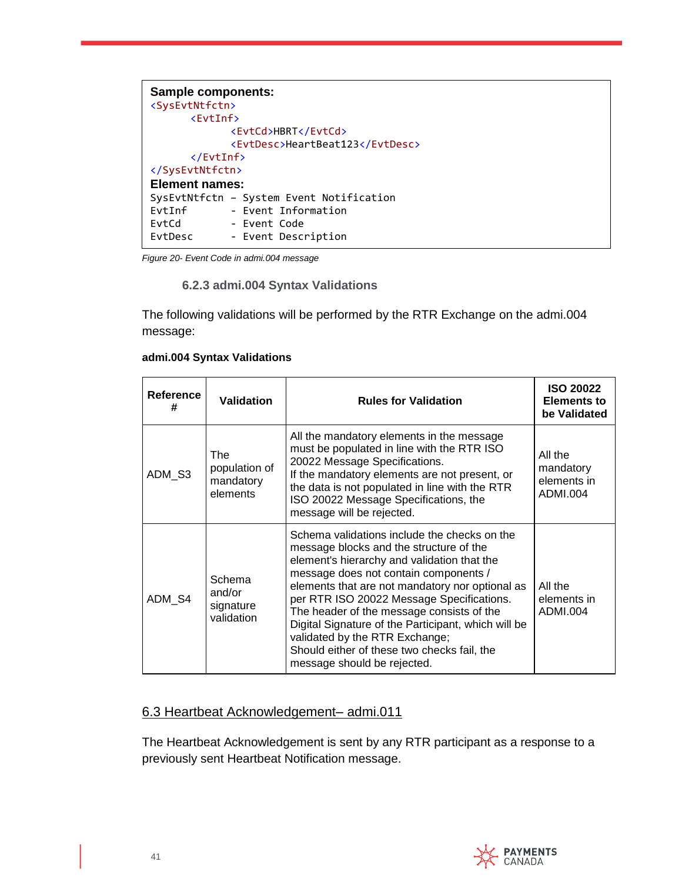**Sample components:**

```
<SysEvtNtfctn>
      <EvtInf>
            <EvtCd>HBRT</EvtCd>
            <EvtDesc>HeartBeat123</EvtDesc>
      </EvtInf>
</SysEvtNtfctn>
```

**Element names:**

```
SysEvtNtfctn – System Event Notification
EvtInf       - Event Information
EvtCd        - Event Code
EvtDesc      - Event Description
```

*Figure 20- Event Code in admi.004 message*

### 6.2.3 admi.004 Syntax Validations

The following validations will be performed by the RTR Exchange on the admi.004 message:

**admi.004 Syntax Validations**

| Reference # | Validation | Rules for Validation | ISO 20022 Elements to be Validated |
|---|---|---|---|
| ADM_S3 | The population of mandatory elements | All the mandatory elements in the message must be populated in line with the RTR ISO 20022 Message Specifications.<br>If the mandatory elements are not present, or the data is not populated in line with the RTR ISO 20022 Message Specifications, the message will be rejected. | All the mandatory elements in ADMI.004 |
| ADM_S4 | Schema and/or signature validation | Schema validations include the checks on the message blocks and the structure of the element's hierarchy and validation that the message does not contain components / elements that are not mandatory nor optional as per RTR ISO 20022 Message Specifications.<br>The header of the message consists of the Digital Signature of the Participant, which will be validated by the RTR Exchange;<br>Should either of these two checks fail, the message should be rejected. | All the elements in ADMI.004 |

## 6.3 Heartbeat Acknowledgement– admi.011

The Heartbeat Acknowledgement is sent by any RTR participant as a response to a previously sent Heartbeat Notification message.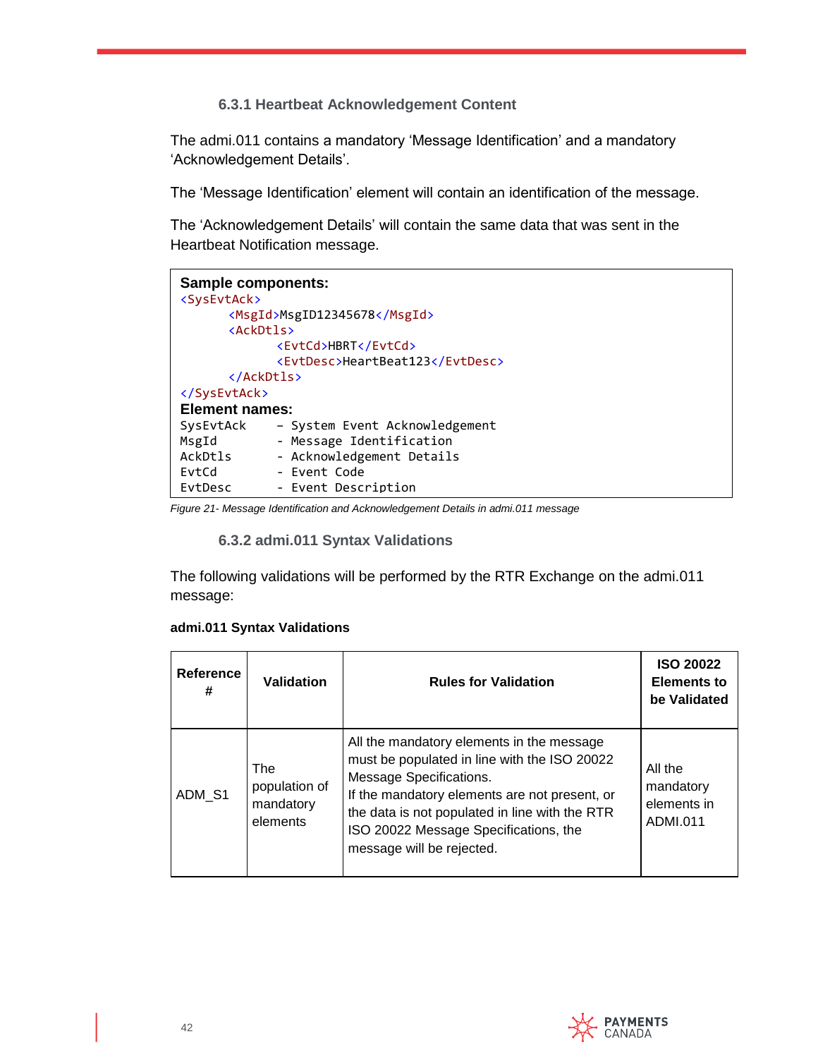### 6.3.1 Heartbeat Acknowledgement Content

The admi.011 contains a mandatory 'Message Identification' and a mandatory 'Acknowledgement Details'.

The 'Message Identification' element will contain an identification of the message.

The 'Acknowledgement Details' will contain the same data that was sent in the Heartbeat Notification message.

**Sample components:**

```
<SysEvtAck>
      <MsgId>MsgID12345678</MsgId>
      <AckDtls>
            <EvtCd>HBRT</EvtCd>
            <EvtDesc>HeartBeat123</EvtDesc>
      </AckDtls>
</SysEvtAck>
```

**Element names:**

```
SysEvtAck    – System Event Acknowledgement
MsgId        - Message Identification
AckDtls      - Acknowledgement Details
EvtCd        - Event Code
EvtDesc      - Event Description
```

*Figure 21- Message Identification and Acknowledgement Details in admi.011 message*

### 6.3.2 admi.011 Syntax Validations

The following validations will be performed by the RTR Exchange on the admi.011 message:

**admi.011 Syntax Validations**

| Reference # | Validation | Rules for Validation | ISO 20022 Elements to be Validated |
|---|---|---|---|
| ADM_S1 | The population of mandatory elements | All the mandatory elements in the message must be populated in line with the ISO 20022 Message Specifications.<br>If the mandatory elements are not present, or the data is not populated in line with the RTR ISO 20022 Message Specifications, the message will be rejected. | All the mandatory elements in ADMI.011 |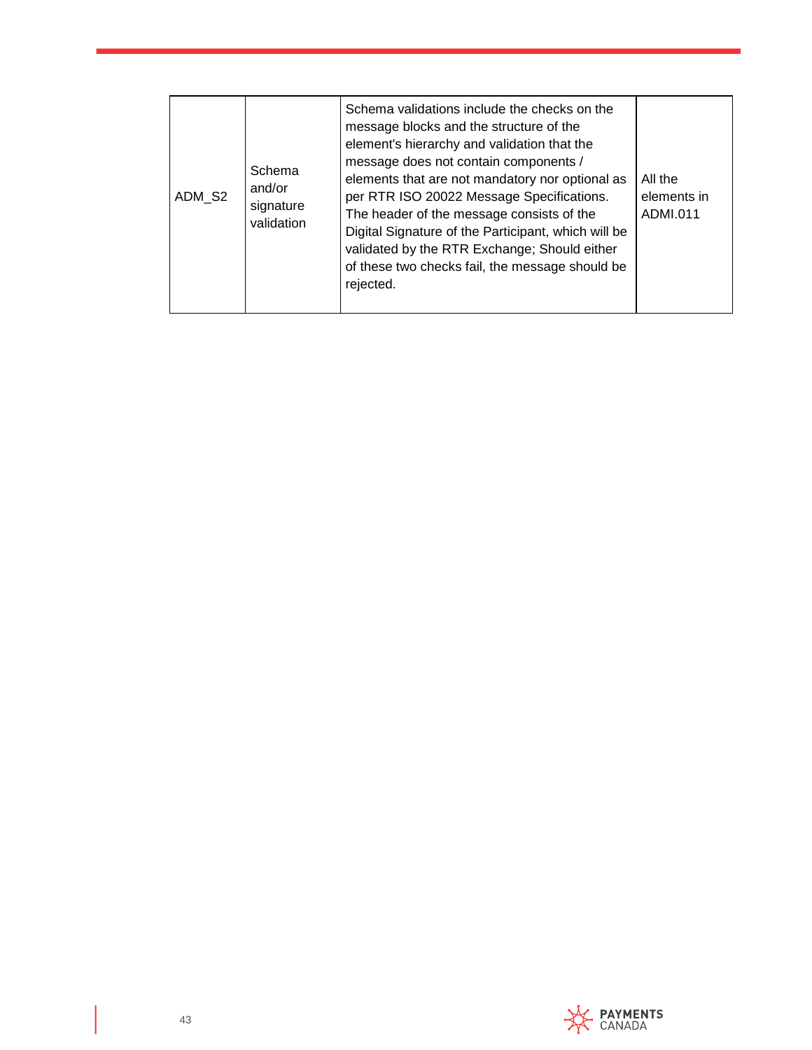| | | | |
|---|---|---|---|
| ADM_S2 | Schema and/or signature validation | Schema validations include the checks on the message blocks and the structure of the element's hierarchy and validation that the message does not contain components / elements that are not mandatory nor optional as per RTR ISO 20022 Message Specifications. The header of the message consists of the Digital Signature of the Participant, which will be validated by the RTR Exchange; Should either of these two checks fail, the message should be rejected. | All the elements in ADMI.011 |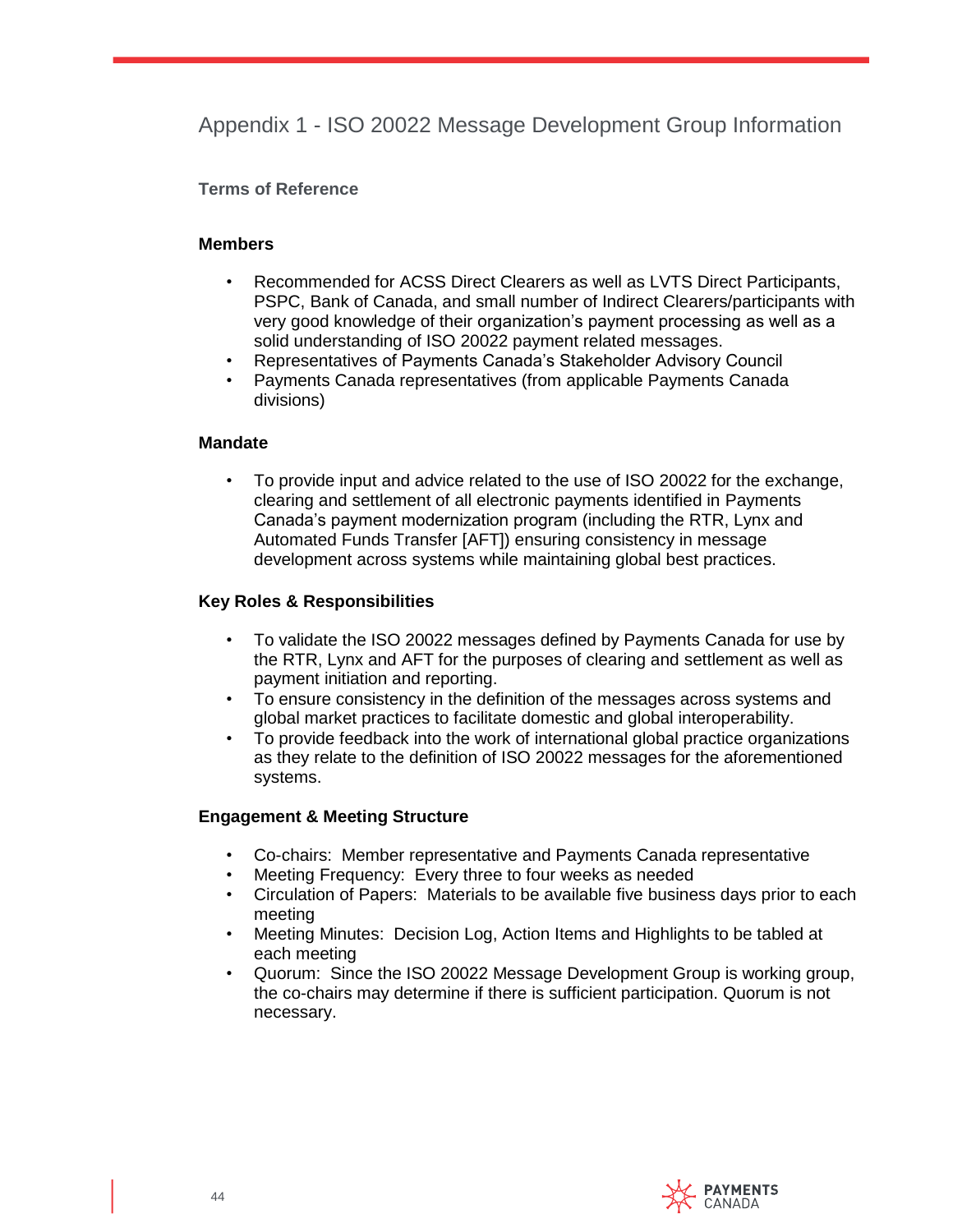# Appendix 1 - ISO 20022 Message Development Group Information

## Terms of Reference

### Members

- Recommended for ACSS Direct Clearers as well as LVTS Direct Participants, PSPC, Bank of Canada, and small number of Indirect Clearers/participants with very good knowledge of their organization's payment processing as well as a solid understanding of ISO 20022 payment related messages.
- Representatives of Payments Canada's Stakeholder Advisory Council
- Payments Canada representatives (from applicable Payments Canada divisions)

### Mandate

- To provide input and advice related to the use of ISO 20022 for the exchange, clearing and settlement of all electronic payments identified in Payments Canada's payment modernization program (including the RTR, Lynx and Automated Funds Transfer [AFT]) ensuring consistency in message development across systems while maintaining global best practices.

### Key Roles & Responsibilities

- To validate the ISO 20022 messages defined by Payments Canada for use by the RTR, Lynx and AFT for the purposes of clearing and settlement as well as payment initiation and reporting.
- To ensure consistency in the definition of the messages across systems and global market practices to facilitate domestic and global interoperability.
- To provide feedback into the work of international global practice organizations as they relate to the definition of ISO 20022 messages for the aforementioned systems.

### Engagement & Meeting Structure

- Co-chairs: Member representative and Payments Canada representative
- Meeting Frequency: Every three to four weeks as needed
- Circulation of Papers: Materials to be available five business days prior to each meeting
- Meeting Minutes: Decision Log, Action Items and Highlights to be tabled at each meeting
- Quorum: Since the ISO 20022 Message Development Group is working group, the co-chairs may determine if there is sufficient participation. Quorum is not necessary.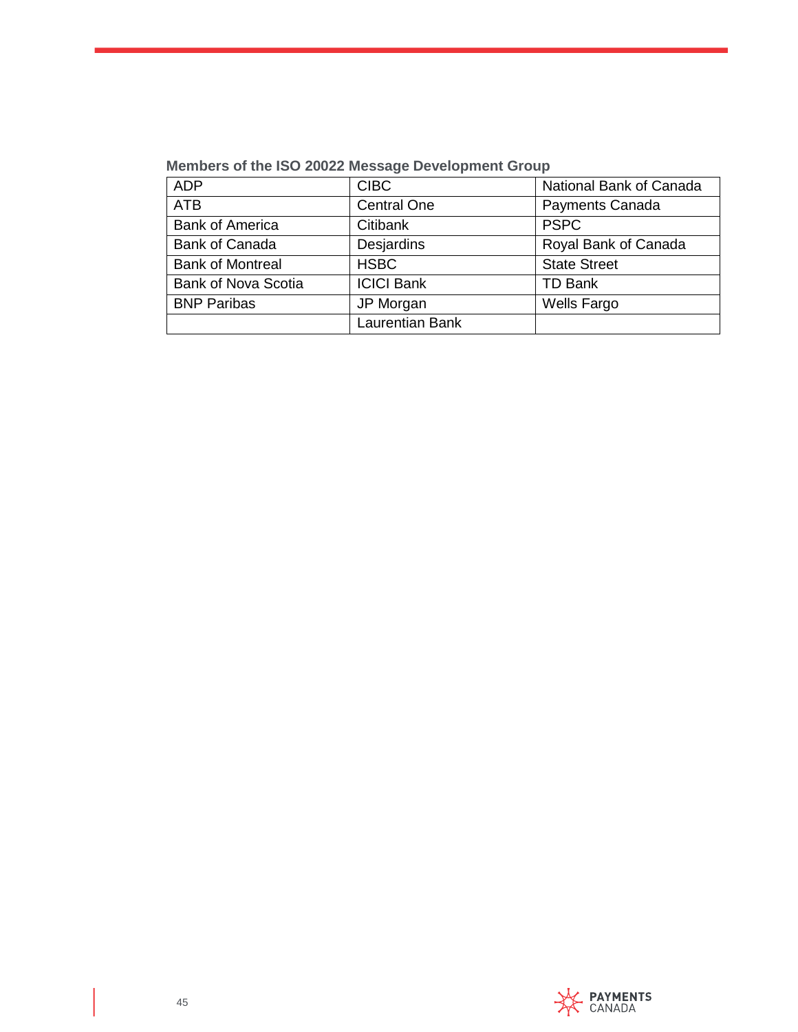**Members of the ISO 20022 Message Development Group**

| | | |
|---|---|---|
| ADP | CIBC | National Bank of Canada |
| ATB | Central One | Payments Canada |
| Bank of America | Citibank | PSPC |
| Bank of Canada | Desjardins | Royal Bank of Canada |
| Bank of Montreal | HSBC | State Street |
| Bank of Nova Scotia | ICICI Bank | TD Bank |
| BNP Paribas | JP Morgan | Wells Fargo |
| | Laurentian Bank | |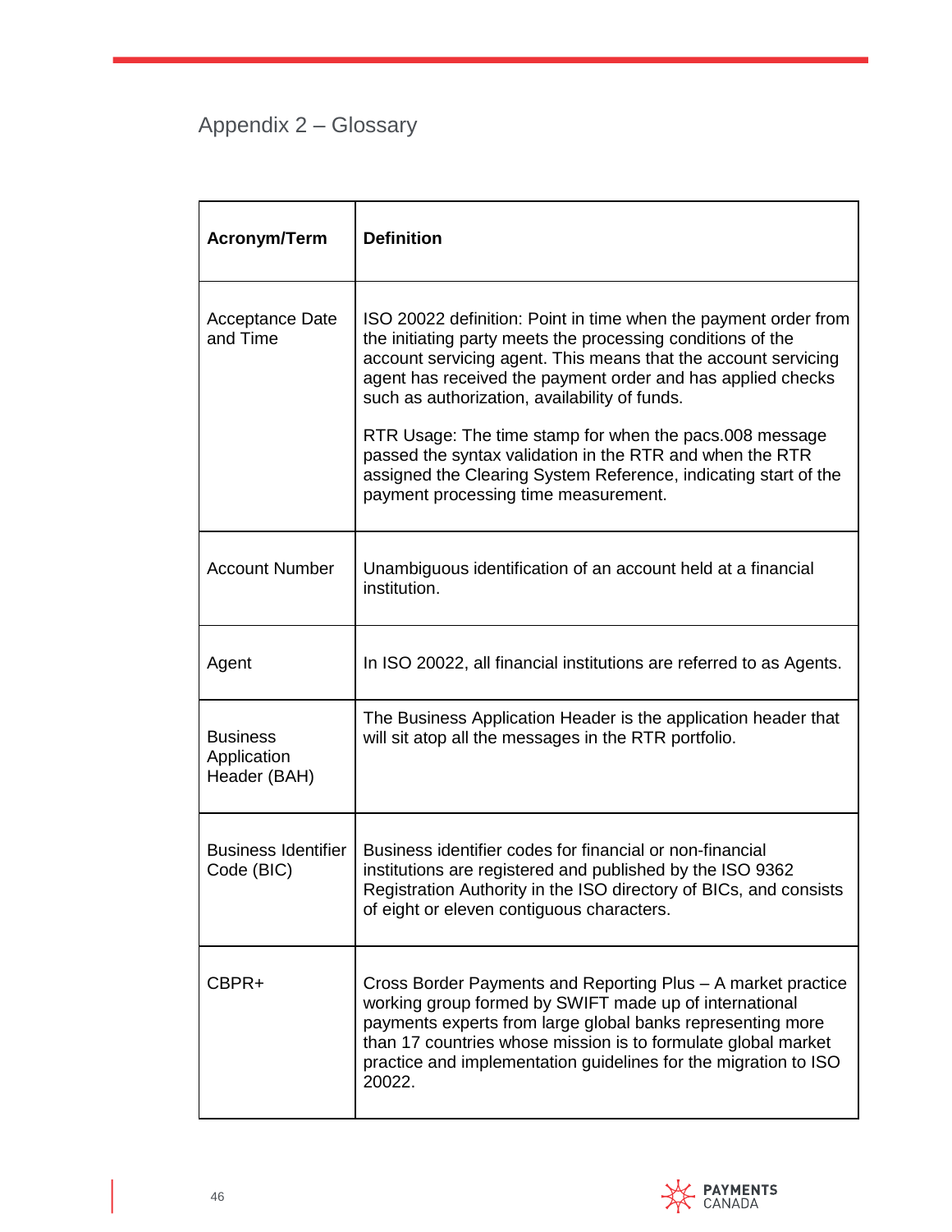## Appendix 2 – Glossary

| Acronym/Term | Definition |
|---|---|
| Acceptance Date and Time | ISO 20022 definition: Point in time when the payment order from the initiating party meets the processing conditions of the account servicing agent. This means that the account servicing agent has received the payment order and has applied checks such as authorization, availability of funds.<br><br>RTR Usage: The time stamp for when the pacs.008 message passed the syntax validation in the RTR and when the RTR assigned the Clearing System Reference, indicating start of the payment processing time measurement. |
| Account Number | Unambiguous identification of an account held at a financial institution. |
| Agent | In ISO 20022, all financial institutions are referred to as Agents. |
| Business Application Header (BAH) | The Business Application Header is the application header that will sit atop all the messages in the RTR portfolio. |
| Business Identifier Code (BIC) | Business identifier codes for financial or non-financial institutions are registered and published by the ISO 9362 Registration Authority in the ISO directory of BICs, and consists of eight or eleven contiguous characters. |
| CBPR+ | Cross Border Payments and Reporting Plus – A market practice working group formed by SWIFT made up of international payments experts from large global banks representing more than 17 countries whose mission is to formulate global market practice and implementation guidelines for the migration to ISO 20022. |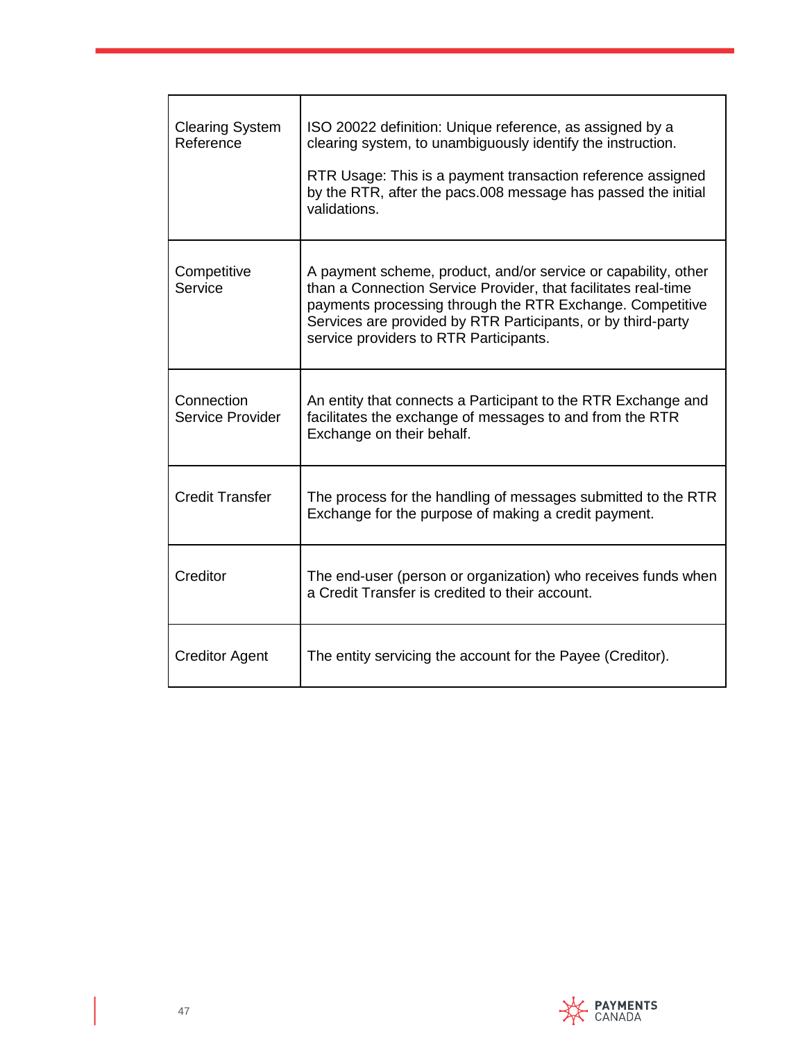| | |
|---|---|
| Clearing System Reference | ISO 20022 definition: Unique reference, as assigned by a clearing system, to unambiguously identify the instruction.<br><br>RTR Usage: This is a payment transaction reference assigned by the RTR, after the pacs.008 message has passed the initial validations. |
| Competitive Service | A payment scheme, product, and/or service or capability, other than a Connection Service Provider, that facilitates real-time payments processing through the RTR Exchange. Competitive Services are provided by RTR Participants, or by third-party service providers to RTR Participants. |
| Connection Service Provider | An entity that connects a Participant to the RTR Exchange and facilitates the exchange of messages to and from the RTR Exchange on their behalf. |
| Credit Transfer | The process for the handling of messages submitted to the RTR Exchange for the purpose of making a credit payment. |
| Creditor | The end-user (person or organization) who receives funds when a Credit Transfer is credited to their account. |
| Creditor Agent | The entity servicing the account for the Payee (Creditor). |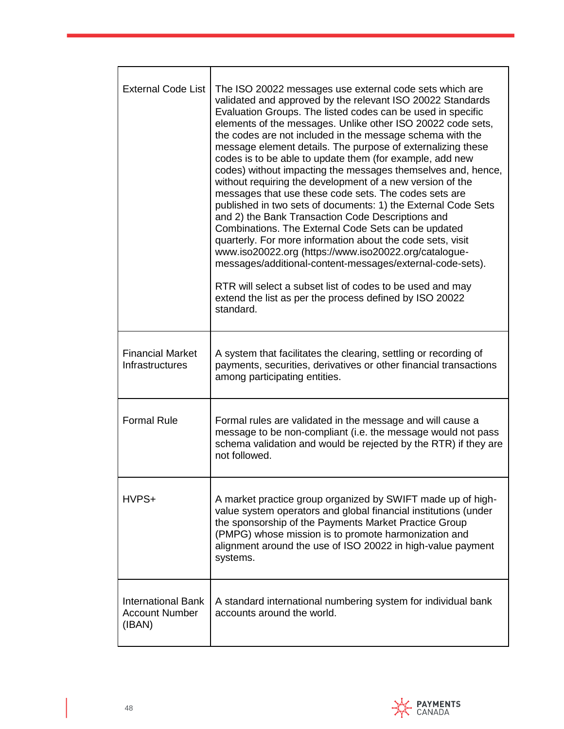| | |
|---|---|
| External Code List | The ISO 20022 messages use external code sets which are validated and approved by the relevant ISO 20022 Standards Evaluation Groups. The listed codes can be used in specific elements of the messages. Unlike other ISO 20022 code sets, the codes are not included in the message schema with the message element details. The purpose of externalizing these codes is to be able to update them (for example, add new codes) without impacting the messages themselves and, hence, without requiring the development of a new version of the messages that use these code sets. The codes sets are published in two sets of documents: 1) the External Code Sets and 2) the Bank Transaction Code Descriptions and Combinations. The External Code Sets can be updated quarterly. For more information about the code sets, visit www.iso20022.org (https://www.iso20022.org/catalogue-messages/additional-content-messages/external-code-sets).<br><br>RTR will select a subset list of codes to be used and may extend the list as per the process defined by ISO 20022 standard. |
| Financial Market Infrastructures | A system that facilitates the clearing, settling or recording of payments, securities, derivatives or other financial transactions among participating entities. |
| Formal Rule | Formal rules are validated in the message and will cause a message to be non-compliant (i.e. the message would not pass schema validation and would be rejected by the RTR) if they are not followed. |
| HVPS+ | A market practice group organized by SWIFT made up of high-value system operators and global financial institutions (under the sponsorship of the Payments Market Practice Group (PMPG) whose mission is to promote harmonization and alignment around the use of ISO 20022 in high-value payment systems. |
| International Bank Account Number (IBAN) | A standard international numbering system for individual bank accounts around the world. |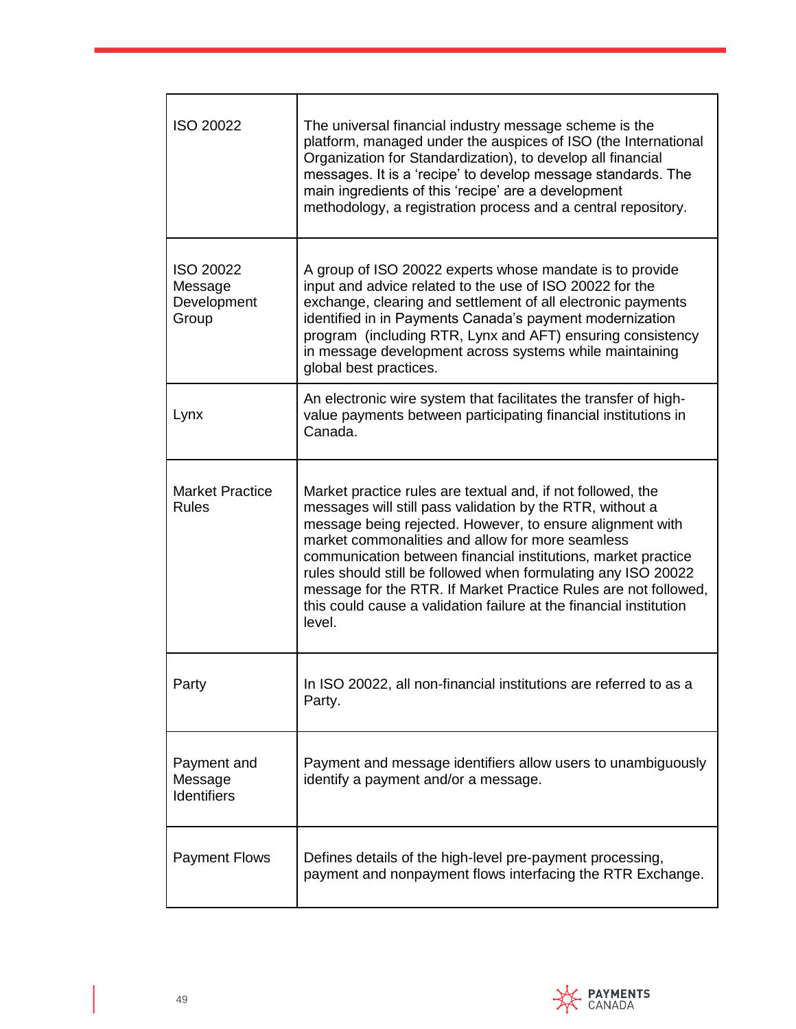| | |
|---|---|
| ISO 20022 | The universal financial industry message scheme is the platform, managed under the auspices of ISO (the International Organization for Standardization), to develop all financial messages. It is a 'recipe' to develop message standards. The main ingredients of this 'recipe' are a development methodology, a registration process and a central repository. |
| ISO 20022 Message Development Group | A group of ISO 20022 experts whose mandate is to provide input and advice related to the use of ISO 20022 for the exchange, clearing and settlement of all electronic payments identified in in Payments Canada's payment modernization program (including RTR, Lynx and AFT) ensuring consistency in message development across systems while maintaining global best practices. |
| Lynx | An electronic wire system that facilitates the transfer of high-value payments between participating financial institutions in Canada. |
| Market Practice Rules | Market practice rules are textual and, if not followed, the messages will still pass validation by the RTR, without a message being rejected. However, to ensure alignment with market commonalities and allow for more seamless communication between financial institutions, market practice rules should still be followed when formulating any ISO 20022 message for the RTR. If Market Practice Rules are not followed, this could cause a validation failure at the financial institution level. |
| Party | In ISO 20022, all non-financial institutions are referred to as a Party. |
| Payment and Message Identifiers | Payment and message identifiers allow users to unambiguously identify a payment and/or a message. |
| Payment Flows | Defines details of the high-level pre-payment processing, payment and nonpayment flows interfacing the RTR Exchange. |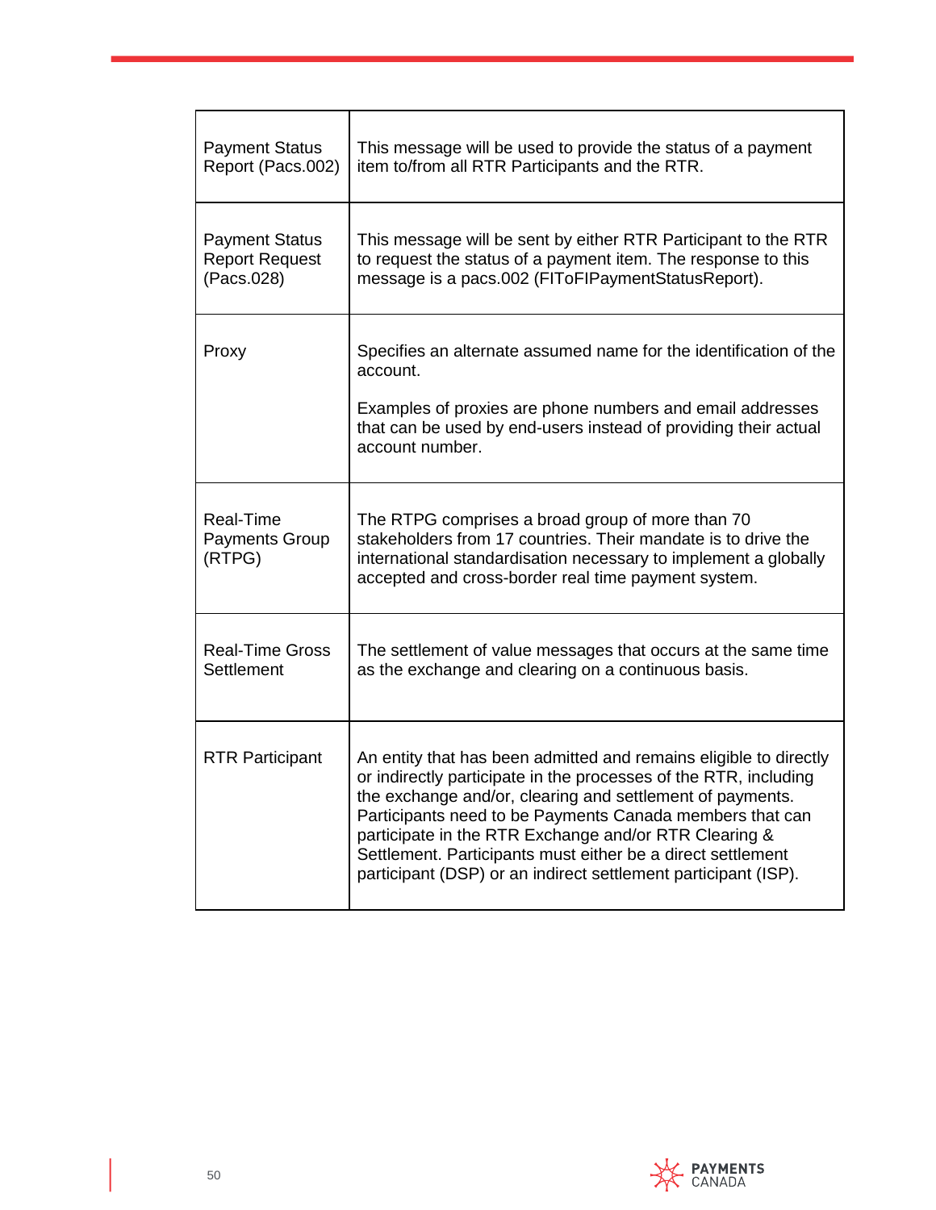| | |
|---|---|
| Payment Status Report (Pacs.002) | This message will be used to provide the status of a payment item to/from all RTR Participants and the RTR. |
| Payment Status Report Request (Pacs.028) | This message will be sent by either RTR Participant to the RTR to request the status of a payment item. The response to this message is a pacs.002 (FIToFIPaymentStatusReport). |
| Proxy | Specifies an alternate assumed name for the identification of the account.<br><br>Examples of proxies are phone numbers and email addresses that can be used by end-users instead of providing their actual account number. |
| Real-Time Payments Group (RTPG) | The RTPG comprises a broad group of more than 70 stakeholders from 17 countries. Their mandate is to drive the international standardisation necessary to implement a globally accepted and cross-border real time payment system. |
| Real-Time Gross Settlement | The settlement of value messages that occurs at the same time as the exchange and clearing on a continuous basis. |
| RTR Participant | An entity that has been admitted and remains eligible to directly or indirectly participate in the processes of the RTR, including the exchange and/or, clearing and settlement of payments. Participants need to be Payments Canada members that can participate in the RTR Exchange and/or RTR Clearing & Settlement. Participants must either be a direct settlement participant (DSP) or an indirect settlement participant (ISP). |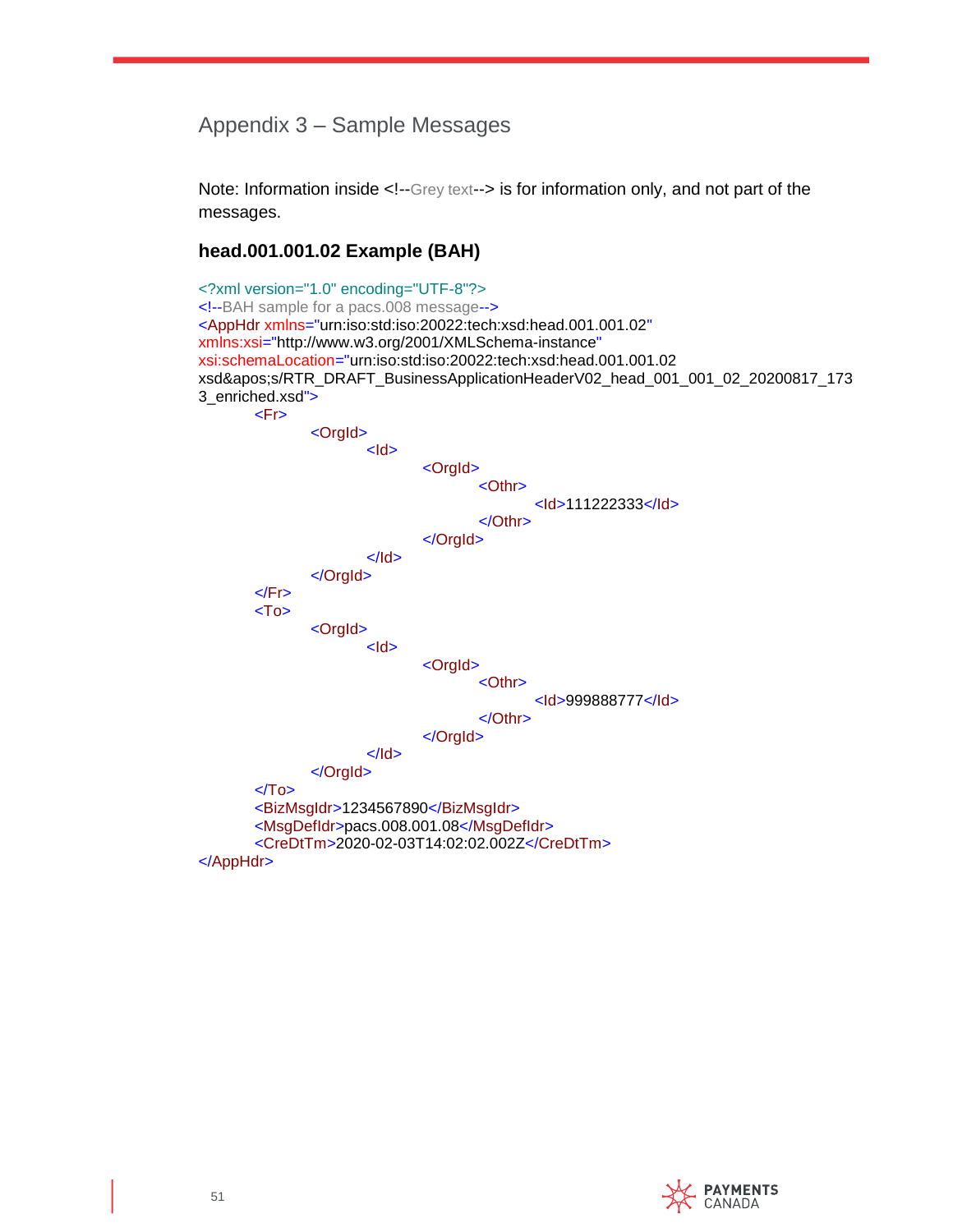# Appendix 3 – Sample Messages

Note: Information inside <!--Grey text--> is for information only, and not part of the messages.

### head.001.001.02 Example (BAH)

```
<?xml version="1.0" encoding="UTF-8"?>
<!--BAH sample for a pacs.008 message-->
<AppHdr xmlns="urn:iso:std:iso:20022:tech:xsd:head.001.001.02"
xmlns:xsi="http://www.w3.org/2001/XMLSchema-instance"
xsi:schemaLocation="urn:iso:std:iso:20022:tech:xsd:head.001.001.02
xsd&apos;s/RTR_DRAFT_BusinessApplicationHeaderV02_head_001_001_02_20200817_173
3_enriched.xsd">
	<Fr>
		<OrgId>
			<Id>
				<OrgId>
					<Othr>
						<Id>111222333</Id>
					</Othr>
				</OrgId>
			</Id>
		</OrgId>
	</Fr>
	<To>
		<OrgId>
			<Id>
				<OrgId>
					<Othr>
						<Id>999888777</Id>
					</Othr>
				</OrgId>
			</Id>
		</OrgId>
	</To>
	<BizMsgIdr>1234567890</BizMsgIdr>
	<MsgDefIdr>pacs.008.001.08</MsgDefIdr>
	<CreDtTm>2020-02-03T14:02:02.002Z</CreDtTm>
</AppHdr>
```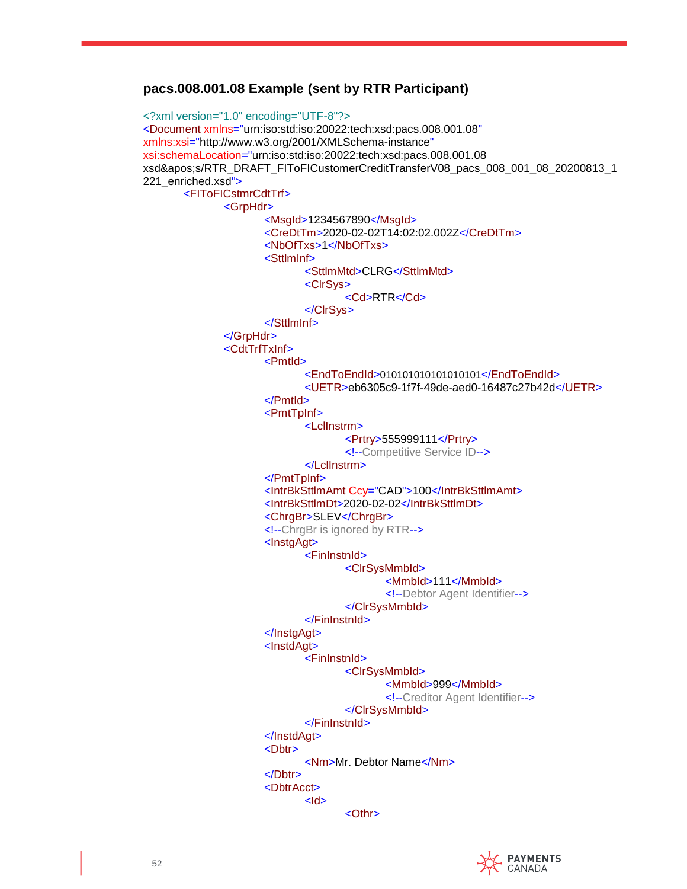### pacs.008.001.08 Example (sent by RTR Participant)

```
<?xml version="1.0" encoding="UTF-8"?>
<Document xmlns="urn:iso:std:iso:20022:tech:xsd:pacs.008.001.08"
xmlns:xsi="http://www.w3.org/2001/XMLSchema-instance"
xsi:schemaLocation="urn:iso:std:iso:20022:tech:xsd:pacs.008.001.08
xsd&apos;s/RTR_DRAFT_FIToFICustomerCreditTransferV08_pacs_008_001_08_20200813_1
221_enriched.xsd">
	<FIToFICstmrCdtTrf>
		<GrpHdr>
			<MsgId>1234567890</MsgId>
			<CreDtTm>2020-02-02T14:02:02.002Z</CreDtTm>
			<NbOfTxs>1</NbOfTxs>
			<SttlmInf>
				<SttlmMtd>CLRG</SttlmMtd>
				<ClrSys>
					<Cd>RTR</Cd>
				</ClrSys>
			</SttlmInf>
		</GrpHdr>
		<CdtTrfTxInf>
			<PmtId>
				<EndToEndId>010101010101010101</EndToEndId>
				<UETR>eb6305c9-1f7f-49de-aed0-16487c27b42d</UETR>
			</PmtId>
			<PmtTpInf>
				<LclInstrm>
					<Prtry>555999111</Prtry>
					<!--Competitive Service ID-->
				</LclInstrm>
			</PmtTpInf>
			<IntrBkSttlmAmt Ccy="CAD">100</IntrBkSttlmAmt>
			<IntrBkSttlmDt>2020-02-02</IntrBkSttlmDt>
			<ChrgBr>SLEV</ChrgBr>
			<!--ChrgBr is ignored by RTR-->
			<InstgAgt>
				<FinInstnId>
					<ClrSysMmbId>
						<MmbId>111</MmbId>
						<!--Debtor Agent Identifier-->
					</ClrSysMmbId>
				</FinInstnId>
			</InstgAgt>
			<InstdAgt>
				<FinInstnId>
					<ClrSysMmbId>
						<MmbId>999</MmbId>
						<!--Creditor Agent Identifier-->
					</ClrSysMmbId>
				</FinInstnId>
			</InstdAgt>
			<Dbtr>
				<Nm>Mr. Debtor Name</Nm>
			</Dbtr>
			<DbtrAcct>
				<Id>
					<Othr>
```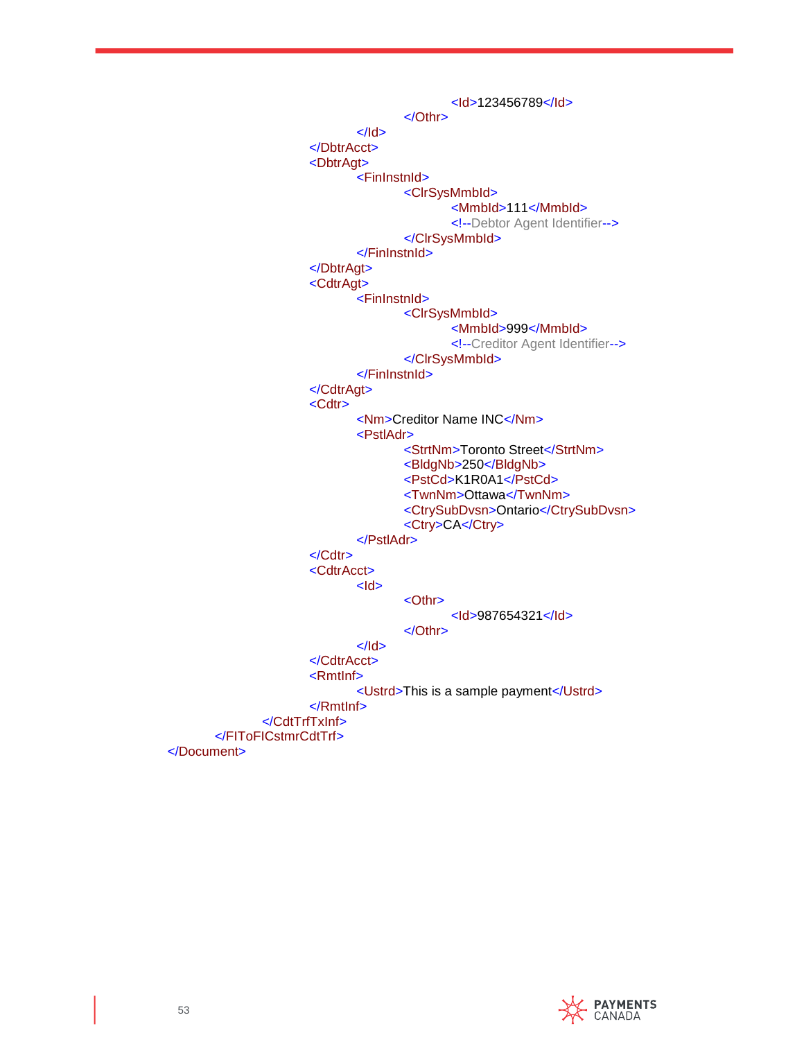```xml
                        <Id>123456789</Id>
                    </Othr>
                </Id>
            </DbtrAcct>
            <DbtrAgt>
                <FinInstnId>
                    <ClrSysMmbId>
                        <MmbId>111</MmbId>
                        <!--Debtor Agent Identifier-->
                    </ClrSysMmbId>
                </FinInstnId>
            </DbtrAgt>
            <CdtrAgt>
                <FinInstnId>
                    <ClrSysMmbId>
                        <MmbId>999</MmbId>
                        <!--Creditor Agent Identifier-->
                    </ClrSysMmbId>
                </FinInstnId>
            </CdtrAgt>
            <Cdtr>
                <Nm>Creditor Name INC</Nm>
                <PstlAdr>
                    <StrtNm>Toronto Street</StrtNm>
                    <BldgNb>250</BldgNb>
                    <PstCd>K1R0A1</PstCd>
                    <TwnNm>Ottawa</TwnNm>
                    <CtrySubDvsn>Ontario</CtrySubDvsn>
                    <Ctry>CA</Ctry>
                </PstlAdr>
            </Cdtr>
            <CdtrAcct>
                <Id>
                    <Othr>
                        <Id>987654321</Id>
                    </Othr>
                </Id>
            </CdtrAcct>
            <RmtInf>
                <Ustrd>This is a sample payment</Ustrd>
            </RmtInf>
        </CdtTrfTxInf>
    </FIToFICstmrCdtTrf>
</Document>
```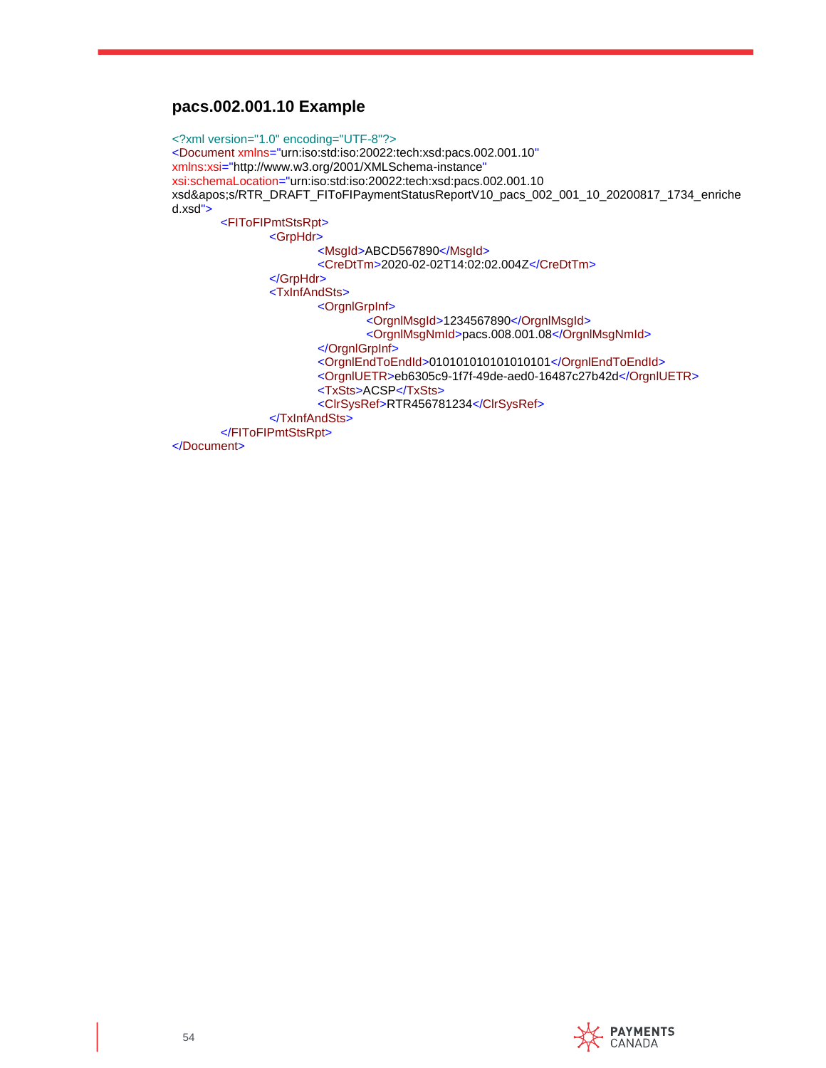### pacs.002.001.10 Example

```
<?xml version="1.0" encoding="UTF-8"?>
<Document xmlns="urn:iso:std:iso:20022:tech:xsd:pacs.002.001.10"
xmlns:xsi="http://www.w3.org/2001/XMLSchema-instance"
xsi:schemaLocation="urn:iso:std:iso:20022:tech:xsd:pacs.002.001.10
xsd&apos;s/RTR_DRAFT_FIToFIPaymentStatusReportV10_pacs_002_001_10_20200817_1734_enriched.xsd">
	<FIToFIPmtStsRpt>
		<GrpHdr>
			<MsgId>ABCD567890</MsgId>
			<CreDtTm>2020-02-02T14:02:02.004Z</CreDtTm>
		</GrpHdr>
		<TxInfAndSts>
			<OrgnlGrpInf>
				<OrgnlMsgId>1234567890</OrgnlMsgId>
				<OrgnlMsgNmId>pacs.008.001.08</OrgnlMsgNmId>
			</OrgnlGrpInf>
			<OrgnlEndToEndId>010101010101010101</OrgnlEndToEndId>
			<OrgnlUETR>eb6305c9-1f7f-49de-aed0-16487c27b42d</OrgnlUETR>
			<TxSts>ACSP</TxSts>
			<ClrSysRef>RTR456781234</ClrSysRef>
		</TxInfAndSts>
	</FIToFIPmtStsRpt>
</Document>
```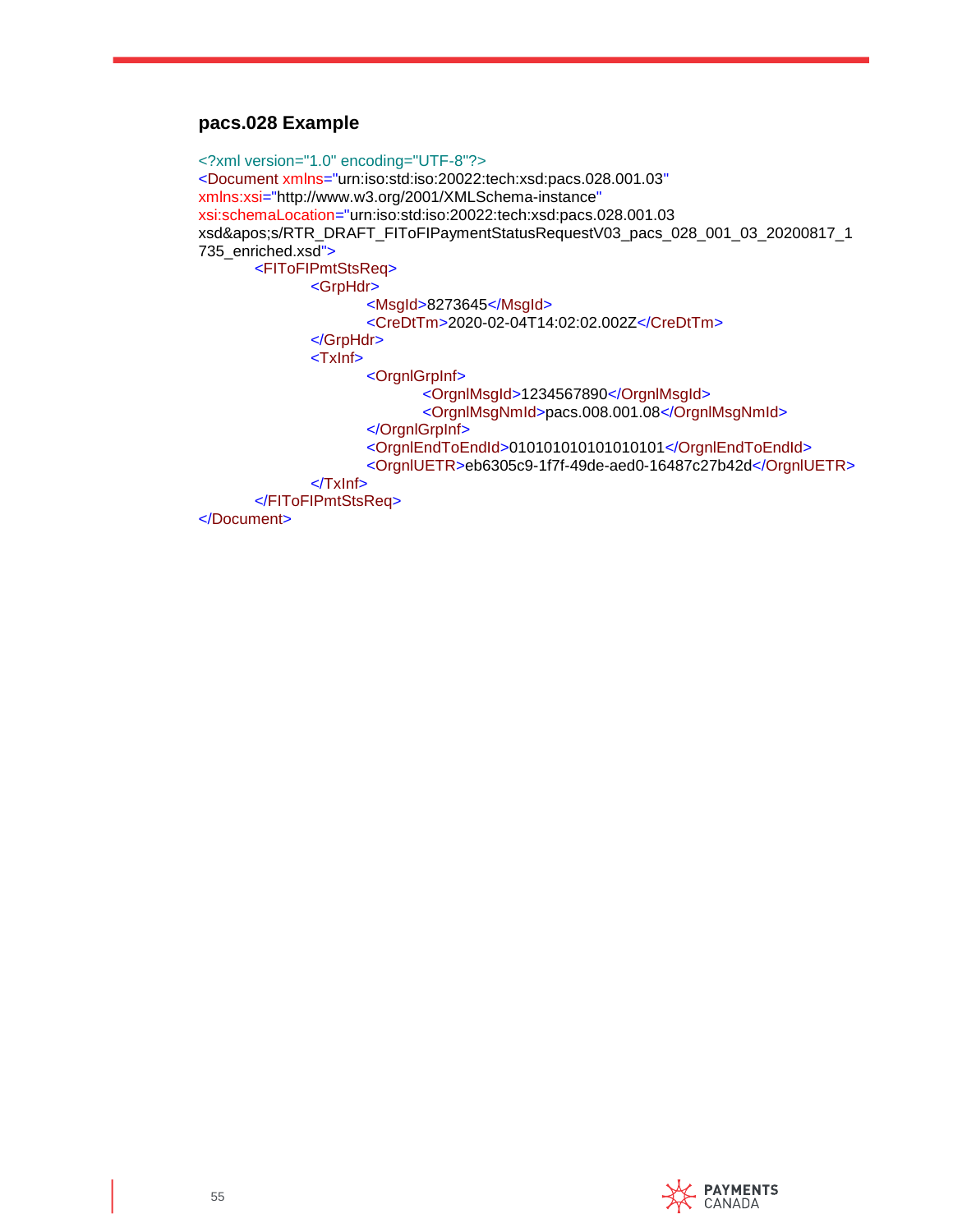### pacs.028 Example

```xml
<?xml version="1.0" encoding="UTF-8"?>
<Document xmlns="urn:iso:std:iso:20022:tech:xsd:pacs.028.001.03"
xmlns:xsi="http://www.w3.org/2001/XMLSchema-instance"
xsi:schemaLocation="urn:iso:std:iso:20022:tech:xsd:pacs.028.001.03
xsd&apos;s/RTR_DRAFT_FIToFIPaymentStatusRequestV03_pacs_028_001_03_20200817_1
735_enriched.xsd">
	<FIToFIPmtStsReq>
		<GrpHdr>
			<MsgId>8273645</MsgId>
			<CreDtTm>2020-02-04T14:02:02.002Z</CreDtTm>
		</GrpHdr>
		<TxInf>
			<OrgnlGrpInf>
				<OrgnlMsgId>1234567890</OrgnlMsgId>
				<OrgnlMsgNmId>pacs.008.001.08</OrgnlMsgNmId>
			</OrgnlGrpInf>
			<OrgnlEndToEndId>010101010101010101</OrgnlEndToEndId>
			<OrgnlUETR>eb6305c9-1f7f-49de-aed0-16487c27b42d</OrgnlUETR>
		</TxInf>
	</FIToFIPmtStsReq>
</Document>
```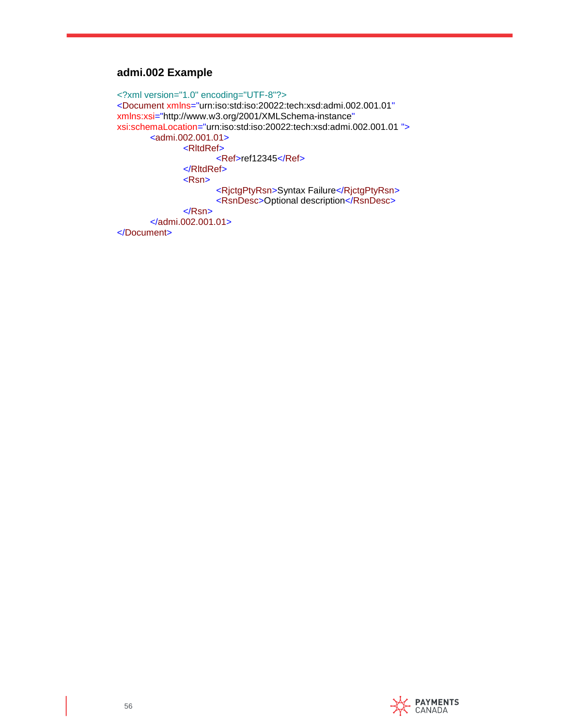### admi.002 Example

```xml
<?xml version="1.0" encoding="UTF-8"?>
<Document xmlns="urn:iso:std:iso:20022:tech:xsd:admi.002.001.01"
xmlns:xsi="http://www.w3.org/2001/XMLSchema-instance"
xsi:schemaLocation="urn:iso:std:iso:20022:tech:xsd:admi.002.001.01 ">
	<admi.002.001.01>
		<RltdRef>
			<Ref>ref12345</Ref>
		</RltdRef>
		<Rsn>
			<RjctgPtyRsn>Syntax Failure</RjctgPtyRsn>
			<RsnDesc>Optional description</RsnDesc>
		</Rsn>
	</admi.002.001.01>
</Document>
```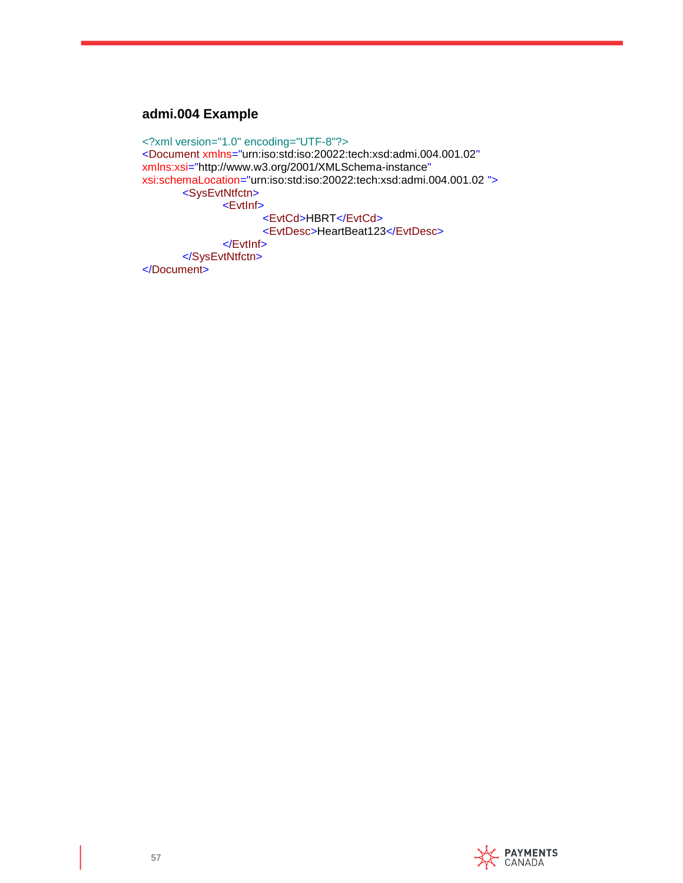### admi.004 Example

```xml
<?xml version="1.0" encoding="UTF-8"?>
<Document xmlns="urn:iso:std:iso:20022:tech:xsd:admi.004.001.02"
xmlns:xsi="http://www.w3.org/2001/XMLSchema-instance"
xsi:schemaLocation="urn:iso:std:iso:20022:tech:xsd:admi.004.001.02 ">
	<SysEvtNtfctn>
		<EvtInf>
			<EvtCd>HBRT</EvtCd>
			<EvtDesc>HeartBeat123</EvtDesc>
		</EvtInf>
	</SysEvtNtfctn>
</Document>
```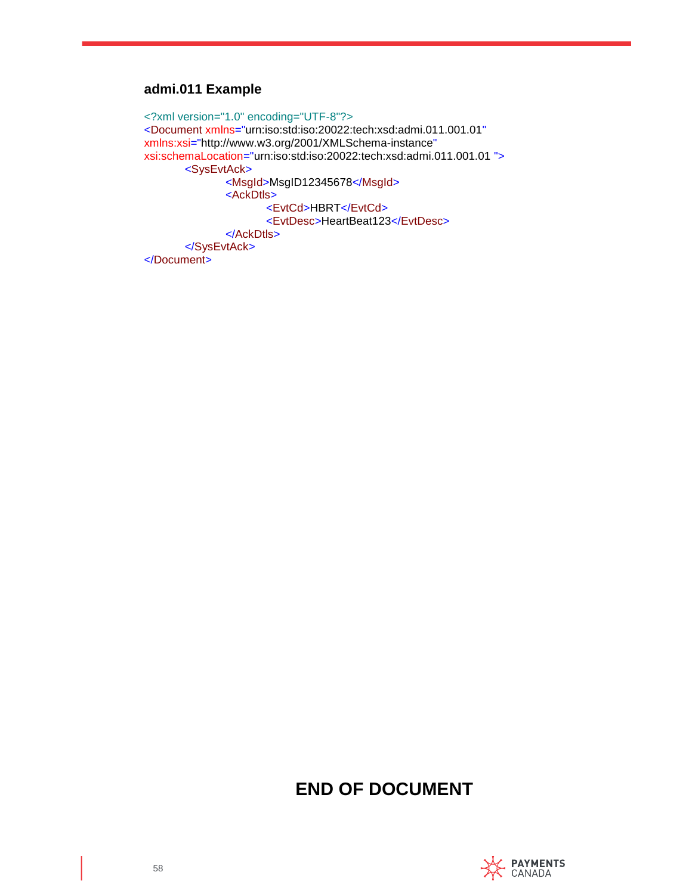### admi.011 Example

```xml
<?xml version="1.0" encoding="UTF-8"?>
<Document xmlns="urn:iso:std:iso:20022:tech:xsd:admi.011.001.01"
xmlns:xsi="http://www.w3.org/2001/XMLSchema-instance"
xsi:schemaLocation="urn:iso:std:iso:20022:tech:xsd:admi.011.001.01 ">
	<SysEvtAck>
		<MsgId>MsgID12345678</MsgId>
		<AckDtls>
			<EvtCd>HBRT</EvtCd>
			<EvtDesc>HeartBeat123</EvtDesc>
		</AckDtls>
	</SysEvtAck>
</Document>
```

**END OF DOCUMENT**